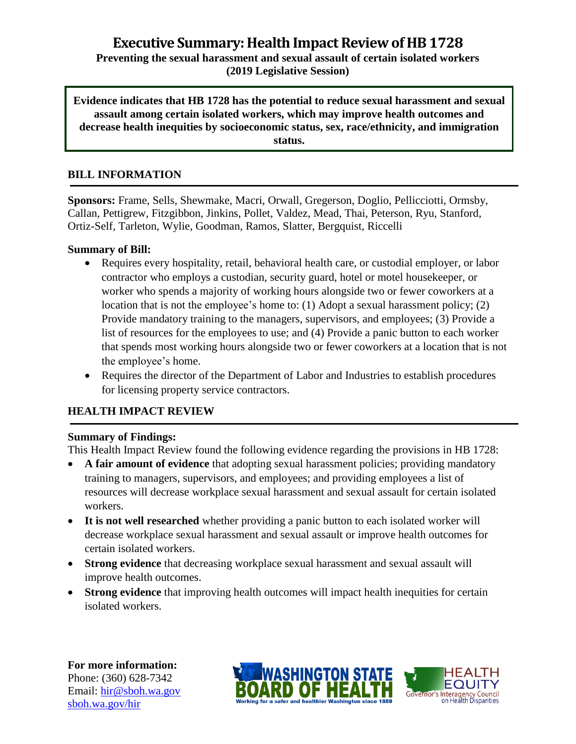# Executive Summary: Health Impact Review of HB 1728

**Preventing the sexual harassment and sexual assault of certain isolated workers**
**(2019 Legislative Session)**

**Evidence indicates that HB 1728 has the potential to reduce sexual harassment and sexual assault among certain isolated workers, which may improve health outcomes and decrease health inequities by socioeconomic status, sex, race/ethnicity, and immigration status.**

## BILL INFORMATION

**Sponsors:** Frame, Sells, Shewmake, Macri, Orwall, Gregerson, Doglio, Pellicciotti, Ormsby, Callan, Pettigrew, Fitzgibbon, Jinkins, Pollet, Valdez, Mead, Thai, Peterson, Ryu, Stanford, Ortiz-Self, Tarleton, Wylie, Goodman, Ramos, Slatter, Bergquist, Riccelli

**Summary of Bill:**

- Requires every hospitality, retail, behavioral health care, or custodial employer, or labor contractor who employs a custodian, security guard, hotel or motel housekeeper, or worker who spends a majority of working hours alongside two or fewer coworkers at a location that is not the employee's home to: (1) Adopt a sexual harassment policy; (2) Provide mandatory training to the managers, supervisors, and employees; (3) Provide a list of resources for the employees to use; and (4) Provide a panic button to each worker that spends most working hours alongside two or fewer coworkers at a location that is not the employee's home.
- Requires the director of the Department of Labor and Industries to establish procedures for licensing property service contractors.

## HEALTH IMPACT REVIEW

**Summary of Findings:**

This Health Impact Review found the following evidence regarding the provisions in HB 1728:

- **A fair amount of evidence** that adopting sexual harassment policies; providing mandatory training to managers, supervisors, and employees; and providing employees a list of resources will decrease workplace sexual harassment and sexual assault for certain isolated workers.
- **It is not well researched** whether providing a panic button to each isolated worker will decrease workplace sexual harassment and sexual assault or improve health outcomes for certain isolated workers.
- **Strong evidence** that decreasing workplace sexual harassment and sexual assault will improve health outcomes.
- **Strong evidence** that improving health outcomes will impact health inequities for certain isolated workers.

**For more information:**
Phone: (360) 628-7342
Email: hir@sboh.wa.gov
sboh.wa.gov/hir

WASHINGTON STATE BOARD OF HEALTH
Working for a safer and healthier Washington since 1889

HEALTH EQUITY
Governor's Interagency Council on Health Disparities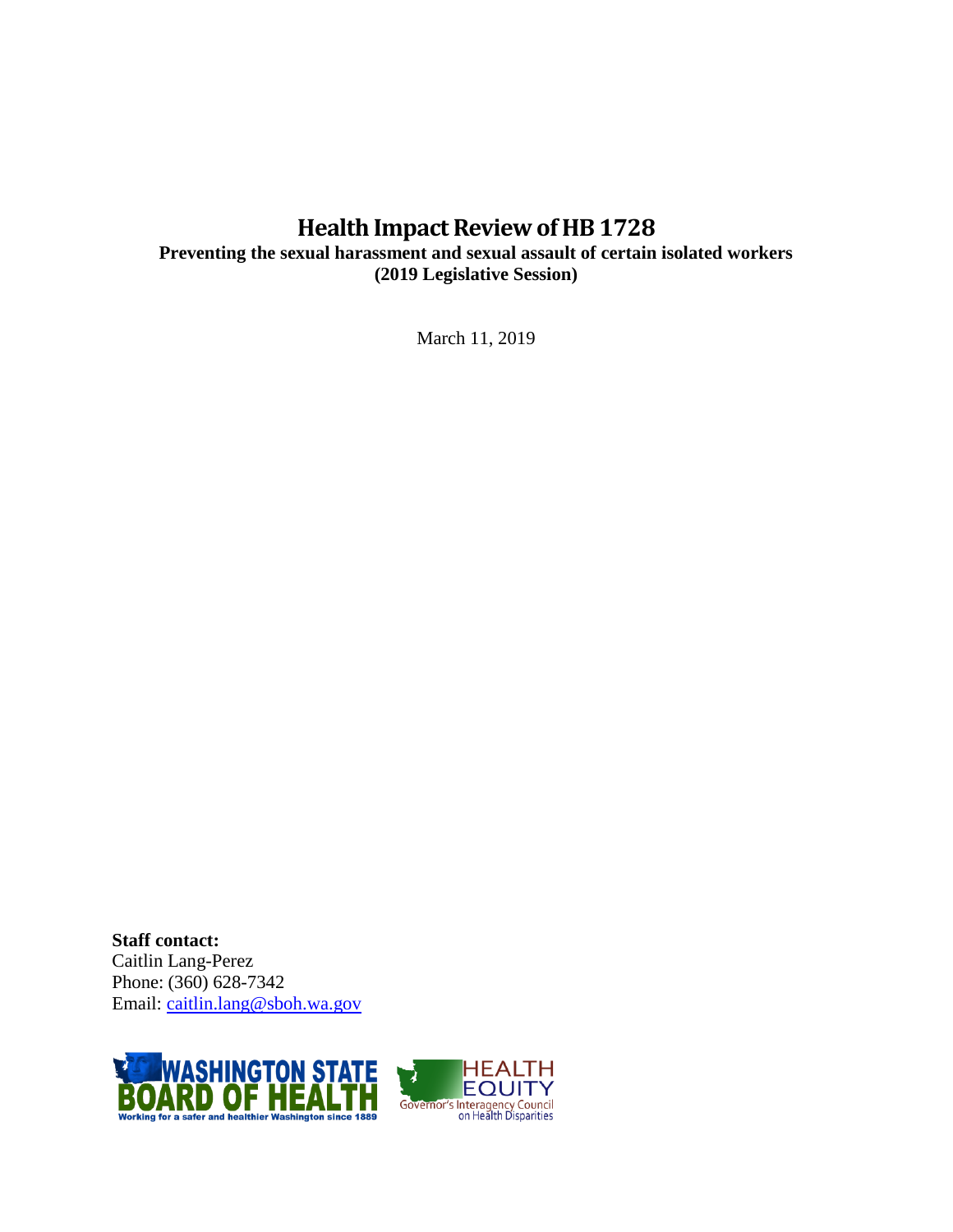# Health Impact Review of HB 1728

**Preventing the sexual harassment and sexual assault of certain isolated workers (2019 Legislative Session)**

March 11, 2019

**Staff contact:**
Caitlin Lang-Perez
Phone: (360) 628-7342
Email: caitlin.lang@sboh.wa.gov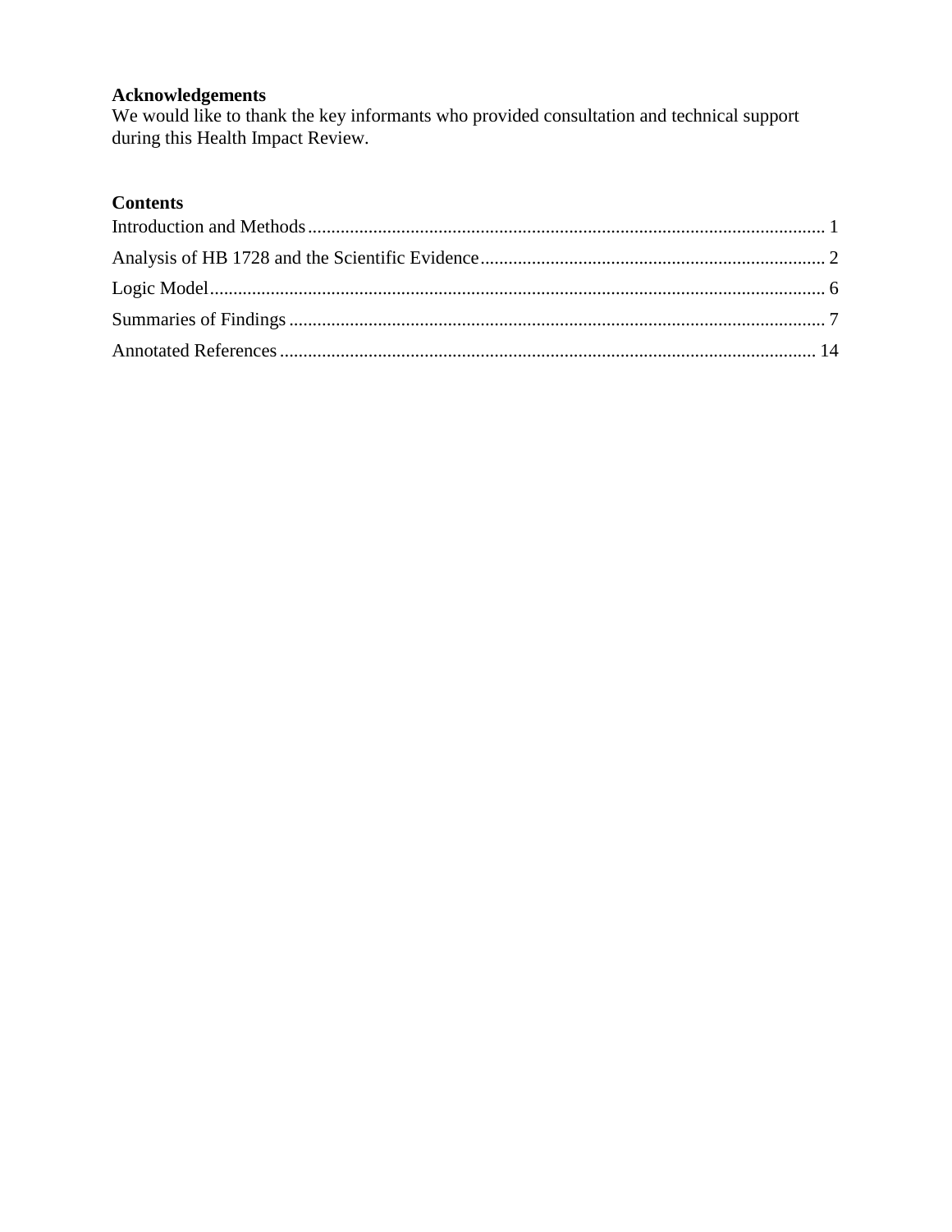**Acknowledgements**

We would like to thank the key informants who provided consultation and technical support during this Health Impact Review.

**Contents**

Introduction and Methods .......... 1

Analysis of HB 1728 and the Scientific Evidence .......... 2

Logic Model .......... 6

Summaries of Findings .......... 7

Annotated References .......... 14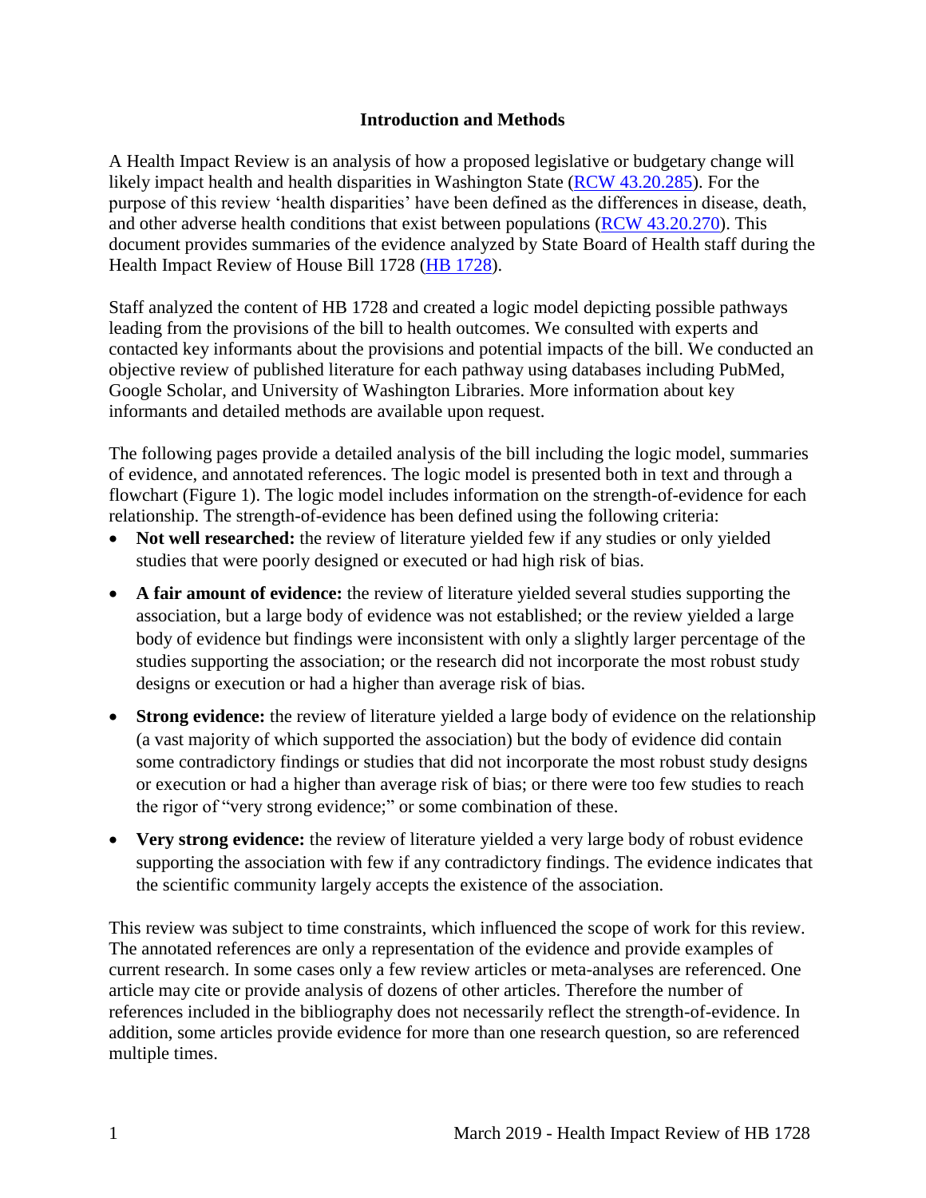## Introduction and Methods

A Health Impact Review is an analysis of how a proposed legislative or budgetary change will likely impact health and health disparities in Washington State (RCW 43.20.285). For the purpose of this review 'health disparities' have been defined as the differences in disease, death, and other adverse health conditions that exist between populations (RCW 43.20.270). This document provides summaries of the evidence analyzed by State Board of Health staff during the Health Impact Review of House Bill 1728 (HB 1728).

Staff analyzed the content of HB 1728 and created a logic model depicting possible pathways leading from the provisions of the bill to health outcomes. We consulted with experts and contacted key informants about the provisions and potential impacts of the bill. We conducted an objective review of published literature for each pathway using databases including PubMed, Google Scholar, and University of Washington Libraries. More information about key informants and detailed methods are available upon request.

The following pages provide a detailed analysis of the bill including the logic model, summaries of evidence, and annotated references. The logic model is presented both in text and through a flowchart (Figure 1). The logic model includes information on the strength-of-evidence for each relationship. The strength-of-evidence has been defined using the following criteria:

- **Not well researched:** the review of literature yielded few if any studies or only yielded studies that were poorly designed or executed or had high risk of bias.
- **A fair amount of evidence:** the review of literature yielded several studies supporting the association, but a large body of evidence was not established; or the review yielded a large body of evidence but findings were inconsistent with only a slightly larger percentage of the studies supporting the association; or the research did not incorporate the most robust study designs or execution or had a higher than average risk of bias.
- **Strong evidence:** the review of literature yielded a large body of evidence on the relationship (a vast majority of which supported the association) but the body of evidence did contain some contradictory findings or studies that did not incorporate the most robust study designs or execution or had a higher than average risk of bias; or there were too few studies to reach the rigor of "very strong evidence;" or some combination of these.
- **Very strong evidence:** the review of literature yielded a very large body of robust evidence supporting the association with few if any contradictory findings. The evidence indicates that the scientific community largely accepts the existence of the association.

This review was subject to time constraints, which influenced the scope of work for this review. The annotated references are only a representation of the evidence and provide examples of current research. In some cases only a few review articles or meta-analyses are referenced. One article may cite or provide analysis of dozens of other articles. Therefore the number of references included in the bibliography does not necessarily reflect the strength-of-evidence. In addition, some articles provide evidence for more than one research question, so are referenced multiple times.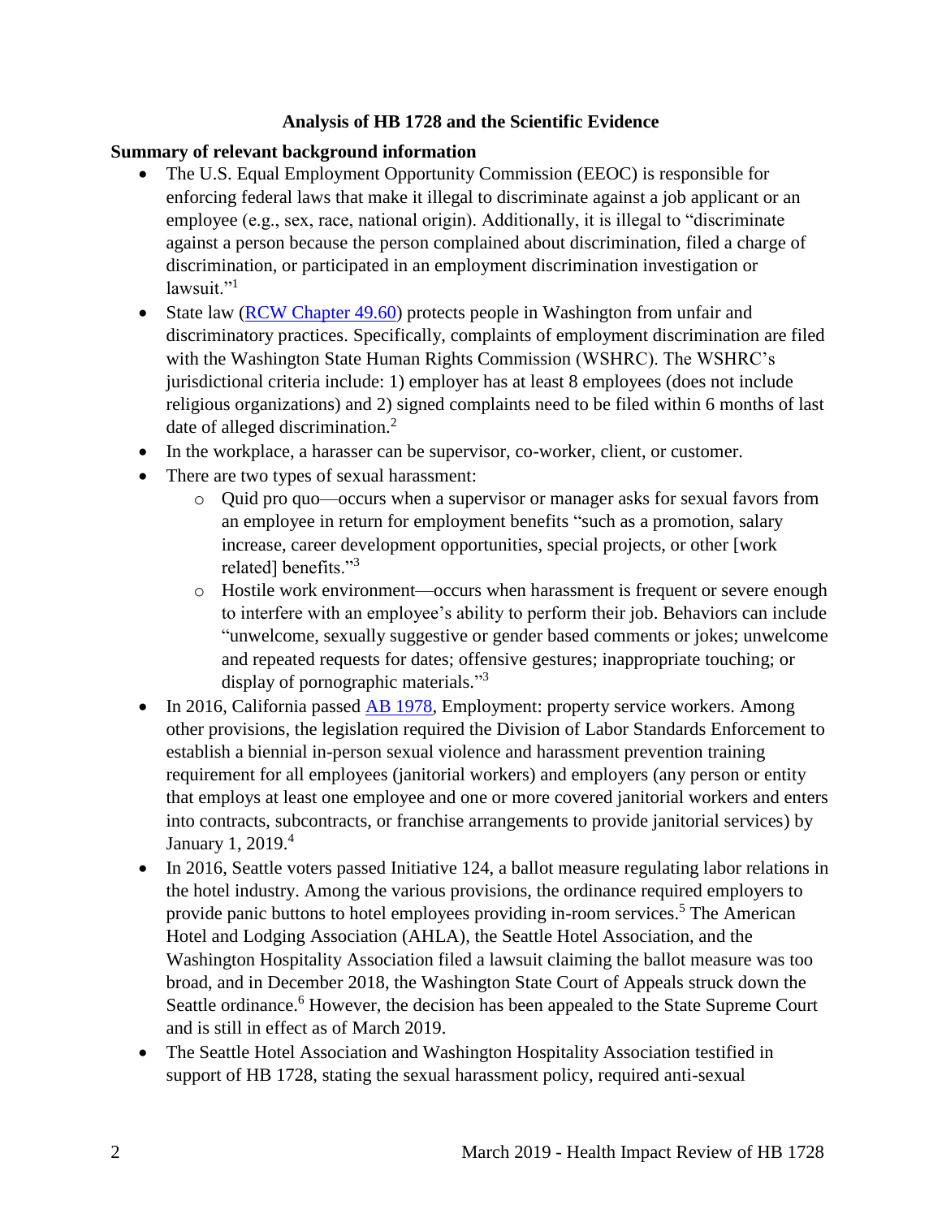**Analysis of HB 1728 and the Scientific Evidence**

**Summary of relevant background information**

- The U.S. Equal Employment Opportunity Commission (EEOC) is responsible for enforcing federal laws that make it illegal to discriminate against a job applicant or an employee (e.g., sex, race, national origin). Additionally, it is illegal to "discriminate against a person because the person complained about discrimination, filed a charge of discrimination, or participated in an employment discrimination investigation or lawsuit."[1]
- State law (RCW Chapter 49.60) protects people in Washington from unfair and discriminatory practices. Specifically, complaints of employment discrimination are filed with the Washington State Human Rights Commission (WSHRC). The WSHRC's jurisdictional criteria include: 1) employer has at least 8 employees (does not include religious organizations) and 2) signed complaints need to be filed within 6 months of last date of alleged discrimination.[2]
- In the workplace, a harasser can be supervisor, co-worker, client, or customer.
- There are two types of sexual harassment:
  - Quid pro quo—occurs when a supervisor or manager asks for sexual favors from an employee in return for employment benefits "such as a promotion, salary increase, career development opportunities, special projects, or other [work related] benefits."[3]
  - Hostile work environment—occurs when harassment is frequent or severe enough to interfere with an employee's ability to perform their job. Behaviors can include "unwelcome, sexually suggestive or gender based comments or jokes; unwelcome and repeated requests for dates; offensive gestures; inappropriate touching; or display of pornographic materials."[3]
- In 2016, California passed AB 1978, Employment: property service workers. Among other provisions, the legislation required the Division of Labor Standards Enforcement to establish a biennial in-person sexual violence and harassment prevention training requirement for all employees (janitorial workers) and employers (any person or entity that employs at least one employee and one or more covered janitorial workers and enters into contracts, subcontracts, or franchise arrangements to provide janitorial services) by January 1, 2019.[4]
- In 2016, Seattle voters passed Initiative 124, a ballot measure regulating labor relations in the hotel industry. Among the various provisions, the ordinance required employers to provide panic buttons to hotel employees providing in-room services.[5] The American Hotel and Lodging Association (AHLA), the Seattle Hotel Association, and the Washington Hospitality Association filed a lawsuit claiming the ballot measure was too broad, and in December 2018, the Washington State Court of Appeals struck down the Seattle ordinance.[6] However, the decision has been appealed to the State Supreme Court and is still in effect as of March 2019.
- The Seattle Hotel Association and Washington Hospitality Association testified in support of HB 1728, stating the sexual harassment policy, required anti-sexual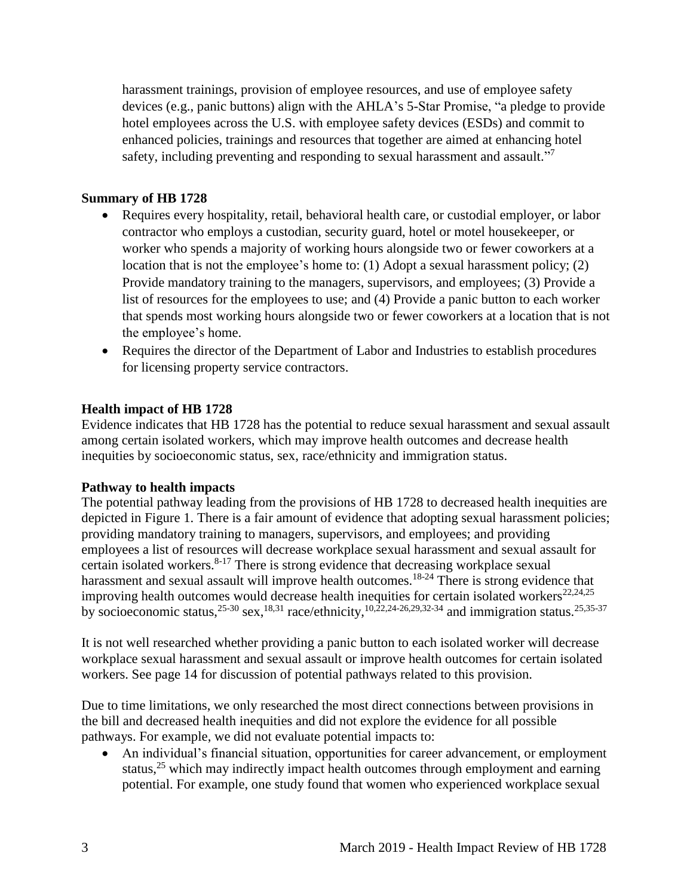harassment trainings, provision of employee resources, and use of employee safety devices (e.g., panic buttons) align with the AHLA's 5-Star Promise, "a pledge to provide hotel employees across the U.S. with employee safety devices (ESDs) and commit to enhanced policies, trainings and resources that together are aimed at enhancing hotel safety, including preventing and responding to sexual harassment and assault."[7]

**Summary of HB 1728**

- Requires every hospitality, retail, behavioral health care, or custodial employer, or labor contractor who employs a custodian, security guard, hotel or motel housekeeper, or worker who spends a majority of working hours alongside two or fewer coworkers at a location that is not the employee's home to: (1) Adopt a sexual harassment policy; (2) Provide mandatory training to the managers, supervisors, and employees; (3) Provide a list of resources for the employees to use; and (4) Provide a panic button to each worker that spends most working hours alongside two or fewer coworkers at a location that is not the employee's home.
- Requires the director of the Department of Labor and Industries to establish procedures for licensing property service contractors.

**Health impact of HB 1728**

Evidence indicates that HB 1728 has the potential to reduce sexual harassment and sexual assault among certain isolated workers, which may improve health outcomes and decrease health inequities by socioeconomic status, sex, race/ethnicity and immigration status.

**Pathway to health impacts**

The potential pathway leading from the provisions of HB 1728 to decreased health inequities are depicted in Figure 1. There is a fair amount of evidence that adopting sexual harassment policies; providing mandatory training to managers, supervisors, and employees; and providing employees a list of resources will decrease workplace sexual harassment and sexual assault for certain isolated workers.[8-17] There is strong evidence that decreasing workplace sexual harassment and sexual assault will improve health outcomes.[18-24] There is strong evidence that improving health outcomes would decrease health inequities for certain isolated workers[22,24,25] by socioeconomic status,[25-30] sex,[18,31] race/ethnicity,[10,22,24-26,29,32-34] and immigration status.[25,35-37]

It is not well researched whether providing a panic button to each isolated worker will decrease workplace sexual harassment and sexual assault or improve health outcomes for certain isolated workers. See page 14 for discussion of potential pathways related to this provision.

Due to time limitations, we only researched the most direct connections between provisions in the bill and decreased health inequities and did not explore the evidence for all possible pathways. For example, we did not evaluate potential impacts to:

- An individual's financial situation, opportunities for career advancement, or employment status,[25] which may indirectly impact health outcomes through employment and earning potential. For example, one study found that women who experienced workplace sexual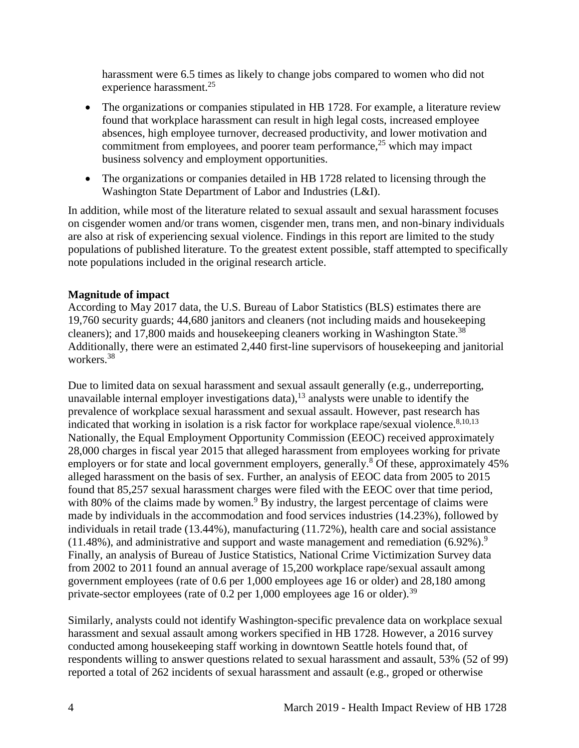harassment were 6.5 times as likely to change jobs compared to women who did not experience harassment.[25]

- The organizations or companies stipulated in HB 1728. For example, a literature review found that workplace harassment can result in high legal costs, increased employee absences, high employee turnover, decreased productivity, and lower motivation and commitment from employees, and poorer team performance,[25] which may impact business solvency and employment opportunities.
- The organizations or companies detailed in HB 1728 related to licensing through the Washington State Department of Labor and Industries (L&I).

In addition, while most of the literature related to sexual assault and sexual harassment focuses on cisgender women and/or trans women, cisgender men, trans men, and non-binary individuals are also at risk of experiencing sexual violence. Findings in this report are limited to the study populations of published literature. To the greatest extent possible, staff attempted to specifically note populations included in the original research article.

**Magnitude of impact**

According to May 2017 data, the U.S. Bureau of Labor Statistics (BLS) estimates there are 19,760 security guards; 44,680 janitors and cleaners (not including maids and housekeeping cleaners); and 17,800 maids and housekeeping cleaners working in Washington State.[38] Additionally, there were an estimated 2,440 first-line supervisors of housekeeping and janitorial workers.[38]

Due to limited data on sexual harassment and sexual assault generally (e.g., underreporting, unavailable internal employer investigations data),[13] analysts were unable to identify the prevalence of workplace sexual harassment and sexual assault. However, past research has indicated that working in isolation is a risk factor for workplace rape/sexual violence.[8,10,13] Nationally, the Equal Employment Opportunity Commission (EEOC) received approximately 28,000 charges in fiscal year 2015 that alleged harassment from employees working for private employers or for state and local government employers, generally.[8] Of these, approximately 45% alleged harassment on the basis of sex. Further, an analysis of EEOC data from 2005 to 2015 found that 85,257 sexual harassment charges were filed with the EEOC over that time period, with 80% of the claims made by women.[9] By industry, the largest percentage of claims were made by individuals in the accommodation and food services industries (14.23%), followed by individuals in retail trade (13.44%), manufacturing (11.72%), health care and social assistance (11.48%), and administrative and support and waste management and remediation (6.92%).[9] Finally, an analysis of Bureau of Justice Statistics, National Crime Victimization Survey data from 2002 to 2011 found an annual average of 15,200 workplace rape/sexual assault among government employees (rate of 0.6 per 1,000 employees age 16 or older) and 28,180 among private-sector employees (rate of 0.2 per 1,000 employees age 16 or older).[39]

Similarly, analysts could not identify Washington-specific prevalence data on workplace sexual harassment and sexual assault among workers specified in HB 1728. However, a 2016 survey conducted among housekeeping staff working in downtown Seattle hotels found that, of respondents willing to answer questions related to sexual harassment and assault, 53% (52 of 99) reported a total of 262 incidents of sexual harassment and assault (e.g., groped or otherwise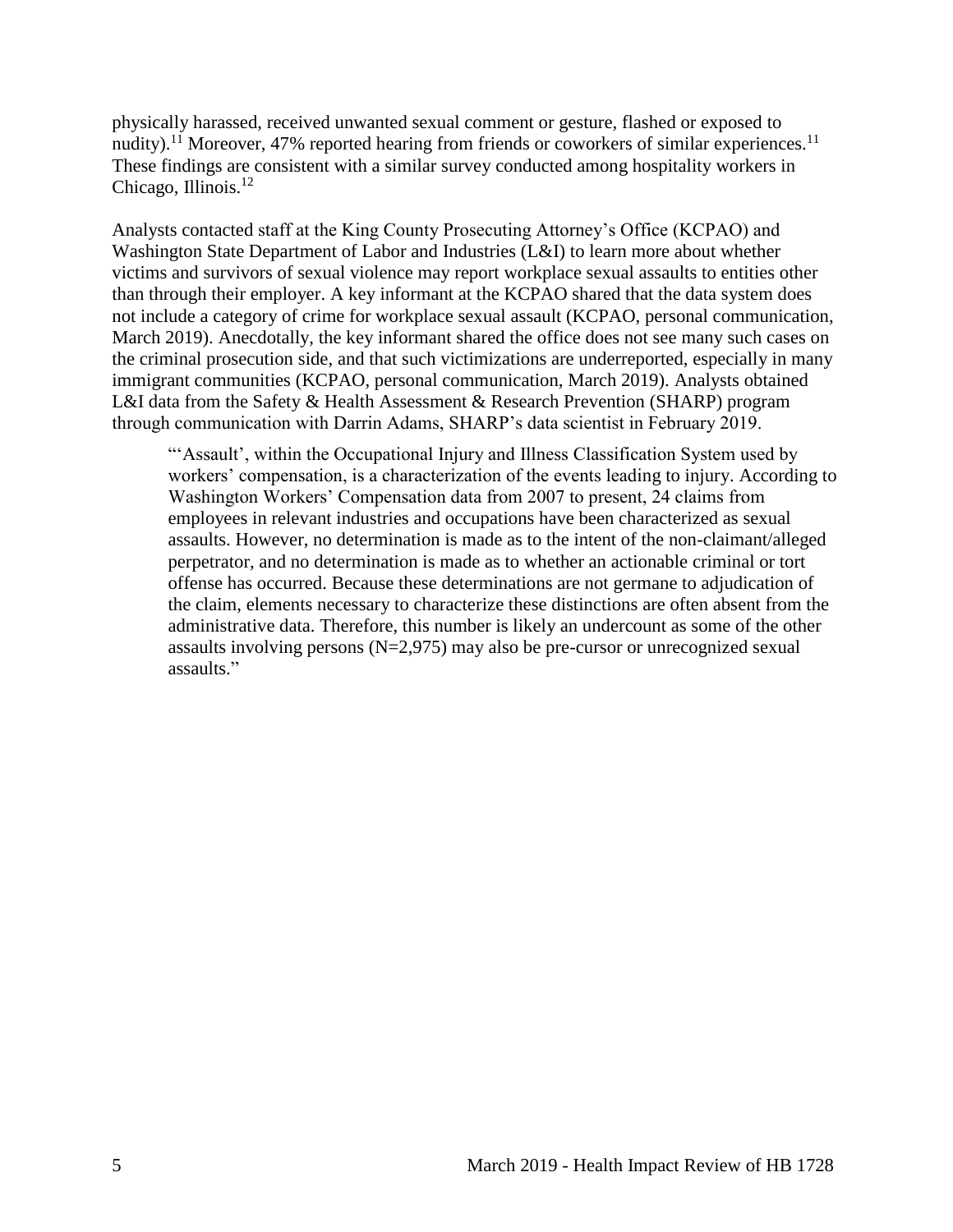physically harassed, received unwanted sexual comment or gesture, flashed or exposed to nudity).[11] Moreover, 47% reported hearing from friends or coworkers of similar experiences.[11] These findings are consistent with a similar survey conducted among hospitality workers in Chicago, Illinois.[12]

Analysts contacted staff at the King County Prosecuting Attorney's Office (KCPAO) and Washington State Department of Labor and Industries (L&I) to learn more about whether victims and survivors of sexual violence may report workplace sexual assaults to entities other than through their employer. A key informant at the KCPAO shared that the data system does not include a category of crime for workplace sexual assault (KCPAO, personal communication, March 2019). Anecdotally, the key informant shared the office does not see many such cases on the criminal prosecution side, and that such victimizations are underreported, especially in many immigrant communities (KCPAO, personal communication, March 2019). Analysts obtained L&I data from the Safety & Health Assessment & Research Prevention (SHARP) program through communication with Darrin Adams, SHARP's data scientist in February 2019.

> "'Assault', within the Occupational Injury and Illness Classification System used by workers' compensation, is a characterization of the events leading to injury. According to Washington Workers' Compensation data from 2007 to present, 24 claims from employees in relevant industries and occupations have been characterized as sexual assaults. However, no determination is made as to the intent of the non-claimant/alleged perpetrator, and no determination is made as to whether an actionable criminal or tort offense has occurred. Because these determinations are not germane to adjudication of the claim, elements necessary to characterize these distinctions are often absent from the administrative data. Therefore, this number is likely an undercount as some of the other assaults involving persons (N=2,975) may also be pre-cursor or unrecognized sexual assaults."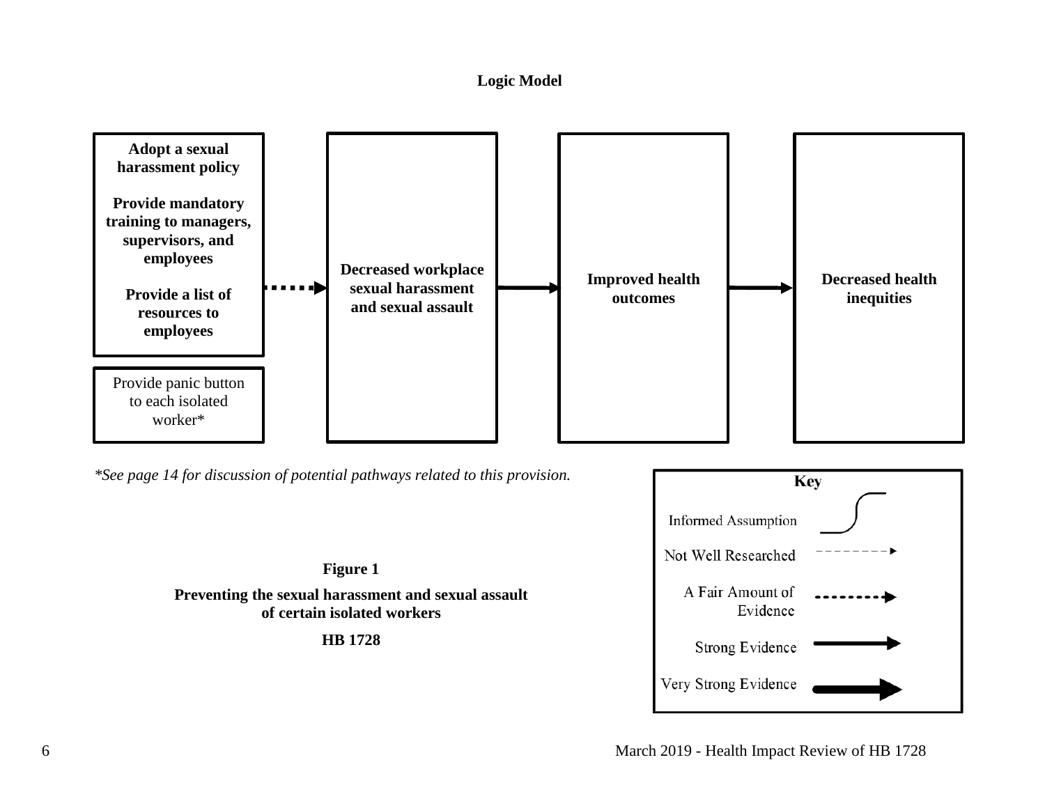**Logic Model**

**Adopt a sexual harassment policy**

**Provide mandatory training to managers, supervisors, and employees**

**Provide a list of resources to employees**

Provide panic button to each isolated worker*

**Decreased workplace sexual harassment and sexual assault**

**Improved health outcomes**

**Decreased health inequities**

*\*See page 14 for discussion of potential pathways related to this provision.*

**Key**

Informed Assumption

Not Well Researched

A Fair Amount of Evidence

Strong Evidence

Very Strong Evidence

**Figure 1**

**Preventing the sexual harassment and sexual assault of certain isolated workers**

**HB 1728**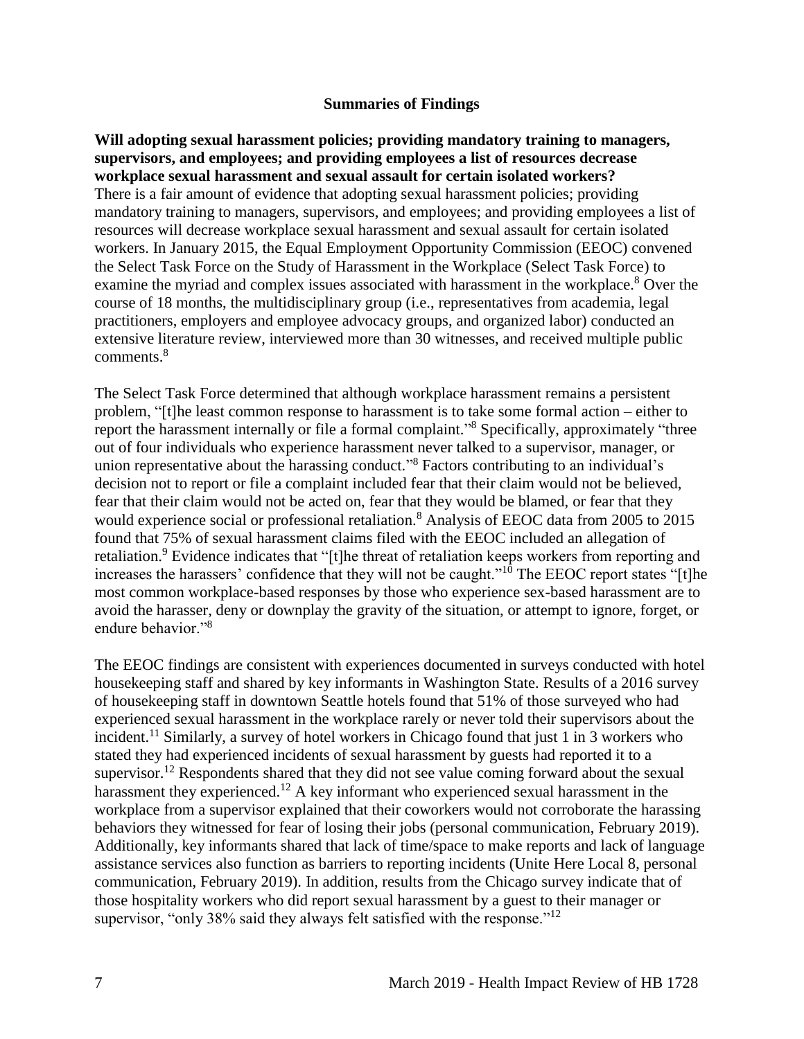## Summaries of Findings

**Will adopting sexual harassment policies; providing mandatory training to managers, supervisors, and employees; and providing employees a list of resources decrease workplace sexual harassment and sexual assault for certain isolated workers?**

There is a fair amount of evidence that adopting sexual harassment policies; providing mandatory training to managers, supervisors, and employees; and providing employees a list of resources will decrease workplace sexual harassment and sexual assault for certain isolated workers. In January 2015, the Equal Employment Opportunity Commission (EEOC) convened the Select Task Force on the Study of Harassment in the Workplace (Select Task Force) to examine the myriad and complex issues associated with harassment in the workplace.[8] Over the course of 18 months, the multidisciplinary group (i.e., representatives from academia, legal practitioners, employers and employee advocacy groups, and organized labor) conducted an extensive literature review, interviewed more than 30 witnesses, and received multiple public comments.[8]

The Select Task Force determined that although workplace harassment remains a persistent problem, "[t]he least common response to harassment is to take some formal action – either to report the harassment internally or file a formal complaint."[8] Specifically, approximately "three out of four individuals who experience harassment never talked to a supervisor, manager, or union representative about the harassing conduct."[8] Factors contributing to an individual's decision not to report or file a complaint included fear that their claim would not be believed, fear that their claim would not be acted on, fear that they would be blamed, or fear that they would experience social or professional retaliation.[8] Analysis of EEOC data from 2005 to 2015 found that 75% of sexual harassment claims filed with the EEOC included an allegation of retaliation.[9] Evidence indicates that "[t]he threat of retaliation keeps workers from reporting and increases the harassers' confidence that they will not be caught."[10] The EEOC report states "[t]he most common workplace-based responses by those who experience sex-based harassment are to avoid the harasser, deny or downplay the gravity of the situation, or attempt to ignore, forget, or endure behavior."[8]

The EEOC findings are consistent with experiences documented in surveys conducted with hotel housekeeping staff and shared by key informants in Washington State. Results of a 2016 survey of housekeeping staff in downtown Seattle hotels found that 51% of those surveyed who had experienced sexual harassment in the workplace rarely or never told their supervisors about the incident.[11] Similarly, a survey of hotel workers in Chicago found that just 1 in 3 workers who stated they had experienced incidents of sexual harassment by guests had reported it to a supervisor.[12] Respondents shared that they did not see value coming forward about the sexual harassment they experienced.[12] A key informant who experienced sexual harassment in the workplace from a supervisor explained that their coworkers would not corroborate the harassing behaviors they witnessed for fear of losing their jobs (personal communication, February 2019). Additionally, key informants shared that lack of time/space to make reports and lack of language assistance services also function as barriers to reporting incidents (Unite Here Local 8, personal communication, February 2019). In addition, results from the Chicago survey indicate that of those hospitality workers who did report sexual harassment by a guest to their manager or supervisor, "only 38% said they always felt satisfied with the response."[12]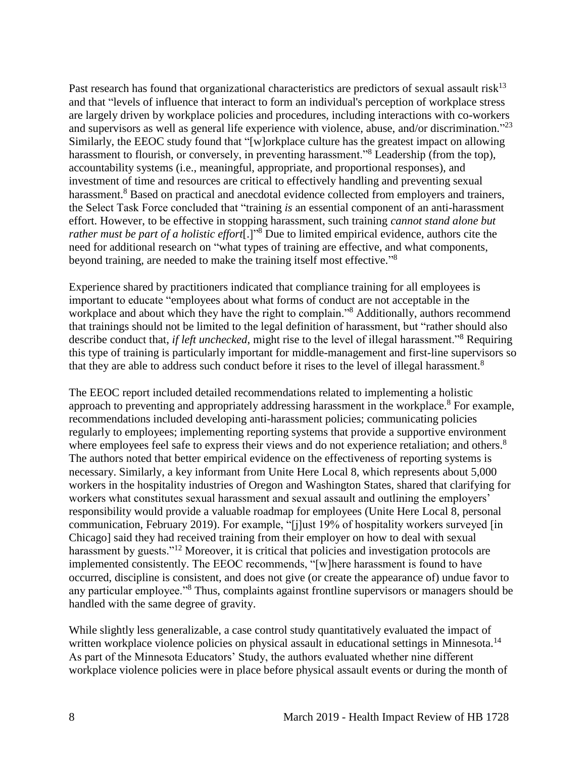Past research has found that organizational characteristics are predictors of sexual assault risk[13] and that "levels of influence that interact to form an individual's perception of workplace stress are largely driven by workplace policies and procedures, including interactions with co-workers and supervisors as well as general life experience with violence, abuse, and/or discrimination."[23] Similarly, the EEOC study found that "[w]orkplace culture has the greatest impact on allowing harassment to flourish, or conversely, in preventing harassment."[8] Leadership (from the top), accountability systems (i.e., meaningful, appropriate, and proportional responses), and investment of time and resources are critical to effectively handling and preventing sexual harassment.[8] Based on practical and anecdotal evidence collected from employers and trainers, the Select Task Force concluded that "training *is* an essential component of an anti-harassment effort. However, to be effective in stopping harassment, such training *cannot stand alone but rather must be part of a holistic effort*[.]"[8] Due to limited empirical evidence, authors cite the need for additional research on "what types of training are effective, and what components, beyond training, are needed to make the training itself most effective."[8]

Experience shared by practitioners indicated that compliance training for all employees is important to educate "employees about what forms of conduct are not acceptable in the workplace and about which they have the right to complain."[8] Additionally, authors recommend that trainings should not be limited to the legal definition of harassment, but "rather should also describe conduct that, *if left unchecked*, might rise to the level of illegal harassment."[8] Requiring this type of training is particularly important for middle-management and first-line supervisors so that they are able to address such conduct before it rises to the level of illegal harassment.[8]

The EEOC report included detailed recommendations related to implementing a holistic approach to preventing and appropriately addressing harassment in the workplace.[8] For example, recommendations included developing anti-harassment policies; communicating policies regularly to employees; implementing reporting systems that provide a supportive environment where employees feel safe to express their views and do not experience retaliation; and others.[8] The authors noted that better empirical evidence on the effectiveness of reporting systems is necessary. Similarly, a key informant from Unite Here Local 8, which represents about 5,000 workers in the hospitality industries of Oregon and Washington States, shared that clarifying for workers what constitutes sexual harassment and sexual assault and outlining the employers' responsibility would provide a valuable roadmap for employees (Unite Here Local 8, personal communication, February 2019). For example, "[j]ust 19% of hospitality workers surveyed [in Chicago] said they had received training from their employer on how to deal with sexual harassment by guests."[12] Moreover, it is critical that policies and investigation protocols are implemented consistently. The EEOC recommends, "[w]here harassment is found to have occurred, discipline is consistent, and does not give (or create the appearance of) undue favor to any particular employee."[8] Thus, complaints against frontline supervisors or managers should be handled with the same degree of gravity.

While slightly less generalizable, a case control study quantitatively evaluated the impact of written workplace violence policies on physical assault in educational settings in Minnesota.[14] As part of the Minnesota Educators' Study, the authors evaluated whether nine different workplace violence policies were in place before physical assault events or during the month of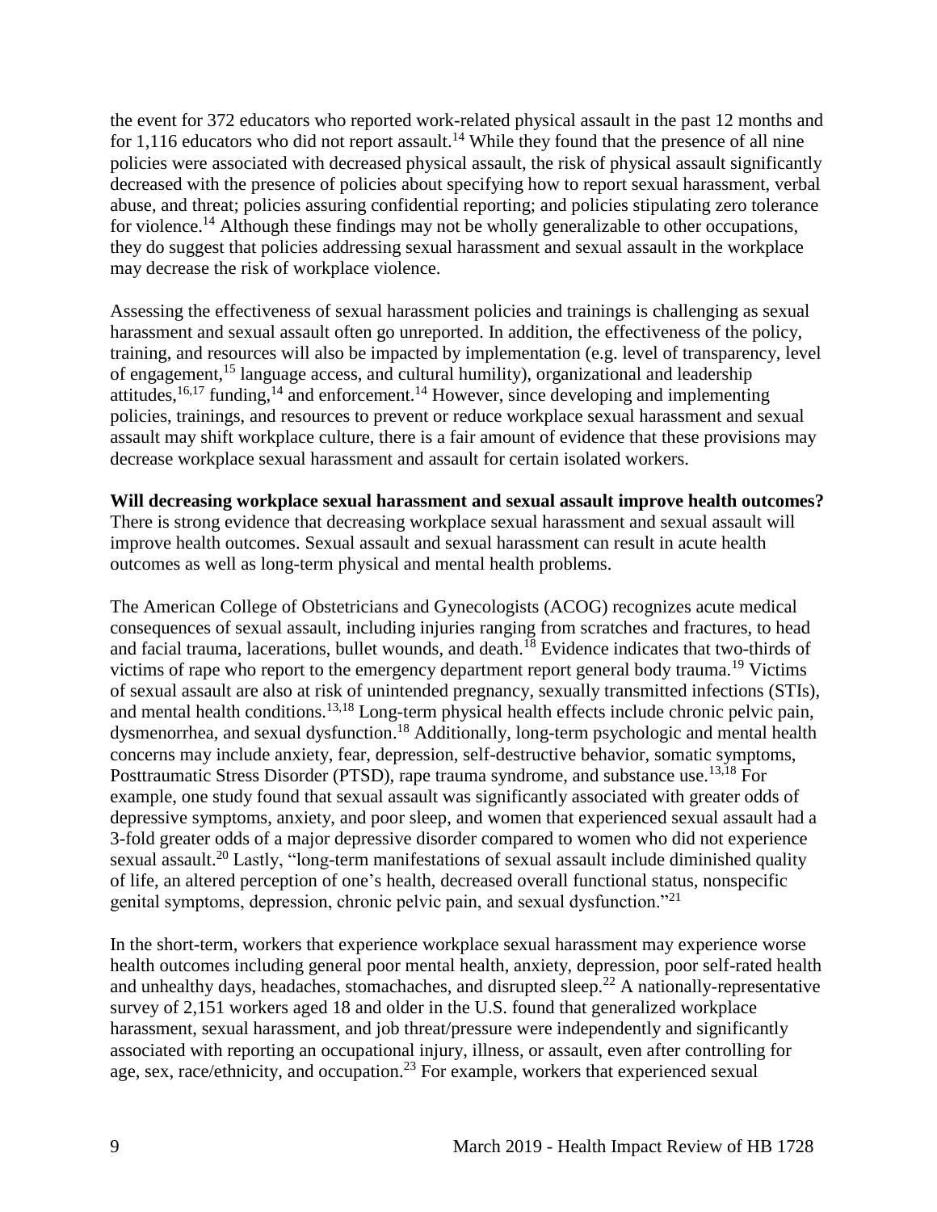the event for 372 educators who reported work-related physical assault in the past 12 months and for 1,116 educators who did not report assault.[14] While they found that the presence of all nine policies were associated with decreased physical assault, the risk of physical assault significantly decreased with the presence of policies about specifying how to report sexual harassment, verbal abuse, and threat; policies assuring confidential reporting; and policies stipulating zero tolerance for violence.[14] Although these findings may not be wholly generalizable to other occupations, they do suggest that policies addressing sexual harassment and sexual assault in the workplace may decrease the risk of workplace violence.

Assessing the effectiveness of sexual harassment policies and trainings is challenging as sexual harassment and sexual assault often go unreported. In addition, the effectiveness of the policy, training, and resources will also be impacted by implementation (e.g. level of transparency, level of engagement,[15] language access, and cultural humility), organizational and leadership attitudes,[16,17] funding,[14] and enforcement.[14] However, since developing and implementing policies, trainings, and resources to prevent or reduce workplace sexual harassment and sexual assault may shift workplace culture, there is a fair amount of evidence that these provisions may decrease workplace sexual harassment and assault for certain isolated workers.

**Will decreasing workplace sexual harassment and sexual assault improve health outcomes?**
There is strong evidence that decreasing workplace sexual harassment and sexual assault will improve health outcomes. Sexual assault and sexual harassment can result in acute health outcomes as well as long-term physical and mental health problems.

The American College of Obstetricians and Gynecologists (ACOG) recognizes acute medical consequences of sexual assault, including injuries ranging from scratches and fractures, to head and facial trauma, lacerations, bullet wounds, and death.[18] Evidence indicates that two-thirds of victims of rape who report to the emergency department report general body trauma.[19] Victims of sexual assault are also at risk of unintended pregnancy, sexually transmitted infections (STIs), and mental health conditions.[13,18] Long-term physical health effects include chronic pelvic pain, dysmenorrhea, and sexual dysfunction.[18] Additionally, long-term psychologic and mental health concerns may include anxiety, fear, depression, self-destructive behavior, somatic symptoms, Posttraumatic Stress Disorder (PTSD), rape trauma syndrome, and substance use.[13,18] For example, one study found that sexual assault was significantly associated with greater odds of depressive symptoms, anxiety, and poor sleep, and women that experienced sexual assault had a 3-fold greater odds of a major depressive disorder compared to women who did not experience sexual assault.[20] Lastly, "long-term manifestations of sexual assault include diminished quality of life, an altered perception of one's health, decreased overall functional status, nonspecific genital symptoms, depression, chronic pelvic pain, and sexual dysfunction."[21]

In the short-term, workers that experience workplace sexual harassment may experience worse health outcomes including general poor mental health, anxiety, depression, poor self-rated health and unhealthy days, headaches, stomachaches, and disrupted sleep.[22] A nationally-representative survey of 2,151 workers aged 18 and older in the U.S. found that generalized workplace harassment, sexual harassment, and job threat/pressure were independently and significantly associated with reporting an occupational injury, illness, or assault, even after controlling for age, sex, race/ethnicity, and occupation.[23] For example, workers that experienced sexual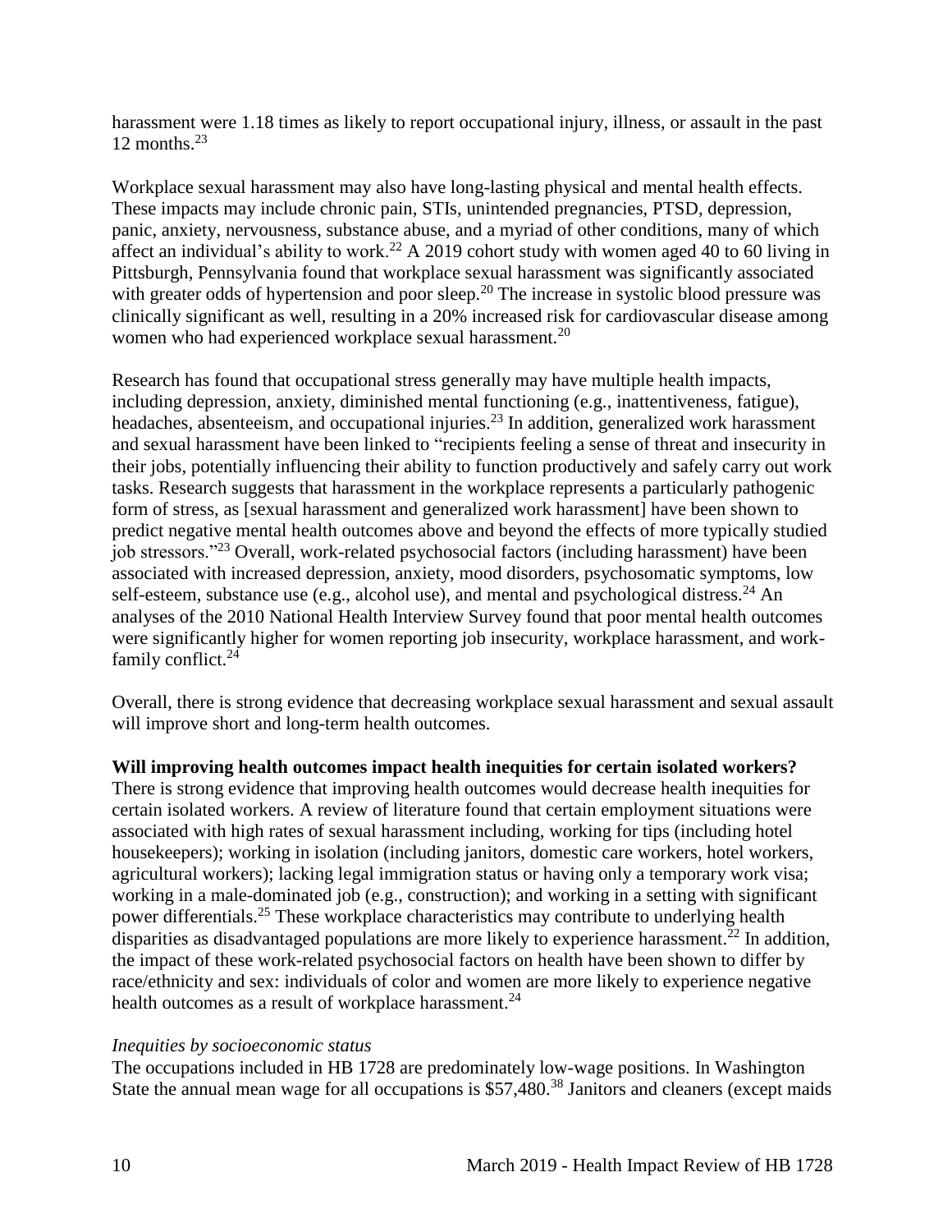harassment were 1.18 times as likely to report occupational injury, illness, or assault in the past 12 months.[23]

Workplace sexual harassment may also have long-lasting physical and mental health effects. These impacts may include chronic pain, STIs, unintended pregnancies, PTSD, depression, panic, anxiety, nervousness, substance abuse, and a myriad of other conditions, many of which affect an individual's ability to work.[22] A 2019 cohort study with women aged 40 to 60 living in Pittsburgh, Pennsylvania found that workplace sexual harassment was significantly associated with greater odds of hypertension and poor sleep.[20] The increase in systolic blood pressure was clinically significant as well, resulting in a 20% increased risk for cardiovascular disease among women who had experienced workplace sexual harassment.[20]

Research has found that occupational stress generally may have multiple health impacts, including depression, anxiety, diminished mental functioning (e.g., inattentiveness, fatigue), headaches, absenteeism, and occupational injuries.[23] In addition, generalized work harassment and sexual harassment have been linked to "recipients feeling a sense of threat and insecurity in their jobs, potentially influencing their ability to function productively and safely carry out work tasks. Research suggests that harassment in the workplace represents a particularly pathogenic form of stress, as [sexual harassment and generalized work harassment] have been shown to predict negative mental health outcomes above and beyond the effects of more typically studied job stressors."[23] Overall, work-related psychosocial factors (including harassment) have been associated with increased depression, anxiety, mood disorders, psychosomatic symptoms, low self-esteem, substance use (e.g., alcohol use), and mental and psychological distress.[24] An analyses of the 2010 National Health Interview Survey found that poor mental health outcomes were significantly higher for women reporting job insecurity, workplace harassment, and work-family conflict.[24]

Overall, there is strong evidence that decreasing workplace sexual harassment and sexual assault will improve short and long-term health outcomes.

**Will improving health outcomes impact health inequities for certain isolated workers?**

There is strong evidence that improving health outcomes would decrease health inequities for certain isolated workers. A review of literature found that certain employment situations were associated with high rates of sexual harassment including, working for tips (including hotel housekeepers); working in isolation (including janitors, domestic care workers, hotel workers, agricultural workers); lacking legal immigration status or having only a temporary work visa; working in a male-dominated job (e.g., construction); and working in a setting with significant power differentials.[25] These workplace characteristics may contribute to underlying health disparities as disadvantaged populations are more likely to experience harassment.[22] In addition, the impact of these work-related psychosocial factors on health have been shown to differ by race/ethnicity and sex: individuals of color and women are more likely to experience negative health outcomes as a result of workplace harassment.[24]

*Inequities by socioeconomic status*

The occupations included in HB 1728 are predominately low-wage positions. In Washington State the annual mean wage for all occupations is $57,480.[38] Janitors and cleaners (except maids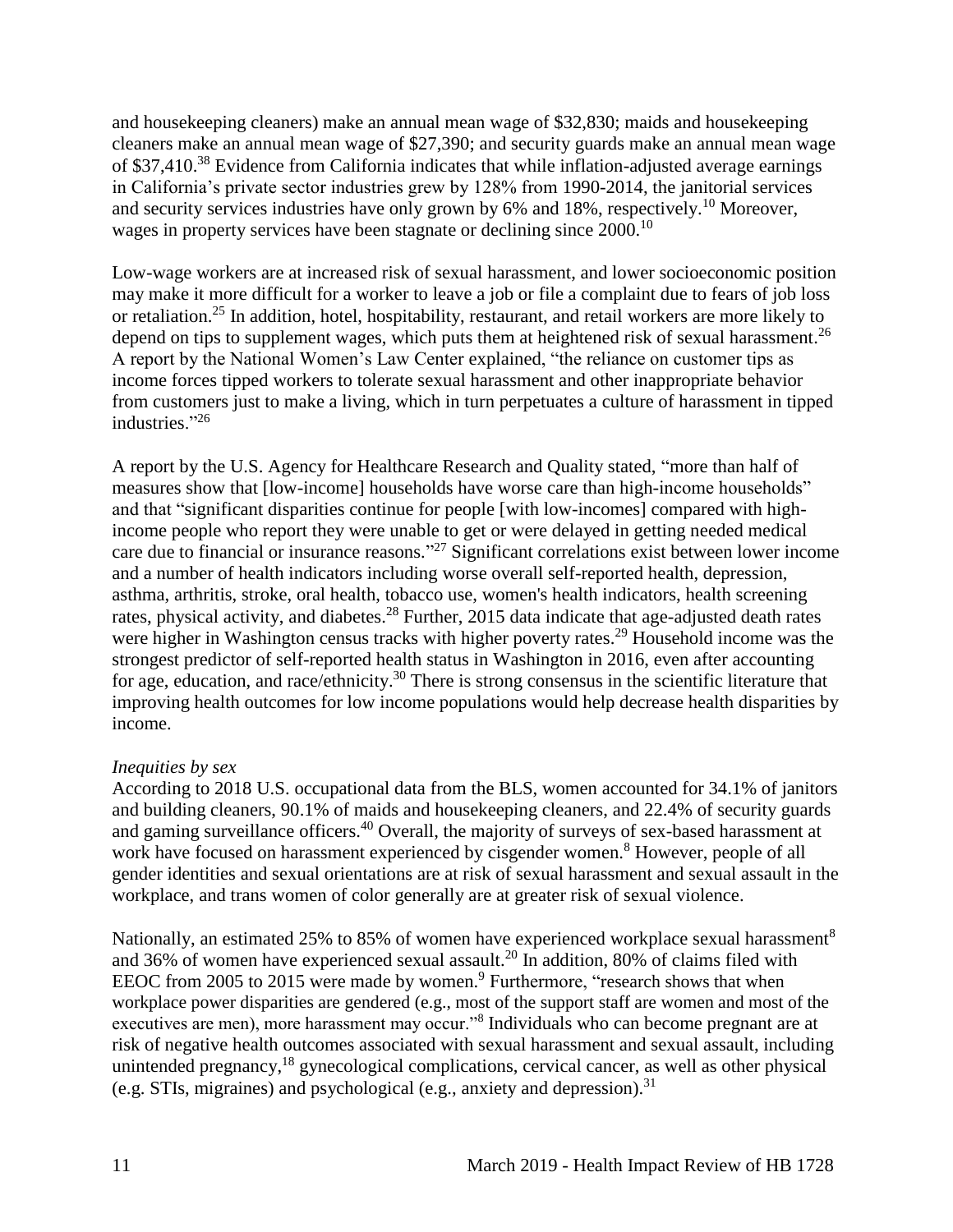and housekeeping cleaners) make an annual mean wage of $32,830; maids and housekeeping cleaners make an annual mean wage of $27,390; and security guards make an annual mean wage of $37,410.[38] Evidence from California indicates that while inflation-adjusted average earnings in California's private sector industries grew by 128% from 1990-2014, the janitorial services and security services industries have only grown by 6% and 18%, respectively.[10] Moreover, wages in property services have been stagnate or declining since 2000.[10]

Low-wage workers are at increased risk of sexual harassment, and lower socioeconomic position may make it more difficult for a worker to leave a job or file a complaint due to fears of job loss or retaliation.[25] In addition, hotel, hospitability, restaurant, and retail workers are more likely to depend on tips to supplement wages, which puts them at heightened risk of sexual harassment.[26] A report by the National Women's Law Center explained, "the reliance on customer tips as income forces tipped workers to tolerate sexual harassment and other inappropriate behavior from customers just to make a living, which in turn perpetuates a culture of harassment in tipped industries."[26]

A report by the U.S. Agency for Healthcare Research and Quality stated, "more than half of measures show that [low-income] households have worse care than high-income households" and that "significant disparities continue for people [with low-incomes] compared with high-income people who report they were unable to get or were delayed in getting needed medical care due to financial or insurance reasons."[27] Significant correlations exist between lower income and a number of health indicators including worse overall self-reported health, depression, asthma, arthritis, stroke, oral health, tobacco use, women's health indicators, health screening rates, physical activity, and diabetes.[28] Further, 2015 data indicate that age-adjusted death rates were higher in Washington census tracks with higher poverty rates.[29] Household income was the strongest predictor of self-reported health status in Washington in 2016, even after accounting for age, education, and race/ethnicity.[30] There is strong consensus in the scientific literature that improving health outcomes for low income populations would help decrease health disparities by income.

*Inequities by sex*

According to 2018 U.S. occupational data from the BLS, women accounted for 34.1% of janitors and building cleaners, 90.1% of maids and housekeeping cleaners, and 22.4% of security guards and gaming surveillance officers.[40] Overall, the majority of surveys of sex-based harassment at work have focused on harassment experienced by cisgender women.[8] However, people of all gender identities and sexual orientations are at risk of sexual harassment and sexual assault in the workplace, and trans women of color generally are at greater risk of sexual violence.

Nationally, an estimated 25% to 85% of women have experienced workplace sexual harassment[8] and 36% of women have experienced sexual assault.[20] In addition, 80% of claims filed with EEOC from 2005 to 2015 were made by women.[9] Furthermore, "research shows that when workplace power disparities are gendered (e.g., most of the support staff are women and most of the executives are men), more harassment may occur."[8] Individuals who can become pregnant are at risk of negative health outcomes associated with sexual harassment and sexual assault, including unintended pregnancy,[18] gynecological complications, cervical cancer, as well as other physical (e.g. STIs, migraines) and psychological (e.g., anxiety and depression).[31]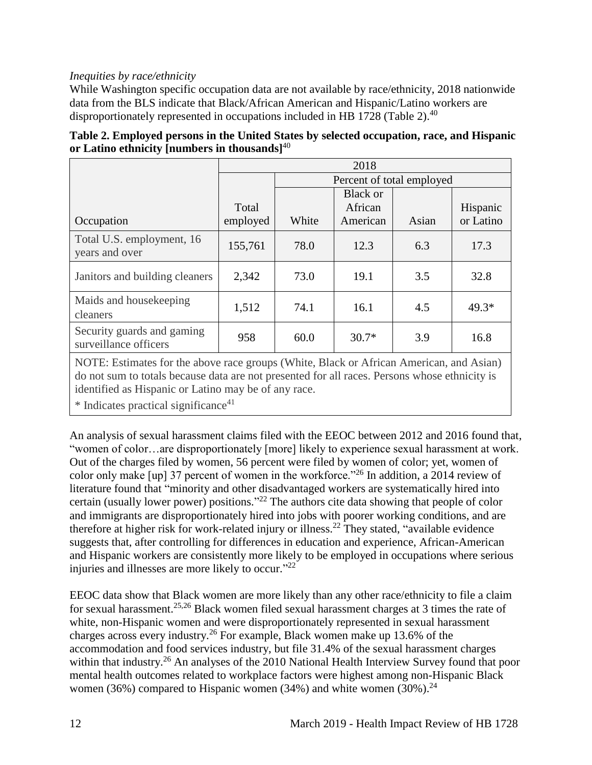*Inequities by race/ethnicity*

While Washington specific occupation data are not available by race/ethnicity, 2018 nationwide data from the BLS indicate that Black/African American and Hispanic/Latino workers are disproportionately represented in occupations included in HB 1728 (Table 2).[40]

**Table 2. Employed persons in the United States by selected occupation, race, and Hispanic or Latino ethnicity [numbers in thousands]**[40]

| | 2018 | | | | |
|---|---|---|---|---|---|
| | | Percent of total employed | | | |
| Occupation | Total employed | White | Black or African American | Asian | Hispanic or Latino |
| Total U.S. employment, 16 years and over | 155,761 | 78.0 | 12.3 | 6.3 | 17.3 |
| Janitors and building cleaners | 2,342 | 73.0 | 19.1 | 3.5 | 32.8 |
| Maids and housekeeping cleaners | 1,512 | 74.1 | 16.1 | 4.5 | 49.3* |
| Security guards and gaming surveillance officers | 958 | 60.0 | 30.7* | 3.9 | 16.8 |

NOTE: Estimates for the above race groups (White, Black or African American, and Asian) do not sum to totals because data are not presented for all races. Persons whose ethnicity is identified as Hispanic or Latino may be of any race.

* Indicates practical significance[41]

An analysis of sexual harassment claims filed with the EEOC between 2012 and 2016 found that, "women of color…are disproportionately [more] likely to experience sexual harassment at work. Out of the charges filed by women, 56 percent were filed by women of color; yet, women of color only make [up] 37 percent of women in the workforce."[26] In addition, a 2014 review of literature found that "minority and other disadvantaged workers are systematically hired into certain (usually lower power) positions."[22] The authors cite data showing that people of color and immigrants are disproportionately hired into jobs with poorer working conditions, and are therefore at higher risk for work-related injury or illness.[22] They stated, "available evidence suggests that, after controlling for differences in education and experience, African-American and Hispanic workers are consistently more likely to be employed in occupations where serious injuries and illnesses are more likely to occur."[22]

EEOC data show that Black women are more likely than any other race/ethnicity to file a claim for sexual harassment.[25,26] Black women filed sexual harassment charges at 3 times the rate of white, non-Hispanic women and were disproportionately represented in sexual harassment charges across every industry.[26] For example, Black women make up 13.6% of the accommodation and food services industry, but file 31.4% of the sexual harassment charges within that industry.[26] An analyses of the 2010 National Health Interview Survey found that poor mental health outcomes related to workplace factors were highest among non-Hispanic Black women (36%) compared to Hispanic women (34%) and white women (30%).[24]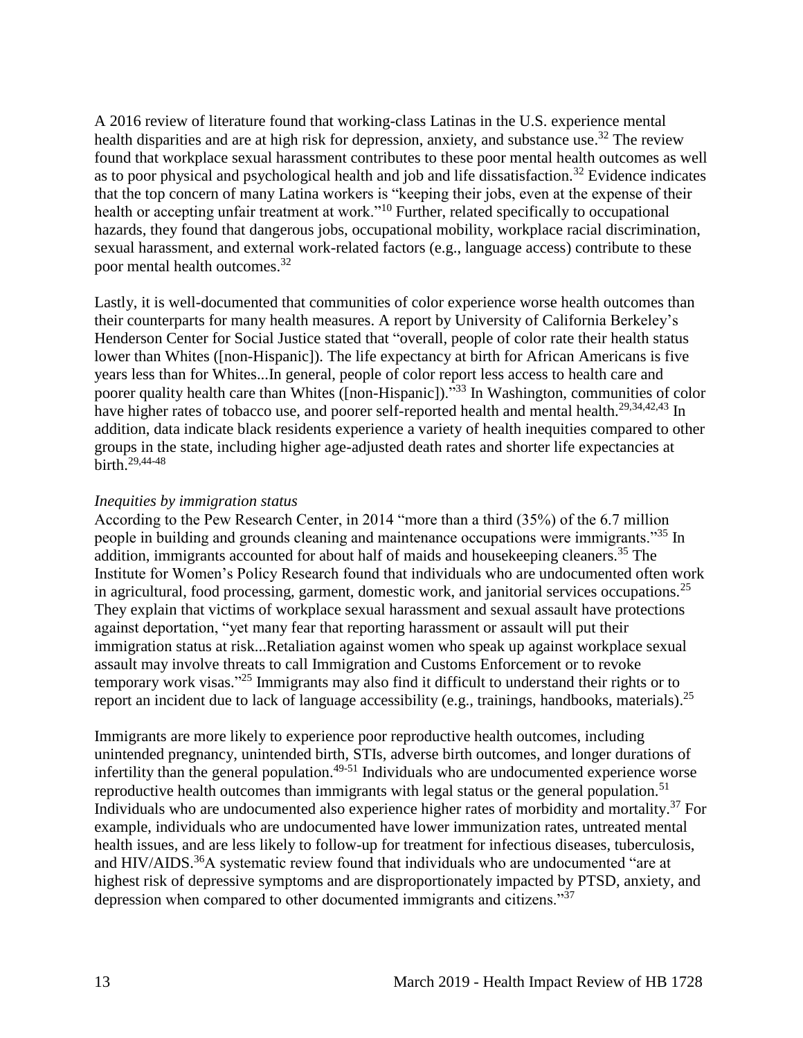A 2016 review of literature found that working-class Latinas in the U.S. experience mental health disparities and are at high risk for depression, anxiety, and substance use.[32] The review found that workplace sexual harassment contributes to these poor mental health outcomes as well as to poor physical and psychological health and job and life dissatisfaction.[32] Evidence indicates that the top concern of many Latina workers is "keeping their jobs, even at the expense of their health or accepting unfair treatment at work."[10] Further, related specifically to occupational hazards, they found that dangerous jobs, occupational mobility, workplace racial discrimination, sexual harassment, and external work-related factors (e.g., language access) contribute to these poor mental health outcomes.[32]

Lastly, it is well-documented that communities of color experience worse health outcomes than their counterparts for many health measures. A report by University of California Berkeley's Henderson Center for Social Justice stated that "overall, people of color rate their health status lower than Whites ([non-Hispanic]). The life expectancy at birth for African Americans is five years less than for Whites...In general, people of color report less access to health care and poorer quality health care than Whites ([non-Hispanic])."[33] In Washington, communities of color have higher rates of tobacco use, and poorer self-reported health and mental health.[29,34,42,43] In addition, data indicate black residents experience a variety of health inequities compared to other groups in the state, including higher age-adjusted death rates and shorter life expectancies at birth.[29,44-48]

*Inequities by immigration status*

According to the Pew Research Center, in 2014 "more than a third (35%) of the 6.7 million people in building and grounds cleaning and maintenance occupations were immigrants."[35] In addition, immigrants accounted for about half of maids and housekeeping cleaners.[35] The Institute for Women's Policy Research found that individuals who are undocumented often work in agricultural, food processing, garment, domestic work, and janitorial services occupations.[25] They explain that victims of workplace sexual harassment and sexual assault have protections against deportation, "yet many fear that reporting harassment or assault will put their immigration status at risk...Retaliation against women who speak up against workplace sexual assault may involve threats to call Immigration and Customs Enforcement or to revoke temporary work visas."[25] Immigrants may also find it difficult to understand their rights or to report an incident due to lack of language accessibility (e.g., trainings, handbooks, materials).[25]

Immigrants are more likely to experience poor reproductive health outcomes, including unintended pregnancy, unintended birth, STIs, adverse birth outcomes, and longer durations of infertility than the general population.[49-51] Individuals who are undocumented experience worse reproductive health outcomes than immigrants with legal status or the general population.[51] Individuals who are undocumented also experience higher rates of morbidity and mortality.[37] For example, individuals who are undocumented have lower immunization rates, untreated mental health issues, and are less likely to follow-up for treatment for infectious diseases, tuberculosis, and HIV/AIDS.[36] A systematic review found that individuals who are undocumented "are at highest risk of depressive symptoms and are disproportionately impacted by PTSD, anxiety, and depression when compared to other documented immigrants and citizens."[37]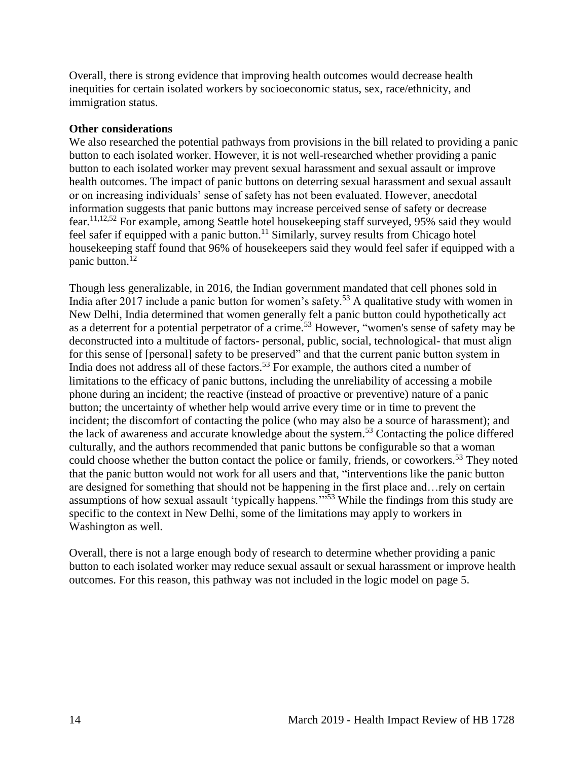Overall, there is strong evidence that improving health outcomes would decrease health inequities for certain isolated workers by socioeconomic status, sex, race/ethnicity, and immigration status.

**Other considerations**

We also researched the potential pathways from provisions in the bill related to providing a panic button to each isolated worker. However, it is not well-researched whether providing a panic button to each isolated worker may prevent sexual harassment and sexual assault or improve health outcomes. The impact of panic buttons on deterring sexual harassment and sexual assault or on increasing individuals' sense of safety has not been evaluated. However, anecdotal information suggests that panic buttons may increase perceived sense of safety or decrease fear.[11,12,52] For example, among Seattle hotel housekeeping staff surveyed, 95% said they would feel safer if equipped with a panic button.[11] Similarly, survey results from Chicago hotel housekeeping staff found that 96% of housekeepers said they would feel safer if equipped with a panic button.[12]

Though less generalizable, in 2016, the Indian government mandated that cell phones sold in India after 2017 include a panic button for women's safety.[53] A qualitative study with women in New Delhi, India determined that women generally felt a panic button could hypothetically act as a deterrent for a potential perpetrator of a crime.[53] However, "women's sense of safety may be deconstructed into a multitude of factors- personal, public, social, technological- that must align for this sense of [personal] safety to be preserved" and that the current panic button system in India does not address all of these factors.[53] For example, the authors cited a number of limitations to the efficacy of panic buttons, including the unreliability of accessing a mobile phone during an incident; the reactive (instead of proactive or preventive) nature of a panic button; the uncertainty of whether help would arrive every time or in time to prevent the incident; the discomfort of contacting the police (who may also be a source of harassment); and the lack of awareness and accurate knowledge about the system.[53] Contacting the police differed culturally, and the authors recommended that panic buttons be configurable so that a woman could choose whether the button contact the police or family, friends, or coworkers.[53] They noted that the panic button would not work for all users and that, "interventions like the panic button are designed for something that should not be happening in the first place and…rely on certain assumptions of how sexual assault 'typically happens.'"[53] While the findings from this study are specific to the context in New Delhi, some of the limitations may apply to workers in Washington as well.

Overall, there is not a large enough body of research to determine whether providing a panic button to each isolated worker may reduce sexual assault or sexual harassment or improve health outcomes. For this reason, this pathway was not included in the logic model on page 5.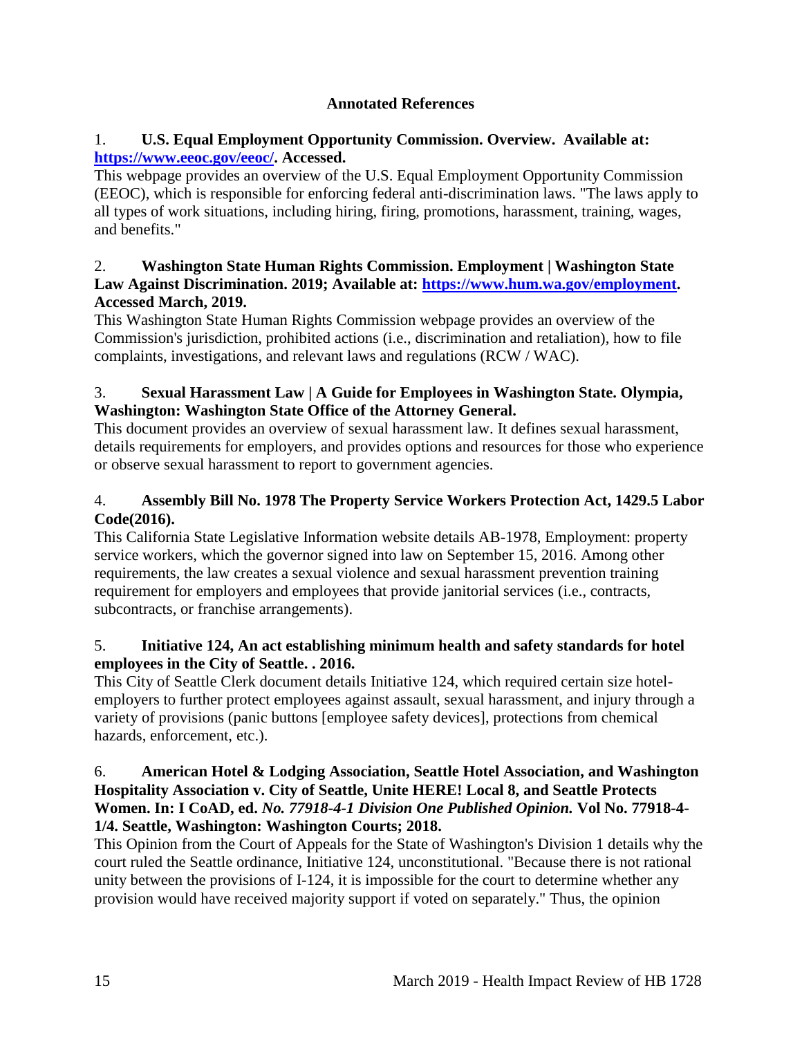### Annotated References

1. **U.S. Equal Employment Opportunity Commission. Overview. Available at: https://www.eeoc.gov/eeoc/. Accessed.**
This webpage provides an overview of the U.S. Equal Employment Opportunity Commission (EEOC), which is responsible for enforcing federal anti-discrimination laws. "The laws apply to all types of work situations, including hiring, firing, promotions, harassment, training, wages, and benefits."

2. **Washington State Human Rights Commission. Employment | Washington State Law Against Discrimination. 2019; Available at: https://www.hum.wa.gov/employment. Accessed March, 2019.**
This Washington State Human Rights Commission webpage provides an overview of the Commission's jurisdiction, prohibited actions (i.e., discrimination and retaliation), how to file complaints, investigations, and relevant laws and regulations (RCW / WAC).

3. **Sexual Harassment Law | A Guide for Employees in Washington State. Olympia, Washington: Washington State Office of the Attorney General.**
This document provides an overview of sexual harassment law. It defines sexual harassment, details requirements for employers, and provides options and resources for those who experience or observe sexual harassment to report to government agencies.

4. **Assembly Bill No. 1978 The Property Service Workers Protection Act, 1429.5 Labor Code(2016).**
This California State Legislative Information website details AB-1978, Employment: property service workers, which the governor signed into law on September 15, 2016. Among other requirements, the law creates a sexual violence and sexual harassment prevention training requirement for employers and employees that provide janitorial services (i.e., contracts, subcontracts, or franchise arrangements).

5. **Initiative 124, An act establishing minimum health and safety standards for hotel employees in the City of Seattle. . 2016.**
This City of Seattle Clerk document details Initiative 124, which required certain size hotel-employers to further protect employees against assault, sexual harassment, and injury through a variety of provisions (panic buttons [employee safety devices], protections from chemical hazards, enforcement, etc.).

6. **American Hotel & Lodging Association, Seattle Hotel Association, and Washington Hospitality Association v. City of Seattle, Unite HERE! Local 8, and Seattle Protects Women. In: I CoAD, ed. *No. 77918-4-1 Division One Published Opinion.* Vol No. 77918-4-1/4. Seattle, Washington: Washington Courts; 2018.**
This Opinion from the Court of Appeals for the State of Washington's Division 1 details why the court ruled the Seattle ordinance, Initiative 124, unconstitutional. "Because there is not rational unity between the provisions of I-124, it is impossible for the court to determine whether any provision would have received majority support if voted on separately." Thus, the opinion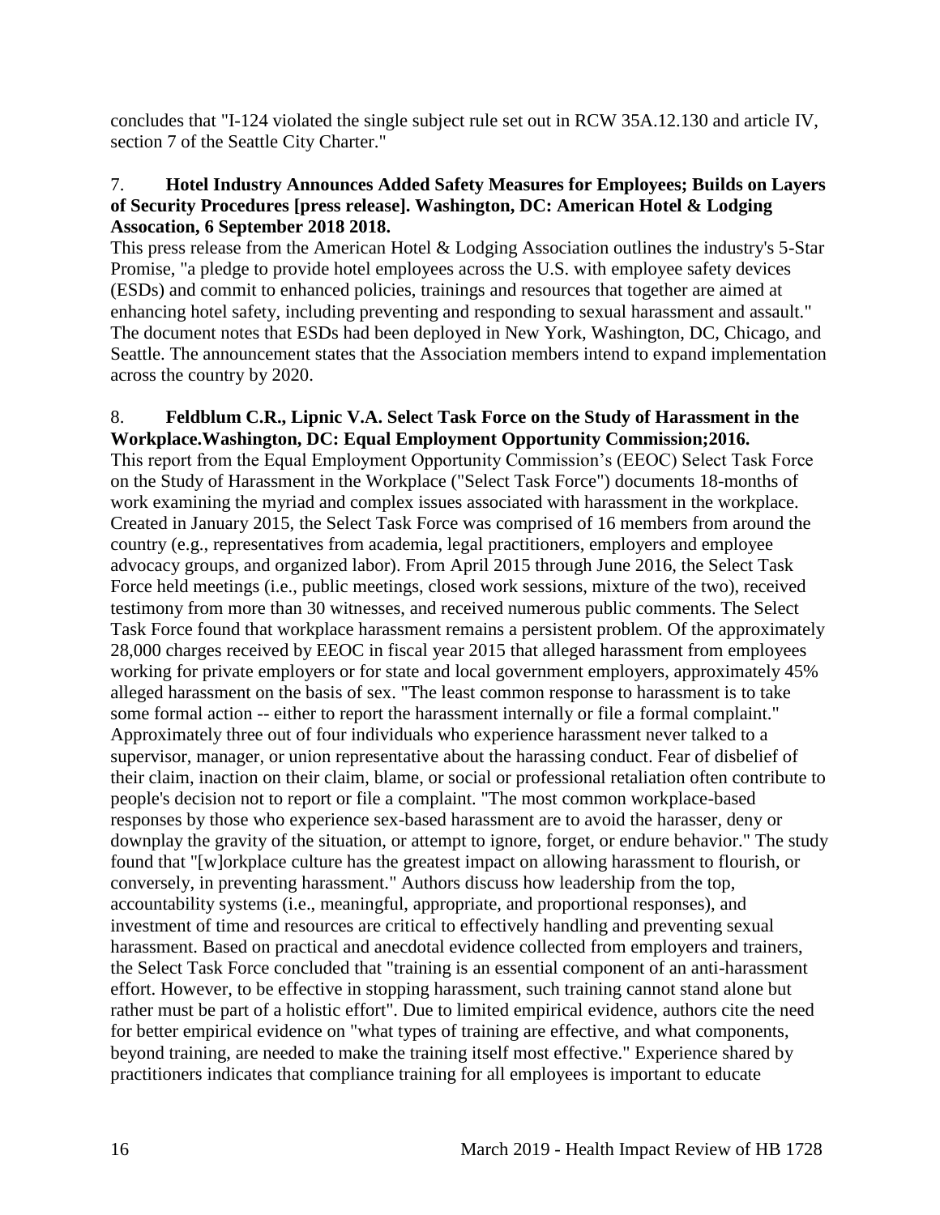concludes that "I-124 violated the single subject rule set out in RCW 35A.12.130 and article IV, section 7 of the Seattle City Charter."

7. **Hotel Industry Announces Added Safety Measures for Employees; Builds on Layers of Security Procedures [press release]. Washington, DC: American Hotel & Lodging Assocation, 6 September 2018 2018.**

This press release from the American Hotel & Lodging Association outlines the industry's 5-Star Promise, "a pledge to provide hotel employees across the U.S. with employee safety devices (ESDs) and commit to enhanced policies, trainings and resources that together are aimed at enhancing hotel safety, including preventing and responding to sexual harassment and assault." The document notes that ESDs had been deployed in New York, Washington, DC, Chicago, and Seattle. The announcement states that the Association members intend to expand implementation across the country by 2020.

8. **Feldblum C.R., Lipnic V.A. Select Task Force on the Study of Harassment in the Workplace.Washington, DC: Equal Employment Opportunity Commission;2016.**

This report from the Equal Employment Opportunity Commission's (EEOC) Select Task Force on the Study of Harassment in the Workplace ("Select Task Force") documents 18-months of work examining the myriad and complex issues associated with harassment in the workplace. Created in January 2015, the Select Task Force was comprised of 16 members from around the country (e.g., representatives from academia, legal practitioners, employers and employee advocacy groups, and organized labor). From April 2015 through June 2016, the Select Task Force held meetings (i.e., public meetings, closed work sessions, mixture of the two), received testimony from more than 30 witnesses, and received numerous public comments. The Select Task Force found that workplace harassment remains a persistent problem. Of the approximately 28,000 charges received by EEOC in fiscal year 2015 that alleged harassment from employees working for private employers or for state and local government employers, approximately 45% alleged harassment on the basis of sex. "The least common response to harassment is to take some formal action -- either to report the harassment internally or file a formal complaint." Approximately three out of four individuals who experience harassment never talked to a supervisor, manager, or union representative about the harassing conduct. Fear of disbelief of their claim, inaction on their claim, blame, or social or professional retaliation often contribute to people's decision not to report or file a complaint. "The most common workplace-based responses by those who experience sex-based harassment are to avoid the harasser, deny or downplay the gravity of the situation, or attempt to ignore, forget, or endure behavior." The study found that "[w]orkplace culture has the greatest impact on allowing harassment to flourish, or conversely, in preventing harassment." Authors discuss how leadership from the top, accountability systems (i.e., meaningful, appropriate, and proportional responses), and investment of time and resources are critical to effectively handling and preventing sexual harassment. Based on practical and anecdotal evidence collected from employers and trainers, the Select Task Force concluded that "training is an essential component of an anti-harassment effort. However, to be effective in stopping harassment, such training cannot stand alone but rather must be part of a holistic effort". Due to limited empirical evidence, authors cite the need for better empirical evidence on "what types of training are effective, and what components, beyond training, are needed to make the training itself most effective." Experience shared by practitioners indicates that compliance training for all employees is important to educate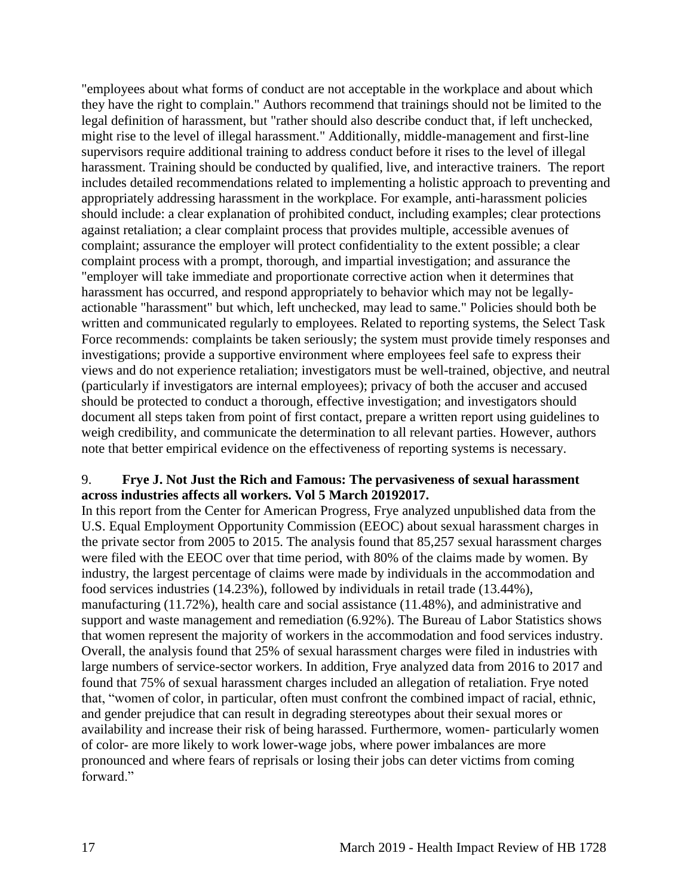"employees about what forms of conduct are not acceptable in the workplace and about which they have the right to complain." Authors recommend that trainings should not be limited to the legal definition of harassment, but "rather should also describe conduct that, if left unchecked, might rise to the level of illegal harassment." Additionally, middle-management and first-line supervisors require additional training to address conduct before it rises to the level of illegal harassment. Training should be conducted by qualified, live, and interactive trainers. The report includes detailed recommendations related to implementing a holistic approach to preventing and appropriately addressing harassment in the workplace. For example, anti-harassment policies should include: a clear explanation of prohibited conduct, including examples; clear protections against retaliation; a clear complaint process that provides multiple, accessible avenues of complaint; assurance the employer will protect confidentiality to the extent possible; a clear complaint process with a prompt, thorough, and impartial investigation; and assurance the "employer will take immediate and proportionate corrective action when it determines that harassment has occurred, and respond appropriately to behavior which may not be legally-actionable "harassment" but which, left unchecked, may lead to same." Policies should both be written and communicated regularly to employees. Related to reporting systems, the Select Task Force recommends: complaints be taken seriously; the system must provide timely responses and investigations; provide a supportive environment where employees feel safe to express their views and do not experience retaliation; investigators must be well-trained, objective, and neutral (particularly if investigators are internal employees); privacy of both the accuser and accused should be protected to conduct a thorough, effective investigation; and investigators should document all steps taken from point of first contact, prepare a written report using guidelines to weigh credibility, and communicate the determination to all relevant parties. However, authors note that better empirical evidence on the effectiveness of reporting systems is necessary.

9. **Frye J. Not Just the Rich and Famous: The pervasiveness of sexual harassment across industries affects all workers. Vol 5 March 20192017.**

In this report from the Center for American Progress, Frye analyzed unpublished data from the U.S. Equal Employment Opportunity Commission (EEOC) about sexual harassment charges in the private sector from 2005 to 2015. The analysis found that 85,257 sexual harassment charges were filed with the EEOC over that time period, with 80% of the claims made by women. By industry, the largest percentage of claims were made by individuals in the accommodation and food services industries (14.23%), followed by individuals in retail trade (13.44%), manufacturing (11.72%), health care and social assistance (11.48%), and administrative and support and waste management and remediation (6.92%). The Bureau of Labor Statistics shows that women represent the majority of workers in the accommodation and food services industry. Overall, the analysis found that 25% of sexual harassment charges were filed in industries with large numbers of service-sector workers. In addition, Frye analyzed data from 2016 to 2017 and found that 75% of sexual harassment charges included an allegation of retaliation. Frye noted that, "women of color, in particular, often must confront the combined impact of racial, ethnic, and gender prejudice that can result in degrading stereotypes about their sexual mores or availability and increase their risk of being harassed. Furthermore, women- particularly women of color- are more likely to work lower-wage jobs, where power imbalances are more pronounced and where fears of reprisals or losing their jobs can deter victims from coming forward."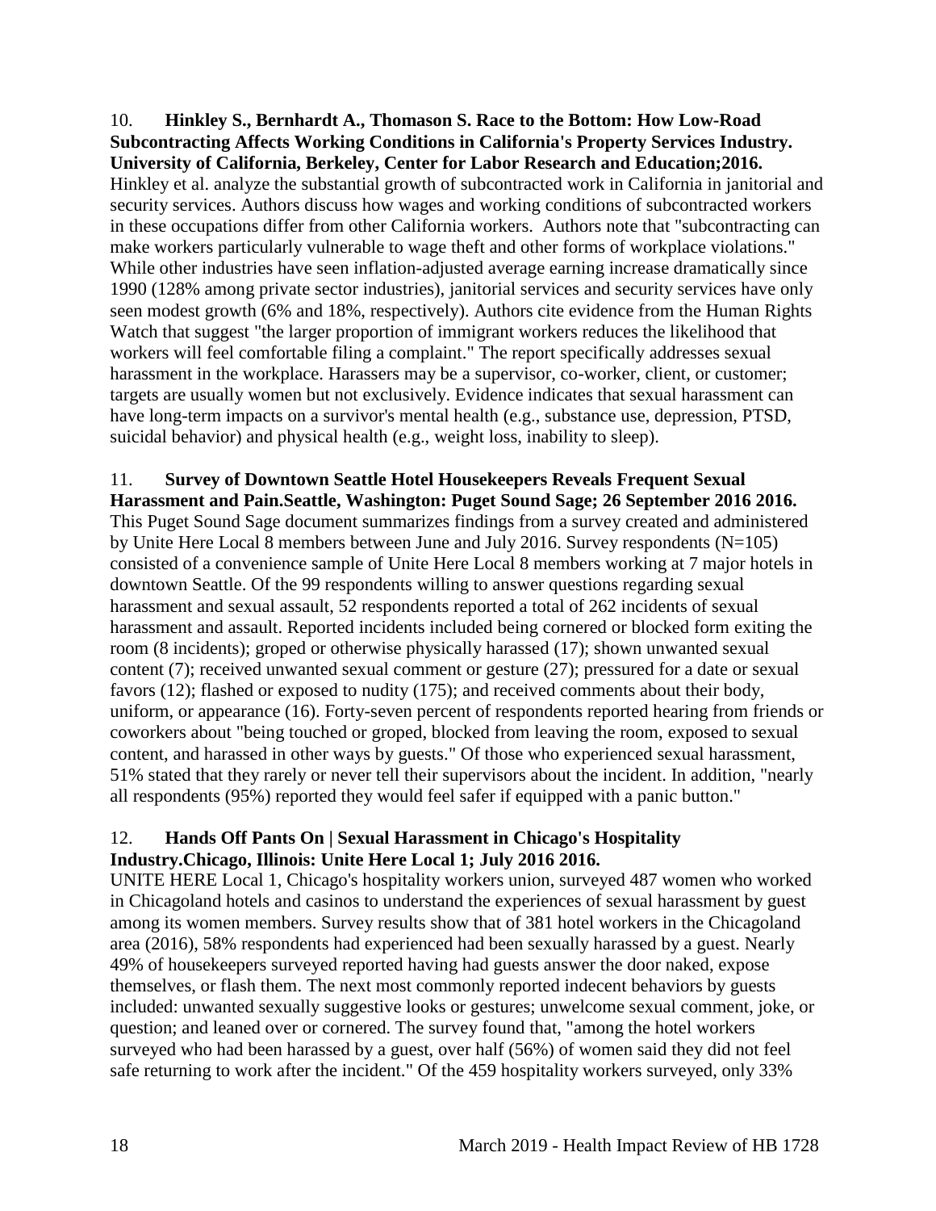10. **Hinkley S., Bernhardt A., Thomason S. Race to the Bottom: How Low-Road Subcontracting Affects Working Conditions in California's Property Services Industry. University of California, Berkeley, Center for Labor Research and Education;2016.**
Hinkley et al. analyze the substantial growth of subcontracted work in California in janitorial and security services. Authors discuss how wages and working conditions of subcontracted workers in these occupations differ from other California workers. Authors note that "subcontracting can make workers particularly vulnerable to wage theft and other forms of workplace violations." While other industries have seen inflation-adjusted average earning increase dramatically since 1990 (128% among private sector industries), janitorial services and security services have only seen modest growth (6% and 18%, respectively). Authors cite evidence from the Human Rights Watch that suggest "the larger proportion of immigrant workers reduces the likelihood that workers will feel comfortable filing a complaint." The report specifically addresses sexual harassment in the workplace. Harassers may be a supervisor, co-worker, client, or customer; targets are usually women but not exclusively. Evidence indicates that sexual harassment can have long-term impacts on a survivor's mental health (e.g., substance use, depression, PTSD, suicidal behavior) and physical health (e.g., weight loss, inability to sleep).

11. **Survey of Downtown Seattle Hotel Housekeepers Reveals Frequent Sexual Harassment and Pain.Seattle, Washington: Puget Sound Sage; 26 September 2016 2016.**
This Puget Sound Sage document summarizes findings from a survey created and administered by Unite Here Local 8 members between June and July 2016. Survey respondents (N=105) consisted of a convenience sample of Unite Here Local 8 members working at 7 major hotels in downtown Seattle. Of the 99 respondents willing to answer questions regarding sexual harassment and sexual assault, 52 respondents reported a total of 262 incidents of sexual harassment and assault. Reported incidents included being cornered or blocked form exiting the room (8 incidents); groped or otherwise physically harassed (17); shown unwanted sexual content (7); received unwanted sexual comment or gesture (27); pressured for a date or sexual favors (12); flashed or exposed to nudity (175); and received comments about their body, uniform, or appearance (16). Forty-seven percent of respondents reported hearing from friends or coworkers about "being touched or groped, blocked from leaving the room, exposed to sexual content, and harassed in other ways by guests." Of those who experienced sexual harassment, 51% stated that they rarely or never tell their supervisors about the incident. In addition, "nearly all respondents (95%) reported they would feel safer if equipped with a panic button."

12. **Hands Off Pants On | Sexual Harassment in Chicago's Hospitality Industry.Chicago, Illinois: Unite Here Local 1; July 2016 2016.**
UNITE HERE Local 1, Chicago's hospitality workers union, surveyed 487 women who worked in Chicagoland hotels and casinos to understand the experiences of sexual harassment by guest among its women members. Survey results show that of 381 hotel workers in the Chicagoland area (2016), 58% respondents had experienced had been sexually harassed by a guest. Nearly 49% of housekeepers surveyed reported having had guests answer the door naked, expose themselves, or flash them. The next most commonly reported indecent behaviors by guests included: unwanted sexually suggestive looks or gestures; unwelcome sexual comment, joke, or question; and leaned over or cornered. The survey found that, "among the hotel workers surveyed who had been harassed by a guest, over half (56%) of women said they did not feel safe returning to work after the incident." Of the 459 hospitality workers surveyed, only 33%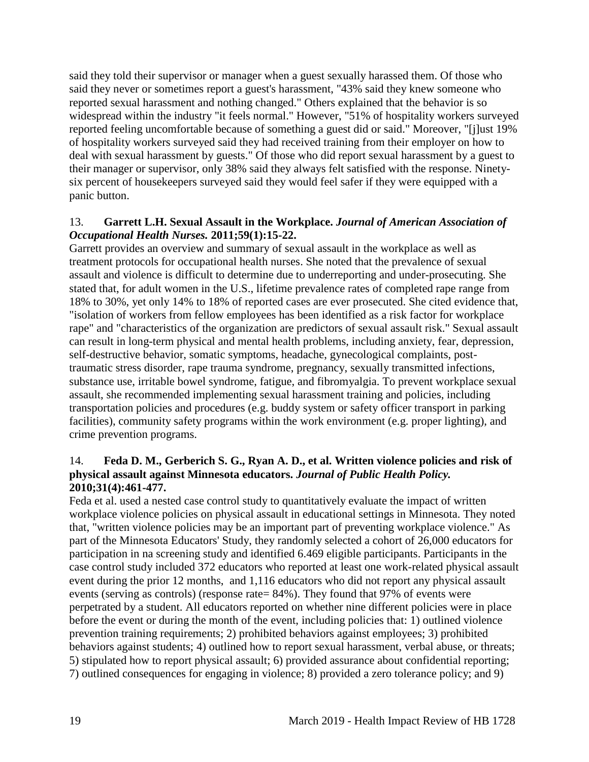said they told their supervisor or manager when a guest sexually harassed them. Of those who said they never or sometimes report a guest's harassment, "43% said they knew someone who reported sexual harassment and nothing changed." Others explained that the behavior is so widespread within the industry "it feels normal." However, "51% of hospitality workers surveyed reported feeling uncomfortable because of something a guest did or said." Moreover, "[j]ust 19% of hospitality workers surveyed said they had received training from their employer on how to deal with sexual harassment by guests." Of those who did report sexual harassment by a guest to their manager or supervisor, only 38% said they always felt satisfied with the response. Ninety-six percent of housekeepers surveyed said they would feel safer if they were equipped with a panic button.

13. **Garrett L.H. Sexual Assault in the Workplace.** ***Journal of American Association of Occupational Health Nurses.*** **2011;59(1):15-22.**

Garrett provides an overview and summary of sexual assault in the workplace as well as treatment protocols for occupational health nurses. She noted that the prevalence of sexual assault and violence is difficult to determine due to underreporting and under-prosecuting. She stated that, for adult women in the U.S., lifetime prevalence rates of completed rape range from 18% to 30%, yet only 14% to 18% of reported cases are ever prosecuted. She cited evidence that, "isolation of workers from fellow employees has been identified as a risk factor for workplace rape" and "characteristics of the organization are predictors of sexual assault risk." Sexual assault can result in long-term physical and mental health problems, including anxiety, fear, depression, self-destructive behavior, somatic symptoms, headache, gynecological complaints, post-traumatic stress disorder, rape trauma syndrome, pregnancy, sexually transmitted infections, substance use, irritable bowel syndrome, fatigue, and fibromyalgia. To prevent workplace sexual assault, she recommended implementing sexual harassment training and policies, including transportation policies and procedures (e.g. buddy system or safety officer transport in parking facilities), community safety programs within the work environment (e.g. proper lighting), and crime prevention programs.

14. **Feda D. M., Gerberich S. G., Ryan A. D., et al. Written violence policies and risk of physical assault against Minnesota educators.** ***Journal of Public Health Policy.*** **2010;31(4):461-477.**

Feda et al. used a nested case control study to quantitatively evaluate the impact of written workplace violence policies on physical assault in educational settings in Minnesota. They noted that, "written violence policies may be an important part of preventing workplace violence." As part of the Minnesota Educators' Study, they randomly selected a cohort of 26,000 educators for participation in na screening study and identified 6.469 eligible participants. Participants in the case control study included 372 educators who reported at least one work-related physical assault event during the prior 12 months, and 1,116 educators who did not report any physical assault events (serving as controls) (response rate= 84%). They found that 97% of events were perpetrated by a student. All educators reported on whether nine different policies were in place before the event or during the month of the event, including policies that: 1) outlined violence prevention training requirements; 2) prohibited behaviors against employees; 3) prohibited behaviors against students; 4) outlined how to report sexual harassment, verbal abuse, or threats; 5) stipulated how to report physical assault; 6) provided assurance about confidential reporting; 7) outlined consequences for engaging in violence; 8) provided a zero tolerance policy; and 9)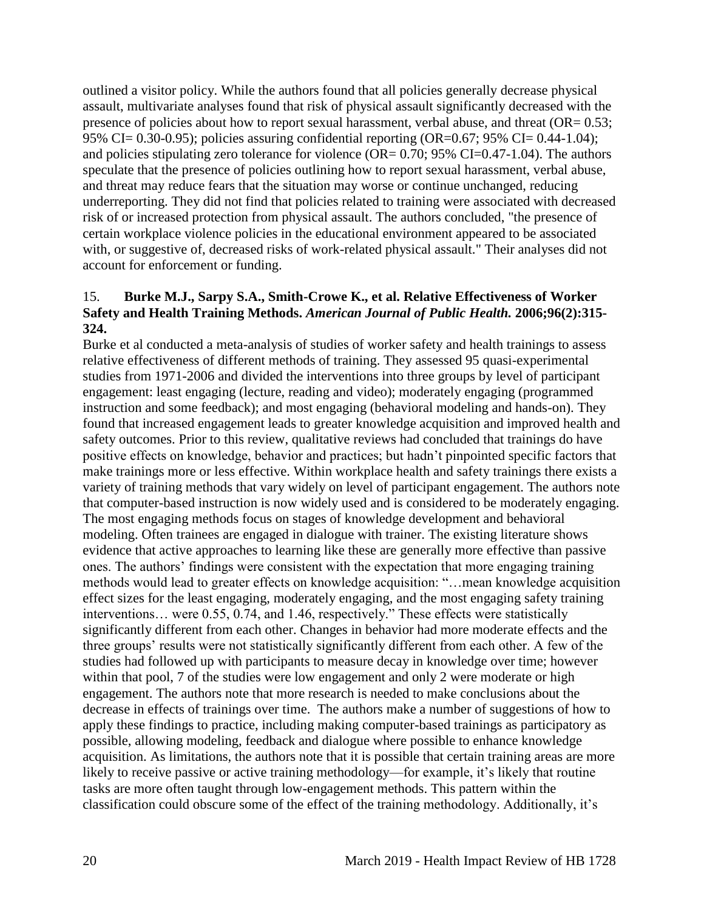outlined a visitor policy. While the authors found that all policies generally decrease physical assault, multivariate analyses found that risk of physical assault significantly decreased with the presence of policies about how to report sexual harassment, verbal abuse, and threat (OR= 0.53; 95% CI= 0.30-0.95); policies assuring confidential reporting (OR=0.67; 95% CI= 0.44-1.04); and policies stipulating zero tolerance for violence (OR= 0.70; 95% CI=0.47-1.04). The authors speculate that the presence of policies outlining how to report sexual harassment, verbal abuse, and threat may reduce fears that the situation may worse or continue unchanged, reducing underreporting. They did not find that policies related to training were associated with decreased risk of or increased protection from physical assault. The authors concluded, "the presence of certain workplace violence policies in the educational environment appeared to be associated with, or suggestive of, decreased risks of work-related physical assault." Their analyses did not account for enforcement or funding.

15. **Burke M.J., Sarpy S.A., Smith-Crowe K., et al. Relative Effectiveness of Worker Safety and Health Training Methods.** ***American Journal of Public Health.*** **2006;96(2):315-324.**

Burke et al conducted a meta-analysis of studies of worker safety and health trainings to assess relative effectiveness of different methods of training. They assessed 95 quasi-experimental studies from 1971-2006 and divided the interventions into three groups by level of participant engagement: least engaging (lecture, reading and video); moderately engaging (programmed instruction and some feedback); and most engaging (behavioral modeling and hands-on). They found that increased engagement leads to greater knowledge acquisition and improved health and safety outcomes. Prior to this review, qualitative reviews had concluded that trainings do have positive effects on knowledge, behavior and practices; but hadn't pinpointed specific factors that make trainings more or less effective. Within workplace health and safety trainings there exists a variety of training methods that vary widely on level of participant engagement. The authors note that computer-based instruction is now widely used and is considered to be moderately engaging. The most engaging methods focus on stages of knowledge development and behavioral modeling. Often trainees are engaged in dialogue with trainer. The existing literature shows evidence that active approaches to learning like these are generally more effective than passive ones. The authors' findings were consistent with the expectation that more engaging training methods would lead to greater effects on knowledge acquisition: "…mean knowledge acquisition effect sizes for the least engaging, moderately engaging, and the most engaging safety training interventions… were 0.55, 0.74, and 1.46, respectively." These effects were statistically significantly different from each other. Changes in behavior had more moderate effects and the three groups' results were not statistically significantly different from each other. A few of the studies had followed up with participants to measure decay in knowledge over time; however within that pool, 7 of the studies were low engagement and only 2 were moderate or high engagement. The authors note that more research is needed to make conclusions about the decrease in effects of trainings over time. The authors make a number of suggestions of how to apply these findings to practice, including making computer-based trainings as participatory as possible, allowing modeling, feedback and dialogue where possible to enhance knowledge acquisition. As limitations, the authors note that it is possible that certain training areas are more likely to receive passive or active training methodology—for example, it's likely that routine tasks are more often taught through low-engagement methods. This pattern within the classification could obscure some of the effect of the training methodology. Additionally, it's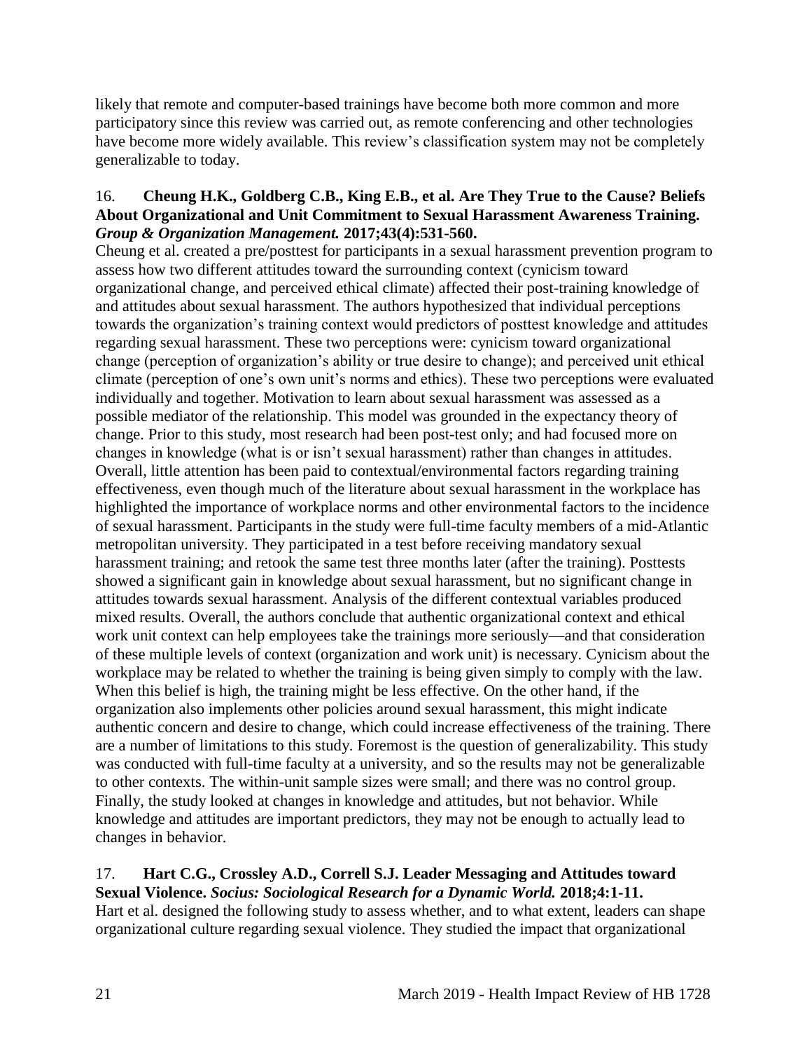likely that remote and computer-based trainings have become both more common and more participatory since this review was carried out, as remote conferencing and other technologies have become more widely available. This review's classification system may not be completely generalizable to today.

16. **Cheung H.K., Goldberg C.B., King E.B., et al. Are They True to the Cause? Beliefs About Organizational and Unit Commitment to Sexual Harassment Awareness Training.** ***Group & Organization Management.*** **2017;43(4):531-560.**

Cheung et al. created a pre/posttest for participants in a sexual harassment prevention program to assess how two different attitudes toward the surrounding context (cynicism toward organizational change, and perceived ethical climate) affected their post-training knowledge of and attitudes about sexual harassment. The authors hypothesized that individual perceptions towards the organization's training context would predictors of posttest knowledge and attitudes regarding sexual harassment. These two perceptions were: cynicism toward organizational change (perception of organization's ability or true desire to change); and perceived unit ethical climate (perception of one's own unit's norms and ethics). These two perceptions were evaluated individually and together. Motivation to learn about sexual harassment was assessed as a possible mediator of the relationship. This model was grounded in the expectancy theory of change. Prior to this study, most research had been post-test only; and had focused more on changes in knowledge (what is or isn't sexual harassment) rather than changes in attitudes. Overall, little attention has been paid to contextual/environmental factors regarding training effectiveness, even though much of the literature about sexual harassment in the workplace has highlighted the importance of workplace norms and other environmental factors to the incidence of sexual harassment. Participants in the study were full-time faculty members of a mid-Atlantic metropolitan university. They participated in a test before receiving mandatory sexual harassment training; and retook the same test three months later (after the training). Posttests showed a significant gain in knowledge about sexual harassment, but no significant change in attitudes towards sexual harassment. Analysis of the different contextual variables produced mixed results. Overall, the authors conclude that authentic organizational context and ethical work unit context can help employees take the trainings more seriously—and that consideration of these multiple levels of context (organization and work unit) is necessary. Cynicism about the workplace may be related to whether the training is being given simply to comply with the law. When this belief is high, the training might be less effective. On the other hand, if the organization also implements other policies around sexual harassment, this might indicate authentic concern and desire to change, which could increase effectiveness of the training. There are a number of limitations to this study. Foremost is the question of generalizability. This study was conducted with full-time faculty at a university, and so the results may not be generalizable to other contexts. The within-unit sample sizes were small; and there was no control group. Finally, the study looked at changes in knowledge and attitudes, but not behavior. While knowledge and attitudes are important predictors, they may not be enough to actually lead to changes in behavior.

17. **Hart C.G., Crossley A.D., Correll S.J. Leader Messaging and Attitudes toward Sexual Violence.** ***Socius: Sociological Research for a Dynamic World.*** **2018;4:1-11.**

Hart et al. designed the following study to assess whether, and to what extent, leaders can shape organizational culture regarding sexual violence. They studied the impact that organizational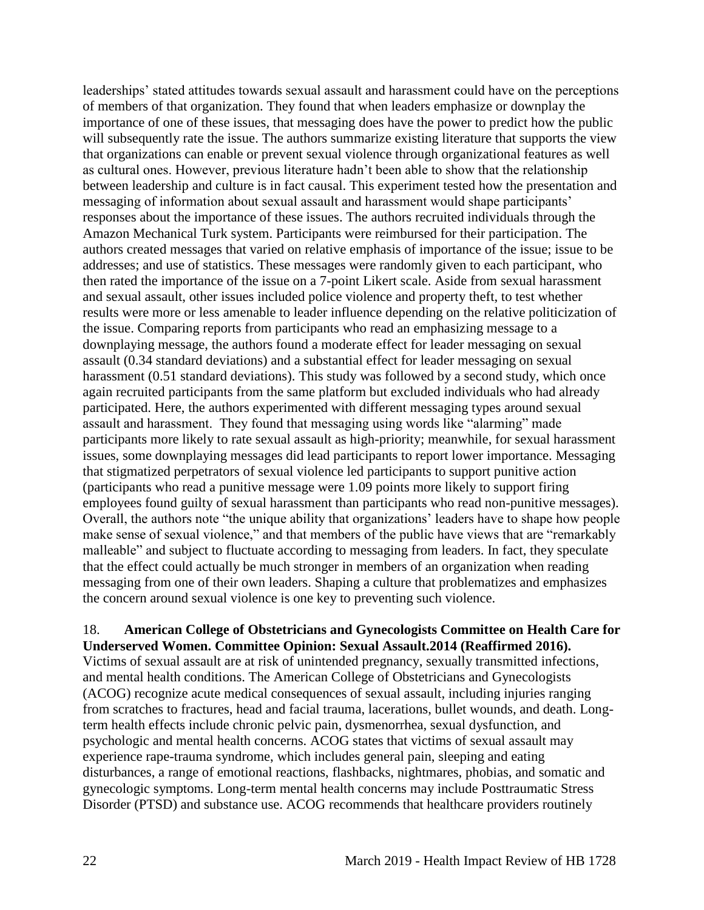leaderships' stated attitudes towards sexual assault and harassment could have on the perceptions of members of that organization. They found that when leaders emphasize or downplay the importance of one of these issues, that messaging does have the power to predict how the public will subsequently rate the issue. The authors summarize existing literature that supports the view that organizations can enable or prevent sexual violence through organizational features as well as cultural ones. However, previous literature hadn't been able to show that the relationship between leadership and culture is in fact causal. This experiment tested how the presentation and messaging of information about sexual assault and harassment would shape participants' responses about the importance of these issues. The authors recruited individuals through the Amazon Mechanical Turk system. Participants were reimbursed for their participation. The authors created messages that varied on relative emphasis of importance of the issue; issue to be addresses; and use of statistics. These messages were randomly given to each participant, who then rated the importance of the issue on a 7-point Likert scale. Aside from sexual harassment and sexual assault, other issues included police violence and property theft, to test whether results were more or less amenable to leader influence depending on the relative politicization of the issue. Comparing reports from participants who read an emphasizing message to a downplaying message, the authors found a moderate effect for leader messaging on sexual assault (0.34 standard deviations) and a substantial effect for leader messaging on sexual harassment (0.51 standard deviations). This study was followed by a second study, which once again recruited participants from the same platform but excluded individuals who had already participated. Here, the authors experimented with different messaging types around sexual assault and harassment. They found that messaging using words like "alarming" made participants more likely to rate sexual assault as high-priority; meanwhile, for sexual harassment issues, some downplaying messages did lead participants to report lower importance. Messaging that stigmatized perpetrators of sexual violence led participants to support punitive action (participants who read a punitive message were 1.09 points more likely to support firing employees found guilty of sexual harassment than participants who read non-punitive messages). Overall, the authors note "the unique ability that organizations' leaders have to shape how people make sense of sexual violence," and that members of the public have views that are "remarkably malleable" and subject to fluctuate according to messaging from leaders. In fact, they speculate that the effect could actually be much stronger in members of an organization when reading messaging from one of their own leaders. Shaping a culture that problematizes and emphasizes the concern around sexual violence is one key to preventing such violence.

18. **American College of Obstetricians and Gynecologists Committee on Health Care for Underserved Women. Committee Opinion: Sexual Assault.2014 (Reaffirmed 2016).**
Victims of sexual assault are at risk of unintended pregnancy, sexually transmitted infections, and mental health conditions. The American College of Obstetricians and Gynecologists (ACOG) recognize acute medical consequences of sexual assault, including injuries ranging from scratches to fractures, head and facial trauma, lacerations, bullet wounds, and death. Long-term health effects include chronic pelvic pain, dysmenorrhea, sexual dysfunction, and psychologic and mental health concerns. ACOG states that victims of sexual assault may experience rape-trauma syndrome, which includes general pain, sleeping and eating disturbances, a range of emotional reactions, flashbacks, nightmares, phobias, and somatic and gynecologic symptoms. Long-term mental health concerns may include Posttraumatic Stress Disorder (PTSD) and substance use. ACOG recommends that healthcare providers routinely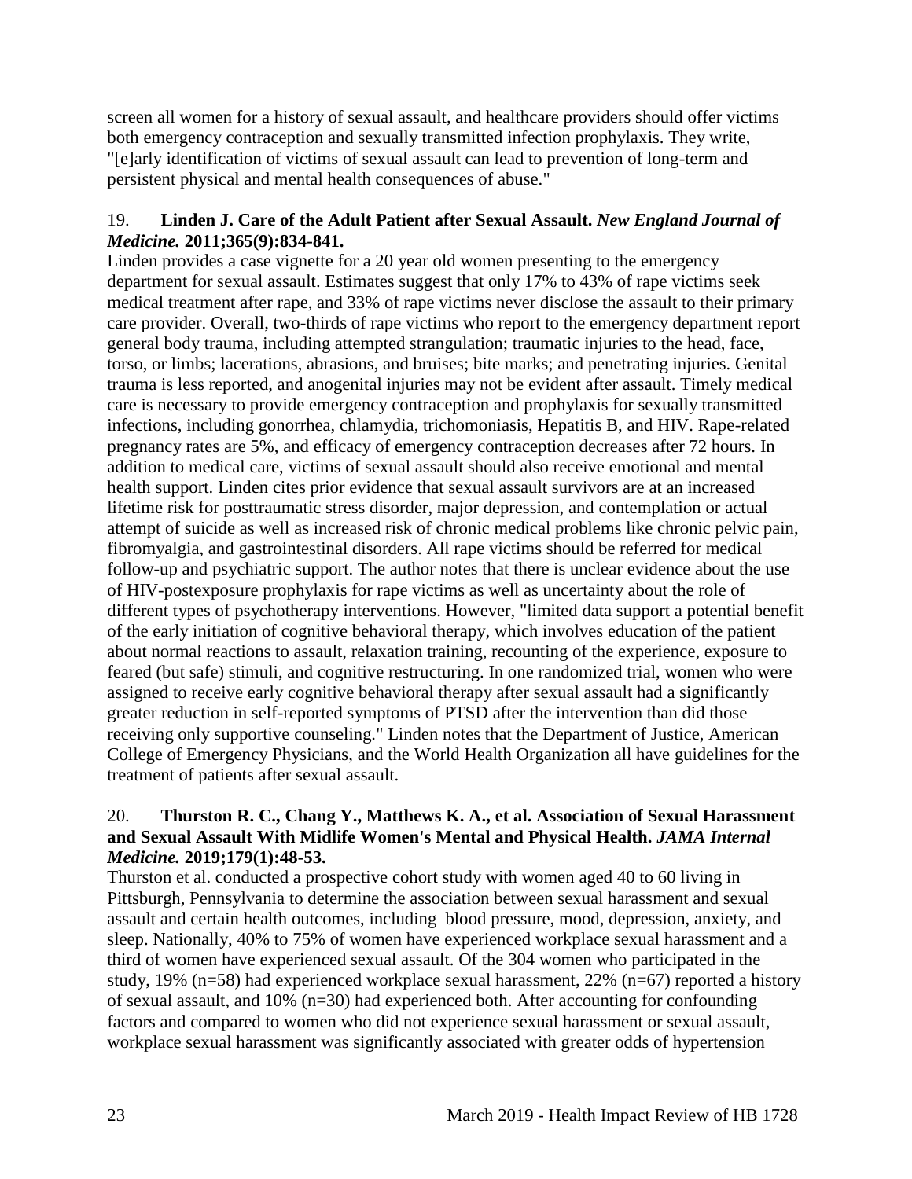screen all women for a history of sexual assault, and healthcare providers should offer victims both emergency contraception and sexually transmitted infection prophylaxis. They write, "[e]arly identification of victims of sexual assault can lead to prevention of long-term and persistent physical and mental health consequences of abuse."

19. **Linden J. Care of the Adult Patient after Sexual Assault.** ***New England Journal of Medicine.*** **2011;365(9):834-841.**

Linden provides a case vignette for a 20 year old women presenting to the emergency department for sexual assault. Estimates suggest that only 17% to 43% of rape victims seek medical treatment after rape, and 33% of rape victims never disclose the assault to their primary care provider. Overall, two-thirds of rape victims who report to the emergency department report general body trauma, including attempted strangulation; traumatic injuries to the head, face, torso, or limbs; lacerations, abrasions, and bruises; bite marks; and penetrating injuries. Genital trauma is less reported, and anogenital injuries may not be evident after assault. Timely medical care is necessary to provide emergency contraception and prophylaxis for sexually transmitted infections, including gonorrhea, chlamydia, trichomoniasis, Hepatitis B, and HIV. Rape-related pregnancy rates are 5%, and efficacy of emergency contraception decreases after 72 hours. In addition to medical care, victims of sexual assault should also receive emotional and mental health support. Linden cites prior evidence that sexual assault survivors are at an increased lifetime risk for posttraumatic stress disorder, major depression, and contemplation or actual attempt of suicide as well as increased risk of chronic medical problems like chronic pelvic pain, fibromyalgia, and gastrointestinal disorders. All rape victims should be referred for medical follow-up and psychiatric support. The author notes that there is unclear evidence about the use of HIV-postexposure prophylaxis for rape victims as well as uncertainty about the role of different types of psychotherapy interventions. However, "limited data support a potential benefit of the early initiation of cognitive behavioral therapy, which involves education of the patient about normal reactions to assault, relaxation training, recounting of the experience, exposure to feared (but safe) stimuli, and cognitive restructuring. In one randomized trial, women who were assigned to receive early cognitive behavioral therapy after sexual assault had a significantly greater reduction in self-reported symptoms of PTSD after the intervention than did those receiving only supportive counseling." Linden notes that the Department of Justice, American College of Emergency Physicians, and the World Health Organization all have guidelines for the treatment of patients after sexual assault.

20. **Thurston R. C., Chang Y., Matthews K. A., et al. Association of Sexual Harassment and Sexual Assault With Midlife Women's Mental and Physical Health.** ***JAMA Internal Medicine.*** **2019;179(1):48-53.**

Thurston et al. conducted a prospective cohort study with women aged 40 to 60 living in Pittsburgh, Pennsylvania to determine the association between sexual harassment and sexual assault and certain health outcomes, including blood pressure, mood, depression, anxiety, and sleep. Nationally, 40% to 75% of women have experienced workplace sexual harassment and a third of women have experienced sexual assault. Of the 304 women who participated in the study, 19% (n=58) had experienced workplace sexual harassment, 22% (n=67) reported a history of sexual assault, and 10% (n=30) had experienced both. After accounting for confounding factors and compared to women who did not experience sexual harassment or sexual assault, workplace sexual harassment was significantly associated with greater odds of hypertension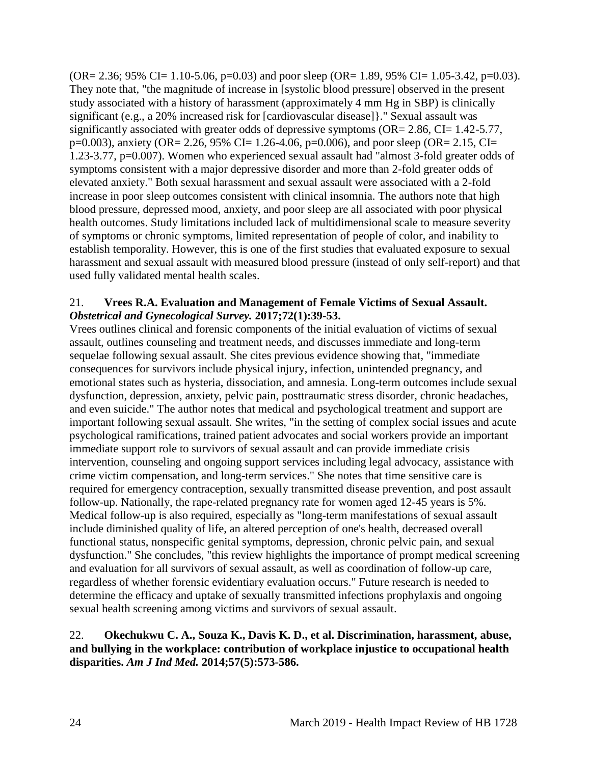(OR= 2.36; 95% CI= 1.10-5.06, p=0.03) and poor sleep (OR= 1.89, 95% CI= 1.05-3.42, p=0.03). They note that, "the magnitude of increase in [systolic blood pressure] observed in the present study associated with a history of harassment (approximately 4 mm Hg in SBP) is clinically significant (e.g., a 20% increased risk for [cardiovascular disease]}." Sexual assault was significantly associated with greater odds of depressive symptoms (OR= 2.86, CI= 1.42-5.77, p=0.003), anxiety (OR= 2.26, 95% CI= 1.26-4.06, p=0.006), and poor sleep (OR= 2.15, CI= 1.23-3.77, p=0.007). Women who experienced sexual assault had "almost 3-fold greater odds of symptoms consistent with a major depressive disorder and more than 2-fold greater odds of elevated anxiety." Both sexual harassment and sexual assault were associated with a 2-fold increase in poor sleep outcomes consistent with clinical insomnia. The authors note that high blood pressure, depressed mood, anxiety, and poor sleep are all associated with poor physical health outcomes. Study limitations included lack of multidimensional scale to measure severity of symptoms or chronic symptoms, limited representation of people of color, and inability to establish temporality. However, this is one of the first studies that evaluated exposure to sexual harassment and sexual assault with measured blood pressure (instead of only self-report) and that used fully validated mental health scales.

21. **Vrees R.A. Evaluation and Management of Female Victims of Sexual Assault. *Obstetrical and Gynecological Survey.* 2017;72(1):39-53.**

Vrees outlines clinical and forensic components of the initial evaluation of victims of sexual assault, outlines counseling and treatment needs, and discusses immediate and long-term sequelae following sexual assault. She cites previous evidence showing that, "immediate consequences for survivors include physical injury, infection, unintended pregnancy, and emotional states such as hysteria, dissociation, and amnesia. Long-term outcomes include sexual dysfunction, depression, anxiety, pelvic pain, posttraumatic stress disorder, chronic headaches, and even suicide." The author notes that medical and psychological treatment and support are important following sexual assault. She writes, "in the setting of complex social issues and acute psychological ramifications, trained patient advocates and social workers provide an important immediate support role to survivors of sexual assault and can provide immediate crisis intervention, counseling and ongoing support services including legal advocacy, assistance with crime victim compensation, and long-term services." She notes that time sensitive care is required for emergency contraception, sexually transmitted disease prevention, and post assault follow-up. Nationally, the rape-related pregnancy rate for women aged 12-45 years is 5%. Medical follow-up is also required, especially as "long-term manifestations of sexual assault include diminished quality of life, an altered perception of one's health, decreased overall functional status, nonspecific genital symptoms, depression, chronic pelvic pain, and sexual dysfunction." She concludes, "this review highlights the importance of prompt medical screening and evaluation for all survivors of sexual assault, as well as coordination of follow-up care, regardless of whether forensic evidentiary evaluation occurs." Future research is needed to determine the efficacy and uptake of sexually transmitted infections prophylaxis and ongoing sexual health screening among victims and survivors of sexual assault.

22. **Okechukwu C. A., Souza K., Davis K. D., et al. Discrimination, harassment, abuse, and bullying in the workplace: contribution of workplace injustice to occupational health disparities. *Am J Ind Med.* 2014;57(5):573-586.**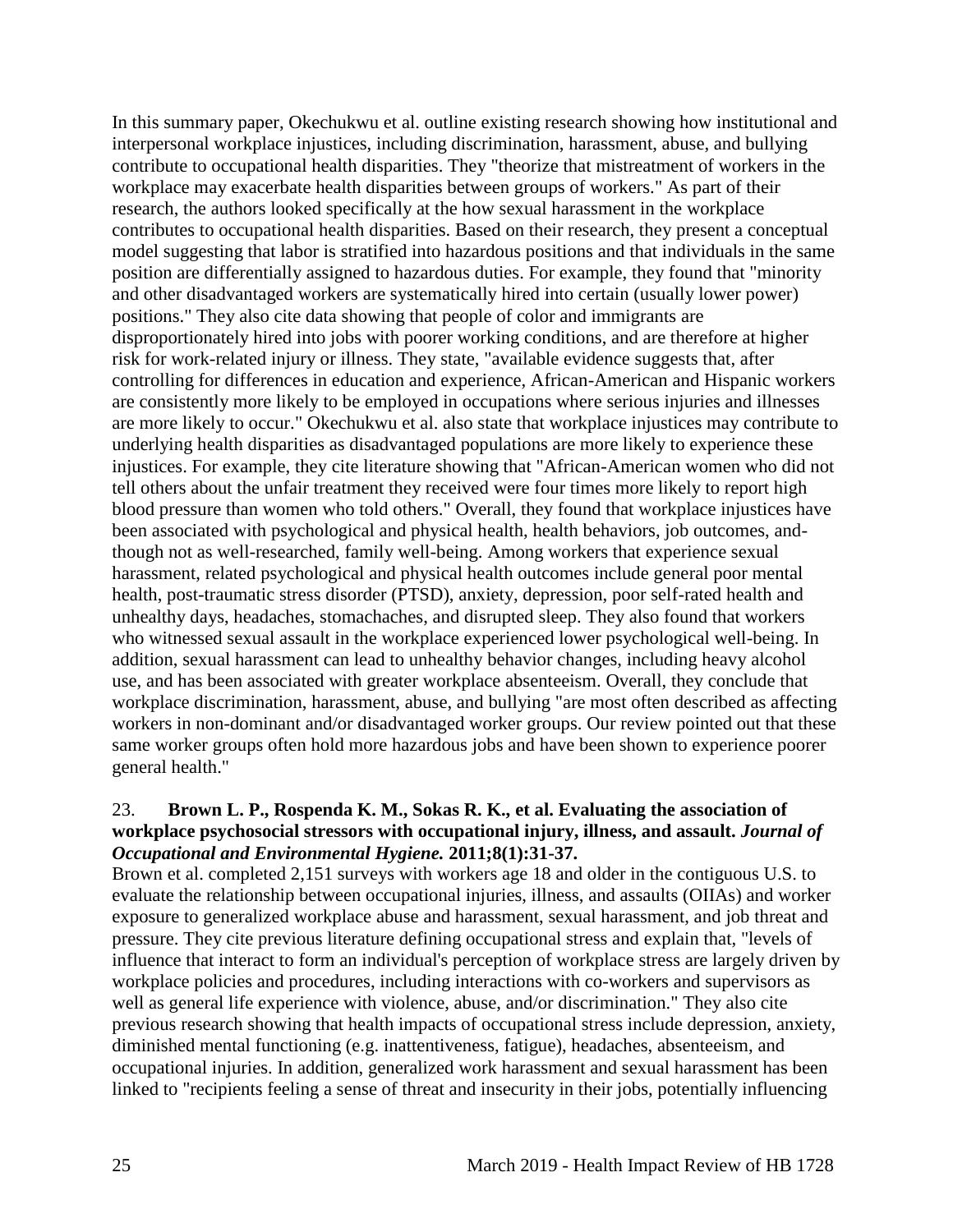In this summary paper, Okechukwu et al. outline existing research showing how institutional and interpersonal workplace injustices, including discrimination, harassment, abuse, and bullying contribute to occupational health disparities. They "theorize that mistreatment of workers in the workplace may exacerbate health disparities between groups of workers." As part of their research, the authors looked specifically at the how sexual harassment in the workplace contributes to occupational health disparities. Based on their research, they present a conceptual model suggesting that labor is stratified into hazardous positions and that individuals in the same position are differentially assigned to hazardous duties. For example, they found that "minority and other disadvantaged workers are systematically hired into certain (usually lower power) positions." They also cite data showing that people of color and immigrants are disproportionately hired into jobs with poorer working conditions, and are therefore at higher risk for work-related injury or illness. They state, "available evidence suggests that, after controlling for differences in education and experience, African-American and Hispanic workers are consistently more likely to be employed in occupations where serious injuries and illnesses are more likely to occur." Okechukwu et al. also state that workplace injustices may contribute to underlying health disparities as disadvantaged populations are more likely to experience these injustices. For example, they cite literature showing that "African-American women who did not tell others about the unfair treatment they received were four times more likely to report high blood pressure than women who told others." Overall, they found that workplace injustices have been associated with psychological and physical health, health behaviors, job outcomes, and-though not as well-researched, family well-being. Among workers that experience sexual harassment, related psychological and physical health outcomes include general poor mental health, post-traumatic stress disorder (PTSD), anxiety, depression, poor self-rated health and unhealthy days, headaches, stomachaches, and disrupted sleep. They also found that workers who witnessed sexual assault in the workplace experienced lower psychological well-being. In addition, sexual harassment can lead to unhealthy behavior changes, including heavy alcohol use, and has been associated with greater workplace absenteeism. Overall, they conclude that workplace discrimination, harassment, abuse, and bullying "are most often described as affecting workers in non-dominant and/or disadvantaged worker groups. Our review pointed out that these same worker groups often hold more hazardous jobs and have been shown to experience poorer general health."

23. **Brown L. P., Rospenda K. M., Sokas R. K., et al. Evaluating the association of workplace psychosocial stressors with occupational injury, illness, and assault. *Journal of Occupational and Environmental Hygiene.* 2011;8(1):31-37.**

Brown et al. completed 2,151 surveys with workers age 18 and older in the contiguous U.S. to evaluate the relationship between occupational injuries, illness, and assaults (OIIAs) and worker exposure to generalized workplace abuse and harassment, sexual harassment, and job threat and pressure. They cite previous literature defining occupational stress and explain that, "levels of influence that interact to form an individual's perception of workplace stress are largely driven by workplace policies and procedures, including interactions with co-workers and supervisors as well as general life experience with violence, abuse, and/or discrimination." They also cite previous research showing that health impacts of occupational stress include depression, anxiety, diminished mental functioning (e.g. inattentiveness, fatigue), headaches, absenteeism, and occupational injuries. In addition, generalized work harassment and sexual harassment has been linked to "recipients feeling a sense of threat and insecurity in their jobs, potentially influencing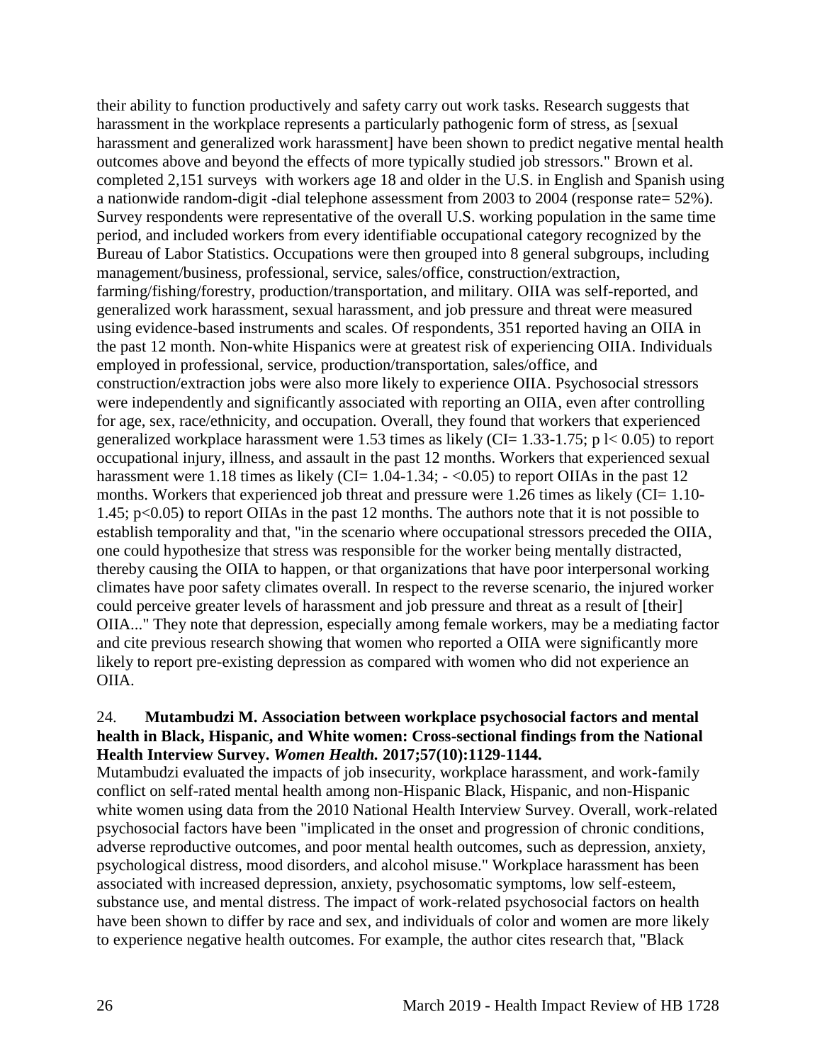their ability to function productively and safety carry out work tasks. Research suggests that harassment in the workplace represents a particularly pathogenic form of stress, as [sexual harassment and generalized work harassment] have been shown to predict negative mental health outcomes above and beyond the effects of more typically studied job stressors." Brown et al. completed 2,151 surveys with workers age 18 and older in the U.S. in English and Spanish using a nationwide random-digit -dial telephone assessment from 2003 to 2004 (response rate= 52%). Survey respondents were representative of the overall U.S. working population in the same time period, and included workers from every identifiable occupational category recognized by the Bureau of Labor Statistics. Occupations were then grouped into 8 general subgroups, including management/business, professional, service, sales/office, construction/extraction, farming/fishing/forestry, production/transportation, and military. OIIA was self-reported, and generalized work harassment, sexual harassment, and job pressure and threat were measured using evidence-based instruments and scales. Of respondents, 351 reported having an OIIA in the past 12 month. Non-white Hispanics were at greatest risk of experiencing OIIA. Individuals employed in professional, service, production/transportation, sales/office, and construction/extraction jobs were also more likely to experience OIIA. Psychosocial stressors were independently and significantly associated with reporting an OIIA, even after controlling for age, sex, race/ethnicity, and occupation. Overall, they found that workers that experienced generalized workplace harassment were 1.53 times as likely (CI= 1.33-1.75; p l< 0.05) to report occupational injury, illness, and assault in the past 12 months. Workers that experienced sexual harassment were 1.18 times as likely (CI= 1.04-1.34; - <0.05) to report OIIAs in the past 12 months. Workers that experienced job threat and pressure were 1.26 times as likely (CI= 1.10-1.45; p<0.05) to report OIIAs in the past 12 months. The authors note that it is not possible to establish temporality and that, "in the scenario where occupational stressors preceded the OIIA, one could hypothesize that stress was responsible for the worker being mentally distracted, thereby causing the OIIA to happen, or that organizations that have poor interpersonal working climates have poor safety climates overall. In respect to the reverse scenario, the injured worker could perceive greater levels of harassment and job pressure and threat as a result of [their] OIIA..." They note that depression, especially among female workers, may be a mediating factor and cite previous research showing that women who reported a OIIA were significantly more likely to report pre-existing depression as compared with women who did not experience an OIIA.

24. **Mutambudzi M. Association between workplace psychosocial factors and mental health in Black, Hispanic, and White women: Cross-sectional findings from the National Health Interview Survey. *Women Health.* 2017;57(10):1129-1144.**

Mutambudzi evaluated the impacts of job insecurity, workplace harassment, and work-family conflict on self-rated mental health among non-Hispanic Black, Hispanic, and non-Hispanic white women using data from the 2010 National Health Interview Survey. Overall, work-related psychosocial factors have been "implicated in the onset and progression of chronic conditions, adverse reproductive outcomes, and poor mental health outcomes, such as depression, anxiety, psychological distress, mood disorders, and alcohol misuse." Workplace harassment has been associated with increased depression, anxiety, psychosomatic symptoms, low self-esteem, substance use, and mental distress. The impact of work-related psychosocial factors on health have been shown to differ by race and sex, and individuals of color and women are more likely to experience negative health outcomes. For example, the author cites research that, "Black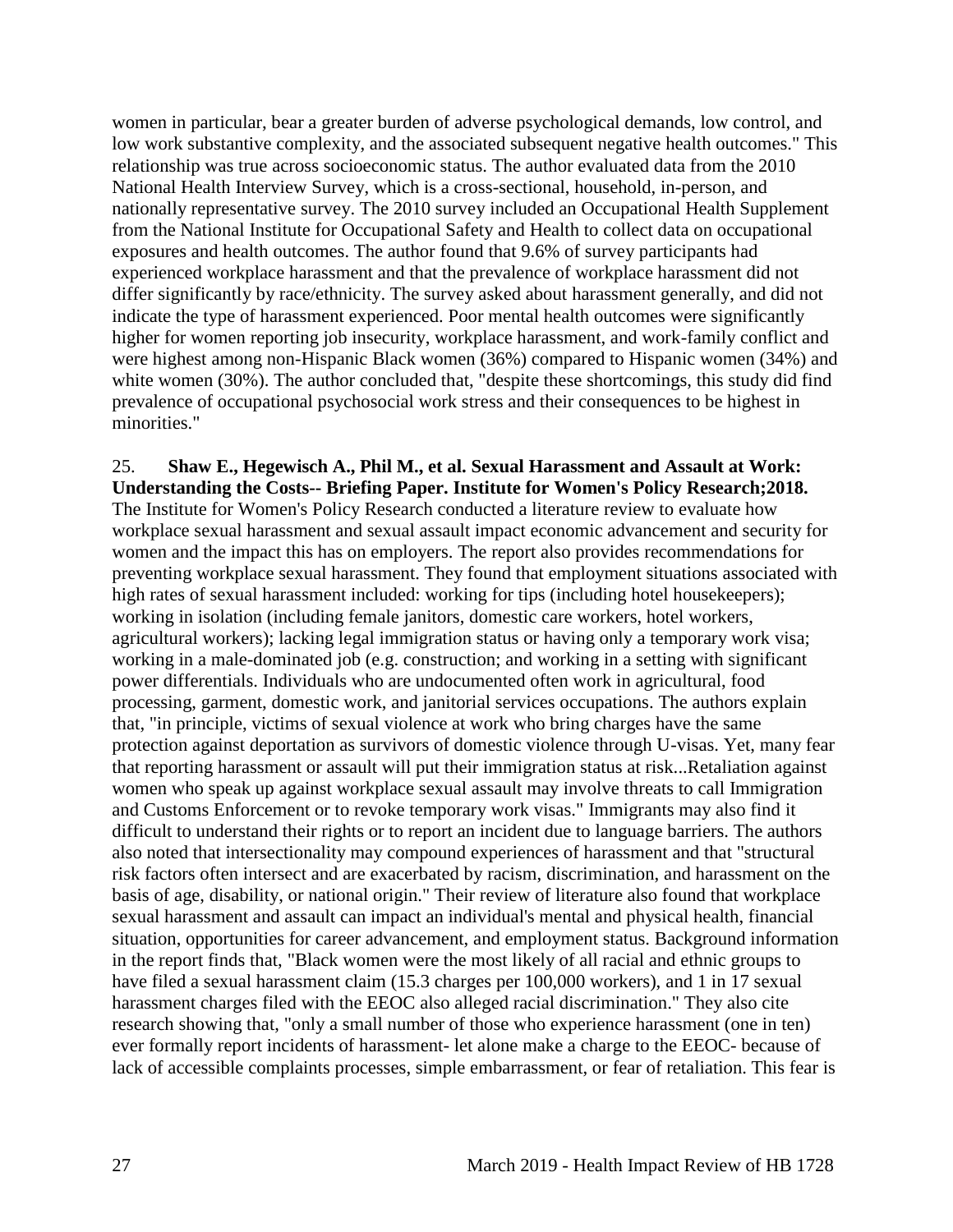women in particular, bear a greater burden of adverse psychological demands, low control, and low work substantive complexity, and the associated subsequent negative health outcomes." This relationship was true across socioeconomic status. The author evaluated data from the 2010 National Health Interview Survey, which is a cross-sectional, household, in-person, and nationally representative survey. The 2010 survey included an Occupational Health Supplement from the National Institute for Occupational Safety and Health to collect data on occupational exposures and health outcomes. The author found that 9.6% of survey participants had experienced workplace harassment and that the prevalence of workplace harassment did not differ significantly by race/ethnicity. The survey asked about harassment generally, and did not indicate the type of harassment experienced. Poor mental health outcomes were significantly higher for women reporting job insecurity, workplace harassment, and work-family conflict and were highest among non-Hispanic Black women (36%) compared to Hispanic women (34%) and white women (30%). The author concluded that, "despite these shortcomings, this study did find prevalence of occupational psychosocial work stress and their consequences to be highest in minorities."

25. **Shaw E., Hegewisch A., Phil M., et al. Sexual Harassment and Assault at Work: Understanding the Costs-- Briefing Paper. Institute for Women's Policy Research;2018.**
The Institute for Women's Policy Research conducted a literature review to evaluate how workplace sexual harassment and sexual assault impact economic advancement and security for women and the impact this has on employers. The report also provides recommendations for preventing workplace sexual harassment. They found that employment situations associated with high rates of sexual harassment included: working for tips (including hotel housekeepers); working in isolation (including female janitors, domestic care workers, hotel workers, agricultural workers); lacking legal immigration status or having only a temporary work visa; working in a male-dominated job (e.g. construction; and working in a setting with significant power differentials. Individuals who are undocumented often work in agricultural, food processing, garment, domestic work, and janitorial services occupations. The authors explain that, "in principle, victims of sexual violence at work who bring charges have the same protection against deportation as survivors of domestic violence through U-visas. Yet, many fear that reporting harassment or assault will put their immigration status at risk...Retaliation against women who speak up against workplace sexual assault may involve threats to call Immigration and Customs Enforcement or to revoke temporary work visas." Immigrants may also find it difficult to understand their rights or to report an incident due to language barriers. The authors also noted that intersectionality may compound experiences of harassment and that "structural risk factors often intersect and are exacerbated by racism, discrimination, and harassment on the basis of age, disability, or national origin." Their review of literature also found that workplace sexual harassment and assault can impact an individual's mental and physical health, financial situation, opportunities for career advancement, and employment status. Background information in the report finds that, "Black women were the most likely of all racial and ethnic groups to have filed a sexual harassment claim (15.3 charges per 100,000 workers), and 1 in 17 sexual harassment charges filed with the EEOC also alleged racial discrimination." They also cite research showing that, "only a small number of those who experience harassment (one in ten) ever formally report incidents of harassment- let alone make a charge to the EEOC- because of lack of accessible complaints processes, simple embarrassment, or fear of retaliation. This fear is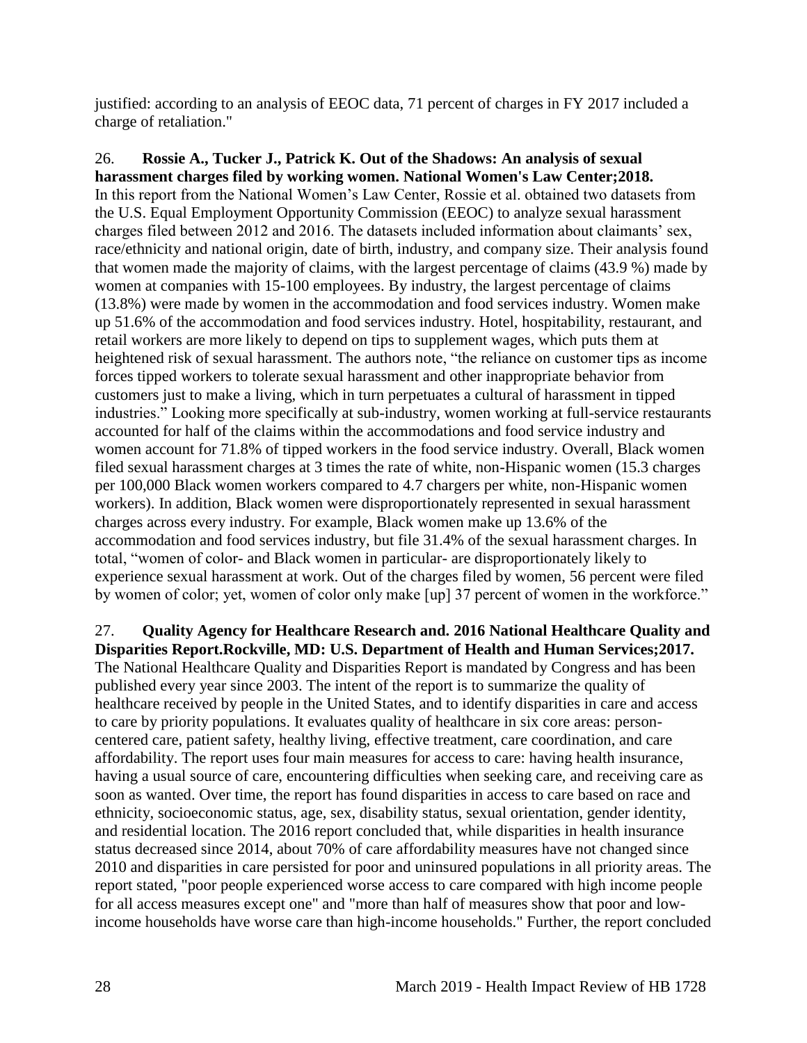justified: according to an analysis of EEOC data, 71 percent of charges in FY 2017 included a charge of retaliation."

26. **Rossie A., Tucker J., Patrick K. Out of the Shadows: An analysis of sexual harassment charges filed by working women. National Women's Law Center;2018.**
In this report from the National Women's Law Center, Rossie et al. obtained two datasets from the U.S. Equal Employment Opportunity Commission (EEOC) to analyze sexual harassment charges filed between 2012 and 2016. The datasets included information about claimants' sex, race/ethnicity and national origin, date of birth, industry, and company size. Their analysis found that women made the majority of claims, with the largest percentage of claims (43.9 %) made by women at companies with 15-100 employees. By industry, the largest percentage of claims (13.8%) were made by women in the accommodation and food services industry. Women make up 51.6% of the accommodation and food services industry. Hotel, hospitability, restaurant, and retail workers are more likely to depend on tips to supplement wages, which puts them at heightened risk of sexual harassment. The authors note, "the reliance on customer tips as income forces tipped workers to tolerate sexual harassment and other inappropriate behavior from customers just to make a living, which in turn perpetuates a cultural of harassment in tipped industries." Looking more specifically at sub-industry, women working at full-service restaurants accounted for half of the claims within the accommodations and food service industry and women account for 71.8% of tipped workers in the food service industry. Overall, Black women filed sexual harassment charges at 3 times the rate of white, non-Hispanic women (15.3 charges per 100,000 Black women workers compared to 4.7 chargers per white, non-Hispanic women workers). In addition, Black women were disproportionately represented in sexual harassment charges across every industry. For example, Black women make up 13.6% of the accommodation and food services industry, but file 31.4% of the sexual harassment charges. In total, "women of color- and Black women in particular- are disproportionately likely to experience sexual harassment at work. Out of the charges filed by women, 56 percent were filed by women of color; yet, women of color only make [up] 37 percent of women in the workforce."

27. **Quality Agency for Healthcare Research and. 2016 National Healthcare Quality and Disparities Report.Rockville, MD: U.S. Department of Health and Human Services;2017.**
The National Healthcare Quality and Disparities Report is mandated by Congress and has been published every year since 2003. The intent of the report is to summarize the quality of healthcare received by people in the United States, and to identify disparities in care and access to care by priority populations. It evaluates quality of healthcare in six core areas: person-centered care, patient safety, healthy living, effective treatment, care coordination, and care affordability. The report uses four main measures for access to care: having health insurance, having a usual source of care, encountering difficulties when seeking care, and receiving care as soon as wanted. Over time, the report has found disparities in access to care based on race and ethnicity, socioeconomic status, age, sex, disability status, sexual orientation, gender identity, and residential location. The 2016 report concluded that, while disparities in health insurance status decreased since 2014, about 70% of care affordability measures have not changed since 2010 and disparities in care persisted for poor and uninsured populations in all priority areas. The report stated, "poor people experienced worse access to care compared with high income people for all access measures except one" and "more than half of measures show that poor and low-income households have worse care than high-income households." Further, the report concluded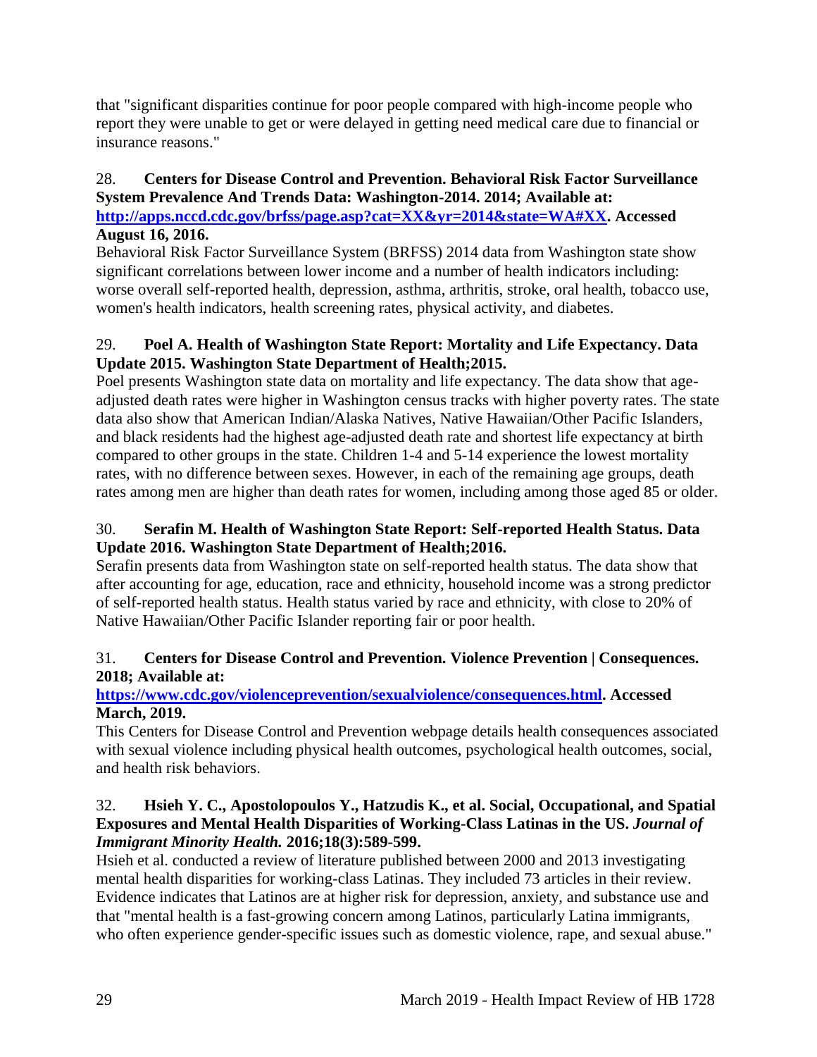that "significant disparities continue for poor people compared with high-income people who report they were unable to get or were delayed in getting need medical care due to financial or insurance reasons."

28. **Centers for Disease Control and Prevention. Behavioral Risk Factor Surveillance System Prevalence And Trends Data: Washington-2014. 2014; Available at: [http://apps.nccd.cdc.gov/brfss/page.asp?cat=XX&yr=2014&state=WA#XX](http://apps.nccd.cdc.gov/brfss/page.asp?cat=XX&yr=2014&state=WA#XX). Accessed August 16, 2016.**
Behavioral Risk Factor Surveillance System (BRFSS) 2014 data from Washington state show significant correlations between lower income and a number of health indicators including: worse overall self-reported health, depression, asthma, arthritis, stroke, oral health, tobacco use, women's health indicators, health screening rates, physical activity, and diabetes.

29. **Poel A. Health of Washington State Report: Mortality and Life Expectancy. Data Update 2015. Washington State Department of Health;2015.**
Poel presents Washington state data on mortality and life expectancy. The data show that age-adjusted death rates were higher in Washington census tracks with higher poverty rates. The state data also show that American Indian/Alaska Natives, Native Hawaiian/Other Pacific Islanders, and black residents had the highest age-adjusted death rate and shortest life expectancy at birth compared to other groups in the state. Children 1-4 and 5-14 experience the lowest mortality rates, with no difference between sexes. However, in each of the remaining age groups, death rates among men are higher than death rates for women, including among those aged 85 or older.

30. **Serafin M. Health of Washington State Report: Self-reported Health Status. Data Update 2016. Washington State Department of Health;2016.**
Serafin presents data from Washington state on self-reported health status. The data show that after accounting for age, education, race and ethnicity, household income was a strong predictor of self-reported health status. Health status varied by race and ethnicity, with close to 20% of Native Hawaiian/Other Pacific Islander reporting fair or poor health.

31. **Centers for Disease Control and Prevention. Violence Prevention | Consequences. 2018; Available at: [https://www.cdc.gov/violenceprevention/sexualviolence/consequences.html](https://www.cdc.gov/violenceprevention/sexualviolence/consequences.html). Accessed March, 2019.**
This Centers for Disease Control and Prevention webpage details health consequences associated with sexual violence including physical health outcomes, psychological health outcomes, social, and health risk behaviors.

32. **Hsieh Y. C., Apostolopoulos Y., Hatzudis K., et al. Social, Occupational, and Spatial Exposures and Mental Health Disparities of Working-Class Latinas in the US. *Journal of Immigrant Minority Health.* 2016;18(3):589-599.**
Hsieh et al. conducted a review of literature published between 2000 and 2013 investigating mental health disparities for working-class Latinas. They included 73 articles in their review. Evidence indicates that Latinos are at higher risk for depression, anxiety, and substance use and that "mental health is a fast-growing concern among Latinos, particularly Latina immigrants, who often experience gender-specific issues such as domestic violence, rape, and sexual abuse."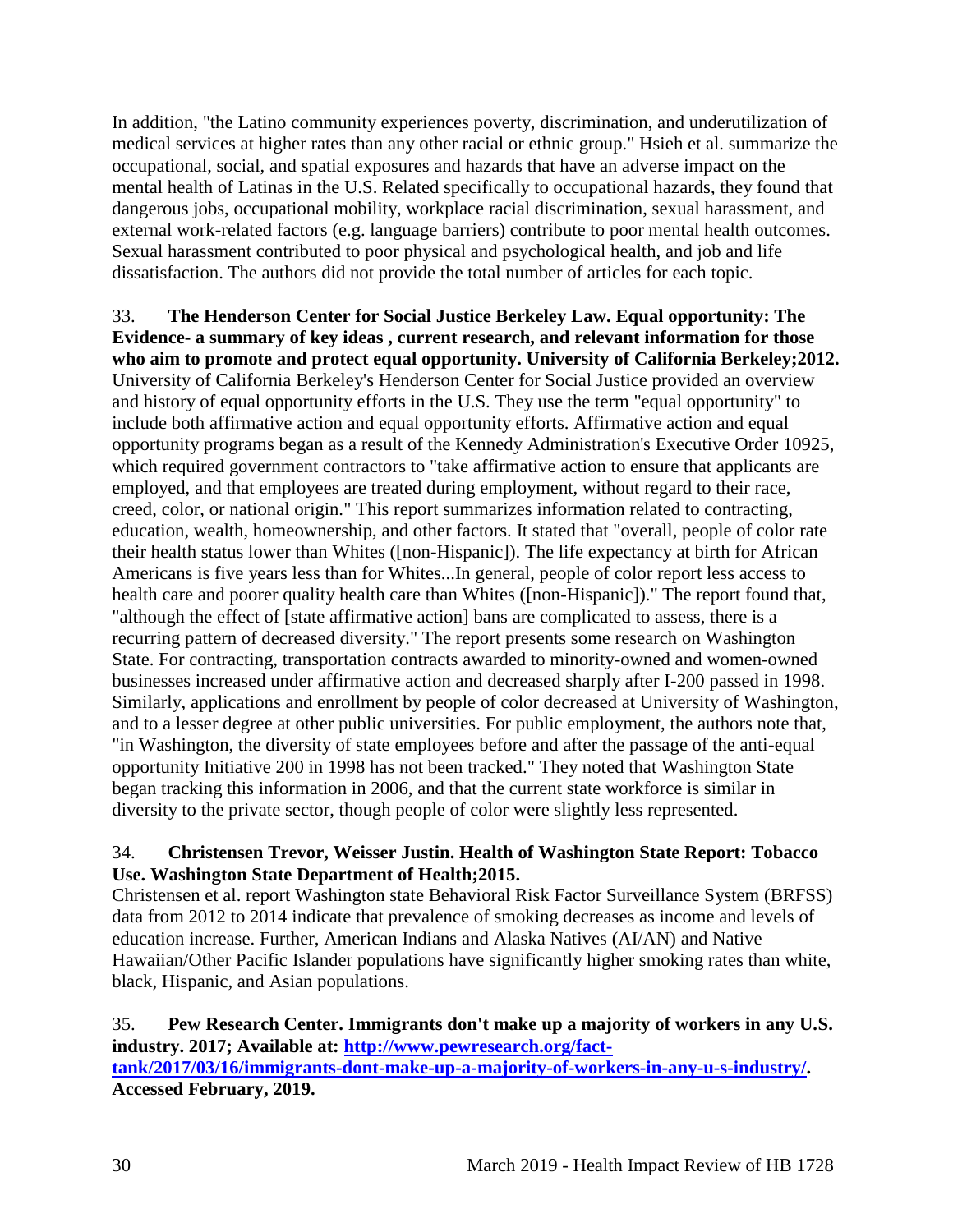In addition, "the Latino community experiences poverty, discrimination, and underutilization of medical services at higher rates than any other racial or ethnic group." Hsieh et al. summarize the occupational, social, and spatial exposures and hazards that have an adverse impact on the mental health of Latinas in the U.S. Related specifically to occupational hazards, they found that dangerous jobs, occupational mobility, workplace racial discrimination, sexual harassment, and external work-related factors (e.g. language barriers) contribute to poor mental health outcomes. Sexual harassment contributed to poor physical and psychological health, and job and life dissatisfaction. The authors did not provide the total number of articles for each topic.

33. **The Henderson Center for Social Justice Berkeley Law. Equal opportunity: The Evidence- a summary of key ideas , current research, and relevant information for those who aim to promote and protect equal opportunity. University of California Berkeley;2012.**
University of California Berkeley's Henderson Center for Social Justice provided an overview and history of equal opportunity efforts in the U.S. They use the term "equal opportunity" to include both affirmative action and equal opportunity efforts. Affirmative action and equal opportunity programs began as a result of the Kennedy Administration's Executive Order 10925, which required government contractors to "take affirmative action to ensure that applicants are employed, and that employees are treated during employment, without regard to their race, creed, color, or national origin." This report summarizes information related to contracting, education, wealth, homeownership, and other factors. It stated that "overall, people of color rate their health status lower than Whites ([non-Hispanic]). The life expectancy at birth for African Americans is five years less than for Whites...In general, people of color report less access to health care and poorer quality health care than Whites ([non-Hispanic])." The report found that, "although the effect of [state affirmative action] bans are complicated to assess, there is a recurring pattern of decreased diversity." The report presents some research on Washington State. For contracting, transportation contracts awarded to minority-owned and women-owned businesses increased under affirmative action and decreased sharply after I-200 passed in 1998. Similarly, applications and enrollment by people of color decreased at University of Washington, and to a lesser degree at other public universities. For public employment, the authors note that, "in Washington, the diversity of state employees before and after the passage of the anti-equal opportunity Initiative 200 in 1998 has not been tracked." They noted that Washington State began tracking this information in 2006, and that the current state workforce is similar in diversity to the private sector, though people of color were slightly less represented.

34. **Christensen Trevor, Weisser Justin. Health of Washington State Report: Tobacco Use. Washington State Department of Health;2015.**
Christensen et al. report Washington state Behavioral Risk Factor Surveillance System (BRFSS) data from 2012 to 2014 indicate that prevalence of smoking decreases as income and levels of education increase. Further, American Indians and Alaska Natives (AI/AN) and Native Hawaiian/Other Pacific Islander populations have significantly higher smoking rates than white, black, Hispanic, and Asian populations.

35. **Pew Research Center. Immigrants don't make up a majority of workers in any U.S. industry. 2017; Available at: [http://www.pewresearch.org/fact-tank/2017/03/16/immigrants-dont-make-up-a-majority-of-workers-in-any-u-s-industry/](http://www.pewresearch.org/fact-tank/2017/03/16/immigrants-dont-make-up-a-majority-of-workers-in-any-u-s-industry/). Accessed February, 2019.**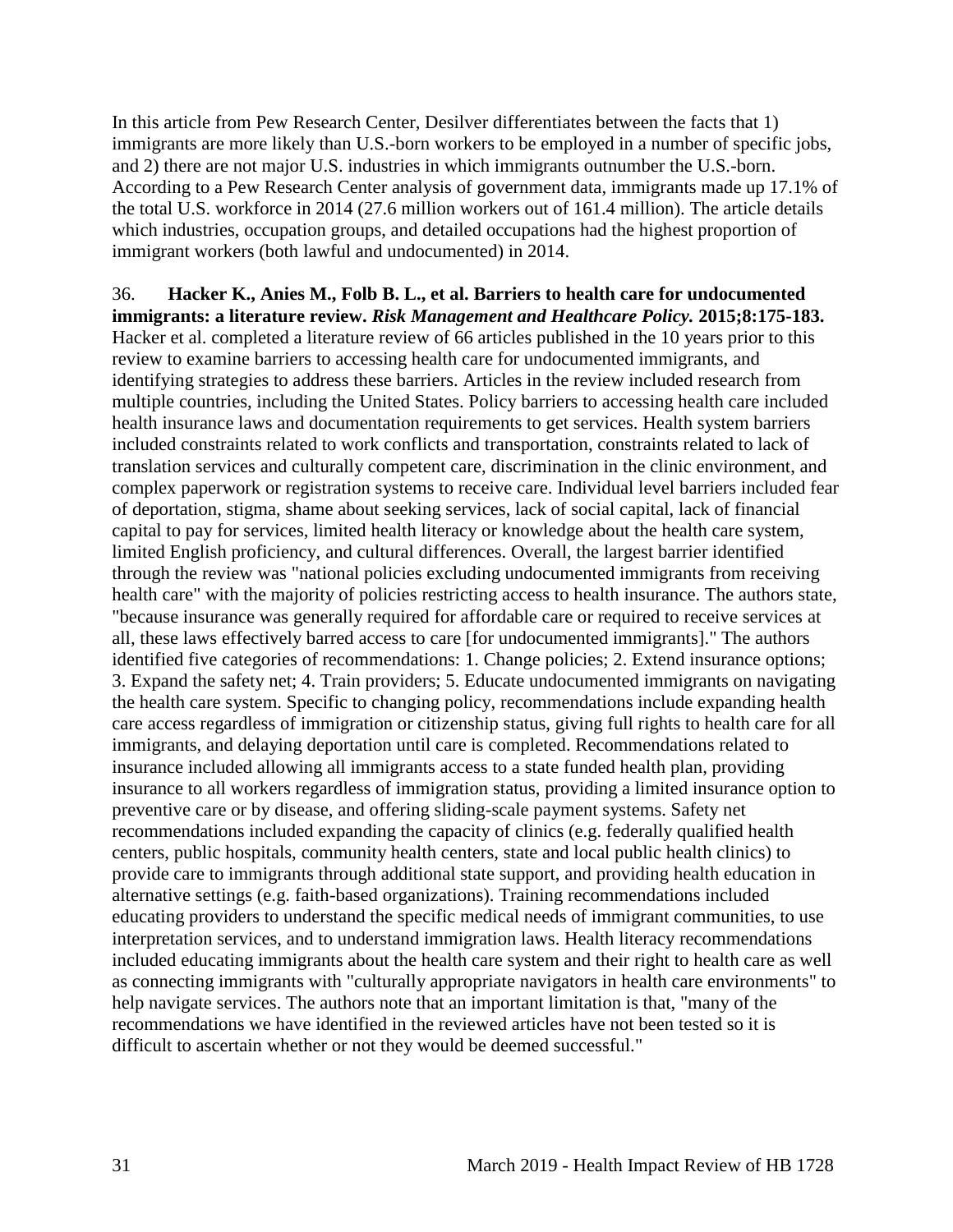In this article from Pew Research Center, Desilver differentiates between the facts that 1) immigrants are more likely than U.S.-born workers to be employed in a number of specific jobs, and 2) there are not major U.S. industries in which immigrants outnumber the U.S.-born. According to a Pew Research Center analysis of government data, immigrants made up 17.1% of the total U.S. workforce in 2014 (27.6 million workers out of 161.4 million). The article details which industries, occupation groups, and detailed occupations had the highest proportion of immigrant workers (both lawful and undocumented) in 2014.

36. **Hacker K., Anies M., Folb B. L., et al. Barriers to health care for undocumented immigrants: a literature review. *Risk Management and Healthcare Policy.* 2015;8:175-183.**
Hacker et al. completed a literature review of 66 articles published in the 10 years prior to this review to examine barriers to accessing health care for undocumented immigrants, and identifying strategies to address these barriers. Articles in the review included research from multiple countries, including the United States. Policy barriers to accessing health care included health insurance laws and documentation requirements to get services. Health system barriers included constraints related to work conflicts and transportation, constraints related to lack of translation services and culturally competent care, discrimination in the clinic environment, and complex paperwork or registration systems to receive care. Individual level barriers included fear of deportation, stigma, shame about seeking services, lack of social capital, lack of financial capital to pay for services, limited health literacy or knowledge about the health care system, limited English proficiency, and cultural differences. Overall, the largest barrier identified through the review was "national policies excluding undocumented immigrants from receiving health care" with the majority of policies restricting access to health insurance. The authors state, "because insurance was generally required for affordable care or required to receive services at all, these laws effectively barred access to care [for undocumented immigrants]." The authors identified five categories of recommendations: 1. Change policies; 2. Extend insurance options; 3. Expand the safety net; 4. Train providers; 5. Educate undocumented immigrants on navigating the health care system. Specific to changing policy, recommendations include expanding health care access regardless of immigration or citizenship status, giving full rights to health care for all immigrants, and delaying deportation until care is completed. Recommendations related to insurance included allowing all immigrants access to a state funded health plan, providing insurance to all workers regardless of immigration status, providing a limited insurance option to preventive care or by disease, and offering sliding-scale payment systems. Safety net recommendations included expanding the capacity of clinics (e.g. federally qualified health centers, public hospitals, community health centers, state and local public health clinics) to provide care to immigrants through additional state support, and providing health education in alternative settings (e.g. faith-based organizations). Training recommendations included educating providers to understand the specific medical needs of immigrant communities, to use interpretation services, and to understand immigration laws. Health literacy recommendations included educating immigrants about the health care system and their right to health care as well as connecting immigrants with "culturally appropriate navigators in health care environments" to help navigate services. The authors note that an important limitation is that, "many of the recommendations we have identified in the reviewed articles have not been tested so it is difficult to ascertain whether or not they would be deemed successful."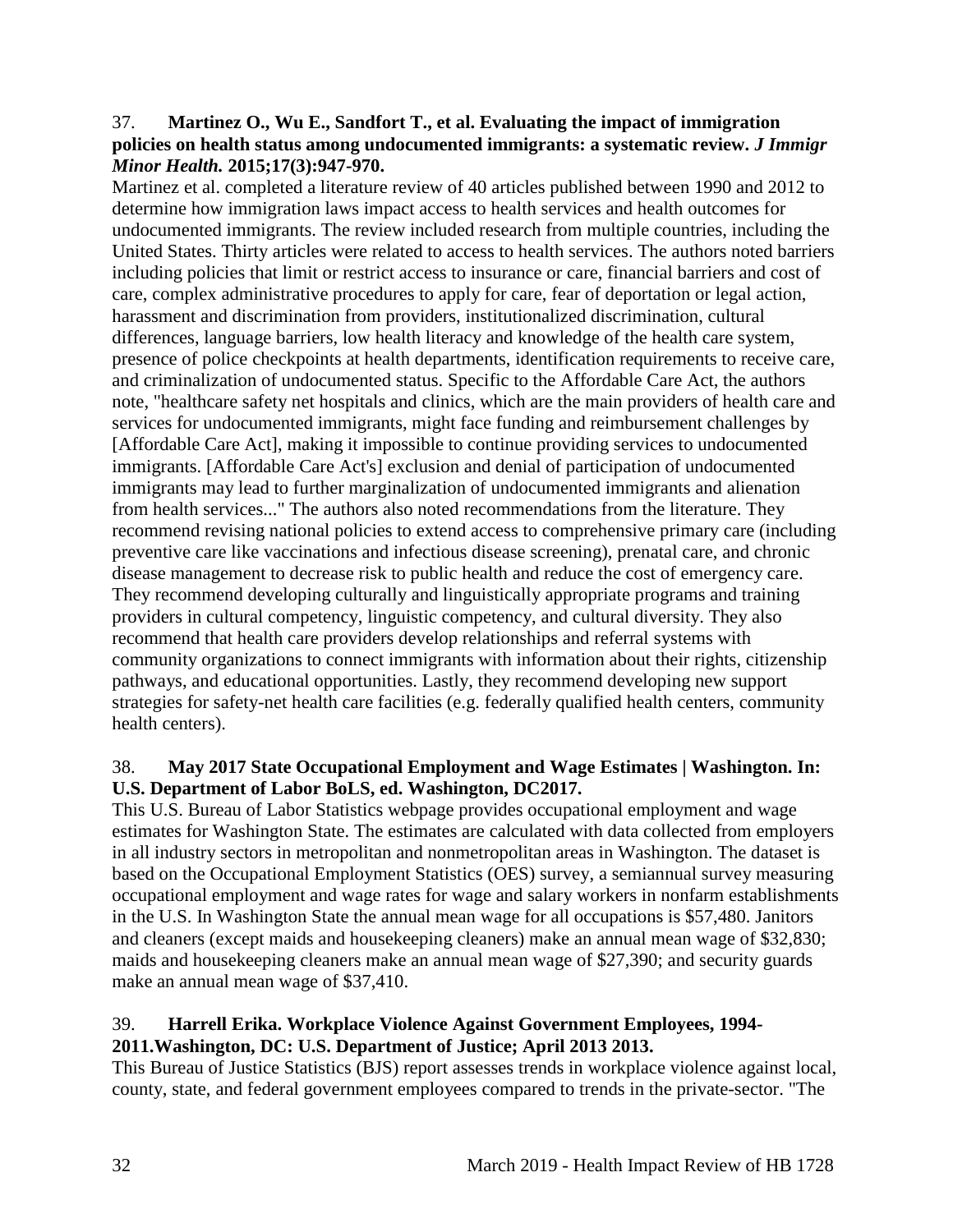37. **Martinez O., Wu E., Sandfort T., et al. Evaluating the impact of immigration policies on health status among undocumented immigrants: a systematic review. *J Immigr Minor Health.* 2015;17(3):947-970.**

Martinez et al. completed a literature review of 40 articles published between 1990 and 2012 to determine how immigration laws impact access to health services and health outcomes for undocumented immigrants. The review included research from multiple countries, including the United States. Thirty articles were related to access to health services. The authors noted barriers including policies that limit or restrict access to insurance or care, financial barriers and cost of care, complex administrative procedures to apply for care, fear of deportation or legal action, harassment and discrimination from providers, institutionalized discrimination, cultural differences, language barriers, low health literacy and knowledge of the health care system, presence of police checkpoints at health departments, identification requirements to receive care, and criminalization of undocumented status. Specific to the Affordable Care Act, the authors note, "healthcare safety net hospitals and clinics, which are the main providers of health care and services for undocumented immigrants, might face funding and reimbursement challenges by [Affordable Care Act], making it impossible to continue providing services to undocumented immigrants. [Affordable Care Act's] exclusion and denial of participation of undocumented immigrants may lead to further marginalization of undocumented immigrants and alienation from health services..." The authors also noted recommendations from the literature. They recommend revising national policies to extend access to comprehensive primary care (including preventive care like vaccinations and infectious disease screening), prenatal care, and chronic disease management to decrease risk to public health and reduce the cost of emergency care. They recommend developing culturally and linguistically appropriate programs and training providers in cultural competency, linguistic competency, and cultural diversity. They also recommend that health care providers develop relationships and referral systems with community organizations to connect immigrants with information about their rights, citizenship pathways, and educational opportunities. Lastly, they recommend developing new support strategies for safety-net health care facilities (e.g. federally qualified health centers, community health centers).

38. **May 2017 State Occupational Employment and Wage Estimates | Washington. In: U.S. Department of Labor BoLS, ed. Washington, DC2017.**

This U.S. Bureau of Labor Statistics webpage provides occupational employment and wage estimates for Washington State. The estimates are calculated with data collected from employers in all industry sectors in metropolitan and nonmetropolitan areas in Washington. The dataset is based on the Occupational Employment Statistics (OES) survey, a semiannual survey measuring occupational employment and wage rates for wage and salary workers in nonfarm establishments in the U.S. In Washington State the annual mean wage for all occupations is $57,480. Janitors and cleaners (except maids and housekeeping cleaners) make an annual mean wage of $32,830; maids and housekeeping cleaners make an annual mean wage of $27,390; and security guards make an annual mean wage of $37,410.

39. **Harrell Erika. Workplace Violence Against Government Employees, 1994-2011.Washington, DC: U.S. Department of Justice; April 2013 2013.**

This Bureau of Justice Statistics (BJS) report assesses trends in workplace violence against local, county, state, and federal government employees compared to trends in the private-sector. "The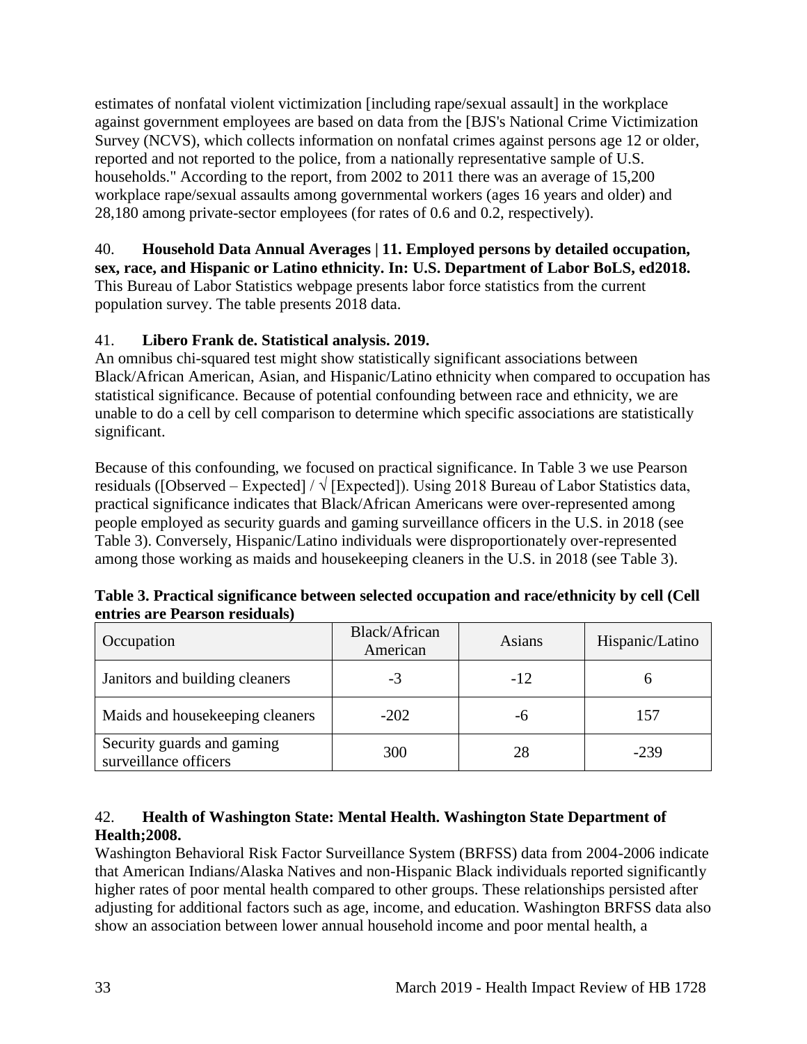estimates of nonfatal violent victimization [including rape/sexual assault] in the workplace against government employees are based on data from the [BJS's National Crime Victimization Survey (NCVS), which collects information on nonfatal crimes against persons age 12 or older, reported and not reported to the police, from a nationally representative sample of U.S. households." According to the report, from 2002 to 2011 there was an average of 15,200 workplace rape/sexual assaults among governmental workers (ages 16 years and older) and 28,180 among private-sector employees (for rates of 0.6 and 0.2, respectively).

40. **Household Data Annual Averages | 11. Employed persons by detailed occupation, sex, race, and Hispanic or Latino ethnicity. In: U.S. Department of Labor BoLS, ed2018.**
This Bureau of Labor Statistics webpage presents labor force statistics from the current population survey. The table presents 2018 data.

41. **Libero Frank de. Statistical analysis. 2019.**
An omnibus chi-squared test might show statistically significant associations between Black/African American, Asian, and Hispanic/Latino ethnicity when compared to occupation has statistical significance. Because of potential confounding between race and ethnicity, we are unable to do a cell by cell comparison to determine which specific associations are statistically significant.

Because of this confounding, we focused on practical significance. In Table 3 we use Pearson residuals ([Observed – Expected] / √ [Expected]). Using 2018 Bureau of Labor Statistics data, practical significance indicates that Black/African Americans were over-represented among people employed as security guards and gaming surveillance officers in the U.S. in 2018 (see Table 3). Conversely, Hispanic/Latino individuals were disproportionately over-represented among those working as maids and housekeeping cleaners in the U.S. in 2018 (see Table 3).

**Table 3. Practical significance between selected occupation and race/ethnicity by cell (Cell entries are Pearson residuals)**

| Occupation | Black/African American | Asians | Hispanic/Latino |
|---|---|---|---|
| Janitors and building cleaners | -3 | -12 | 6 |
| Maids and housekeeping cleaners | -202 | -6 | 157 |
| Security guards and gaming surveillance officers | 300 | 28 | -239 |

42. **Health of Washington State: Mental Health. Washington State Department of Health;2008.**
Washington Behavioral Risk Factor Surveillance System (BRFSS) data from 2004-2006 indicate that American Indians/Alaska Natives and non-Hispanic Black individuals reported significantly higher rates of poor mental health compared to other groups. These relationships persisted after adjusting for additional factors such as age, income, and education. Washington BRFSS data also show an association between lower annual household income and poor mental health, a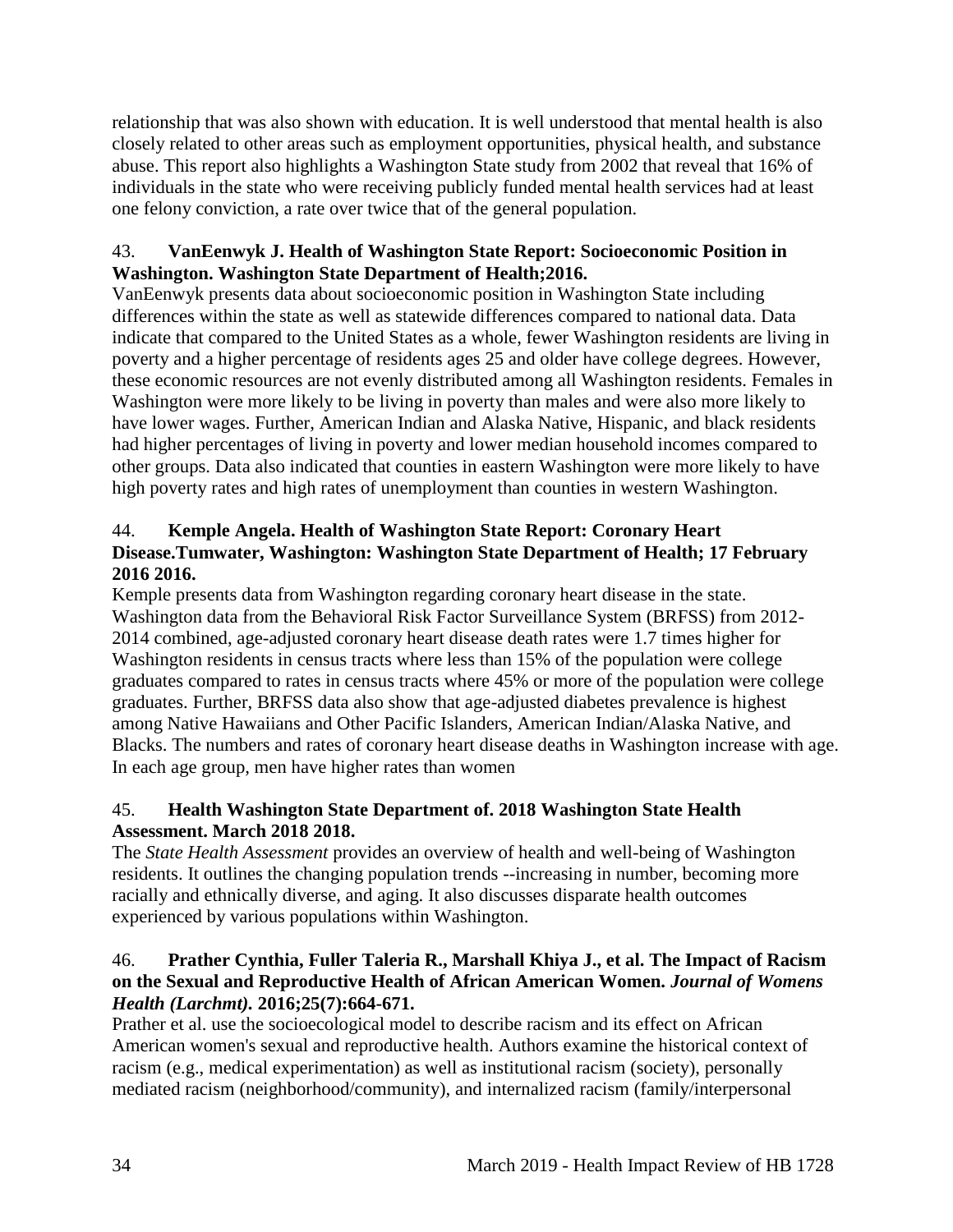relationship that was also shown with education. It is well understood that mental health is also closely related to other areas such as employment opportunities, physical health, and substance abuse. This report also highlights a Washington State study from 2002 that reveal that 16% of individuals in the state who were receiving publicly funded mental health services had at least one felony conviction, a rate over twice that of the general population.

43. **VanEenwyk J. Health of Washington State Report: Socioeconomic Position in Washington. Washington State Department of Health;2016.**
VanEenwyk presents data about socioeconomic position in Washington State including differences within the state as well as statewide differences compared to national data. Data indicate that compared to the United States as a whole, fewer Washington residents are living in poverty and a higher percentage of residents ages 25 and older have college degrees. However, these economic resources are not evenly distributed among all Washington residents. Females in Washington were more likely to be living in poverty than males and were also more likely to have lower wages. Further, American Indian and Alaska Native, Hispanic, and black residents had higher percentages of living in poverty and lower median household incomes compared to other groups. Data also indicated that counties in eastern Washington were more likely to have high poverty rates and high rates of unemployment than counties in western Washington.

44. **Kemple Angela. Health of Washington State Report: Coronary Heart Disease.Tumwater, Washington: Washington State Department of Health; 17 February 2016 2016.**
Kemple presents data from Washington regarding coronary heart disease in the state. Washington data from the Behavioral Risk Factor Surveillance System (BRFSS) from 2012-2014 combined, age-adjusted coronary heart disease death rates were 1.7 times higher for Washington residents in census tracts where less than 15% of the population were college graduates compared to rates in census tracts where 45% or more of the population were college graduates. Further, BRFSS data also show that age-adjusted diabetes prevalence is highest among Native Hawaiians and Other Pacific Islanders, American Indian/Alaska Native, and Blacks. The numbers and rates of coronary heart disease deaths in Washington increase with age. In each age group, men have higher rates than women

45. **Health Washington State Department of. 2018 Washington State Health Assessment. March 2018 2018.**
The *State Health Assessment* provides an overview of health and well-being of Washington residents. It outlines the changing population trends --increasing in number, becoming more racially and ethnically diverse, and aging. It also discusses disparate health outcomes experienced by various populations within Washington.

46. **Prather Cynthia, Fuller Taleria R., Marshall Khiya J., et al. The Impact of Racism on the Sexual and Reproductive Health of African American Women. *Journal of Womens Health (Larchmt)*. 2016;25(7):664-671.**
Prather et al. use the socioecological model to describe racism and its effect on African American women's sexual and reproductive health. Authors examine the historical context of racism (e.g., medical experimentation) as well as institutional racism (society), personally mediated racism (neighborhood/community), and internalized racism (family/interpersonal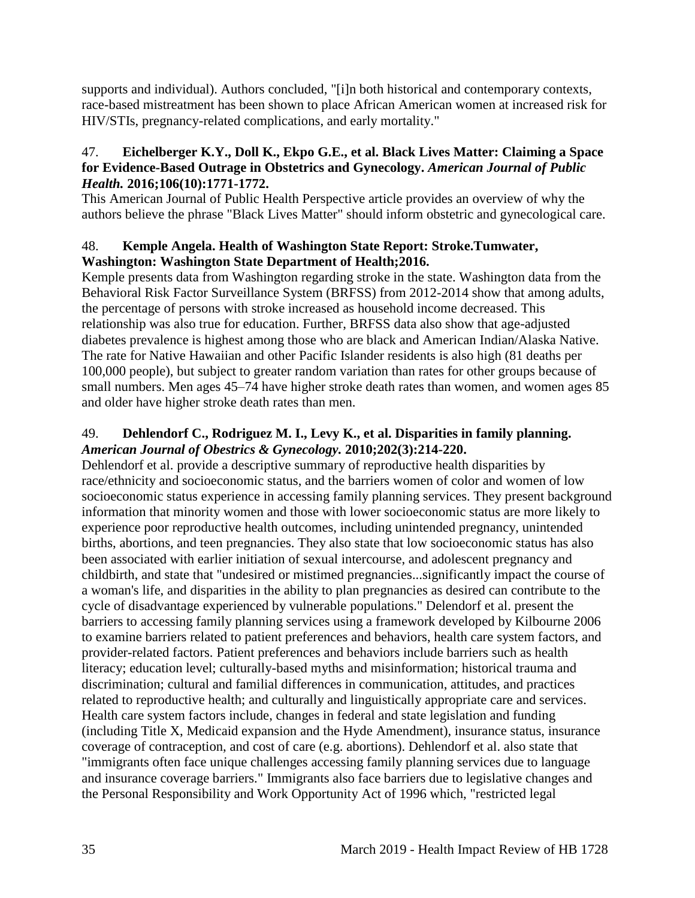supports and individual). Authors concluded, "[i]n both historical and contemporary contexts, race-based mistreatment has been shown to place African American women at increased risk for HIV/STIs, pregnancy-related complications, and early mortality."

47. **Eichelberger K.Y., Doll K., Ekpo G.E., et al. Black Lives Matter: Claiming a Space for Evidence-Based Outrage in Obstetrics and Gynecology. *American Journal of Public Health.* 2016;106(10):1771-1772.**
This American Journal of Public Health Perspective article provides an overview of why the authors believe the phrase "Black Lives Matter" should inform obstetric and gynecological care.

48. **Kemple Angela. Health of Washington State Report: Stroke.Tumwater, Washington: Washington State Department of Health;2016.**
Kemple presents data from Washington regarding stroke in the state. Washington data from the Behavioral Risk Factor Surveillance System (BRFSS) from 2012-2014 show that among adults, the percentage of persons with stroke increased as household income decreased. This relationship was also true for education. Further, BRFSS data also show that age-adjusted diabetes prevalence is highest among those who are black and American Indian/Alaska Native. The rate for Native Hawaiian and other Pacific Islander residents is also high (81 deaths per 100,000 people), but subject to greater random variation than rates for other groups because of small numbers. Men ages 45–74 have higher stroke death rates than women, and women ages 85 and older have higher stroke death rates than men.

49. **Dehlendorf C., Rodriguez M. I., Levy K., et al. Disparities in family planning. *American Journal of Obestrics & Gynecology.* 2010;202(3):214-220.**
Dehlendorf et al. provide a descriptive summary of reproductive health disparities by race/ethnicity and socioeconomic status, and the barriers women of color and women of low socioeconomic status experience in accessing family planning services. They present background information that minority women and those with lower socioeconomic status are more likely to experience poor reproductive health outcomes, including unintended pregnancy, unintended births, abortions, and teen pregnancies. They also state that low socioeconomic status has also been associated with earlier initiation of sexual intercourse, and adolescent pregnancy and childbirth, and state that "undesired or mistimed pregnancies...significantly impact the course of a woman's life, and disparities in the ability to plan pregnancies as desired can contribute to the cycle of disadvantage experienced by vulnerable populations." Delendorf et al. present the barriers to accessing family planning services using a framework developed by Kilbourne 2006 to examine barriers related to patient preferences and behaviors, health care system factors, and provider-related factors. Patient preferences and behaviors include barriers such as health literacy; education level; culturally-based myths and misinformation; historical trauma and discrimination; cultural and familial differences in communication, attitudes, and practices related to reproductive health; and culturally and linguistically appropriate care and services. Health care system factors include, changes in federal and state legislation and funding (including Title X, Medicaid expansion and the Hyde Amendment), insurance status, insurance coverage of contraception, and cost of care (e.g. abortions). Dehlendorf et al. also state that "immigrants often face unique challenges accessing family planning services due to language and insurance coverage barriers." Immigrants also face barriers due to legislative changes and the Personal Responsibility and Work Opportunity Act of 1996 which, "restricted legal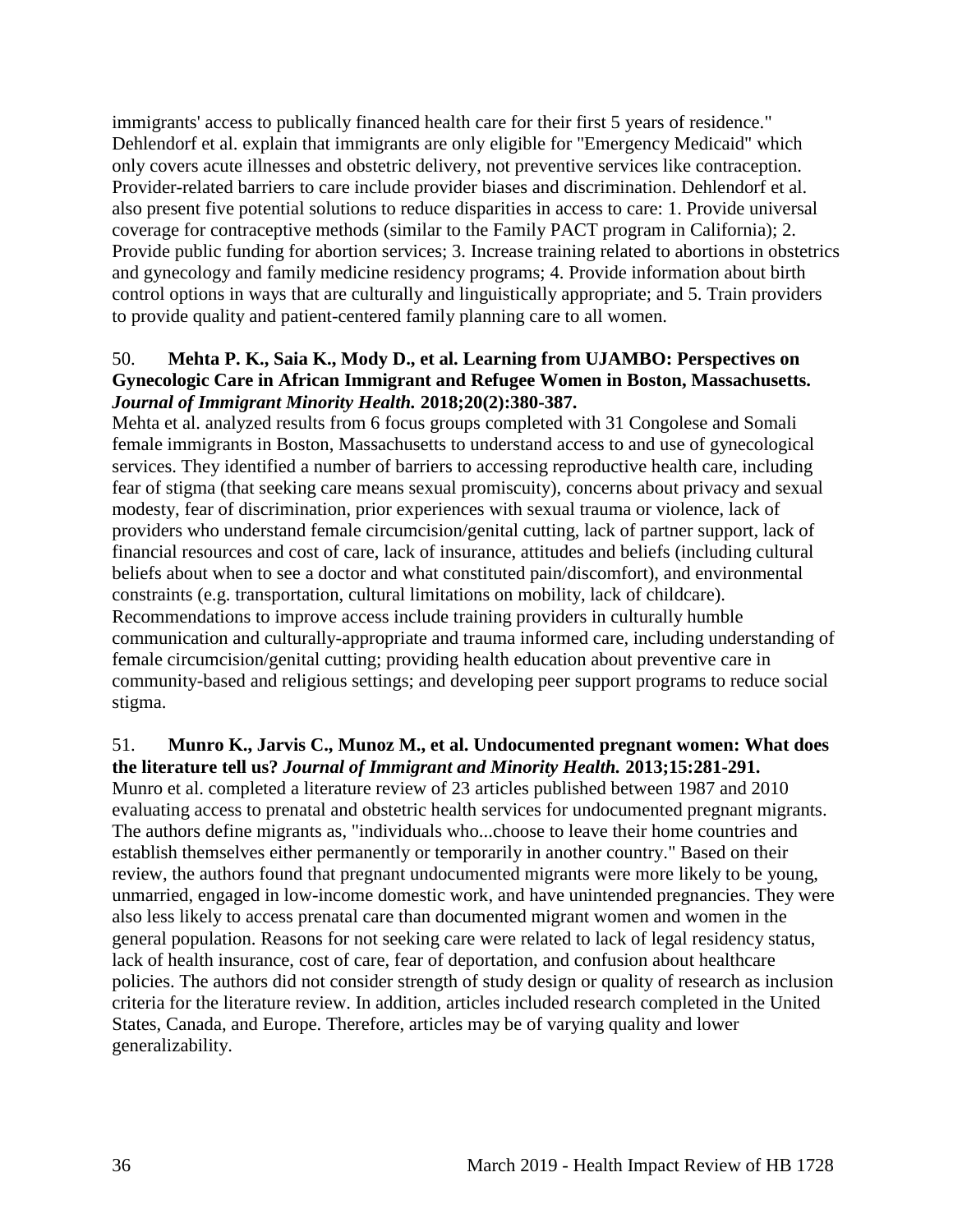immigrants' access to publically financed health care for their first 5 years of residence." Dehlendorf et al. explain that immigrants are only eligible for "Emergency Medicaid" which only covers acute illnesses and obstetric delivery, not preventive services like contraception. Provider-related barriers to care include provider biases and discrimination. Dehlendorf et al. also present five potential solutions to reduce disparities in access to care: 1. Provide universal coverage for contraceptive methods (similar to the Family PACT program in California); 2. Provide public funding for abortion services; 3. Increase training related to abortions in obstetrics and gynecology and family medicine residency programs; 4. Provide information about birth control options in ways that are culturally and linguistically appropriate; and 5. Train providers to provide quality and patient-centered family planning care to all women.

50. **Mehta P. K., Saia K., Mody D., et al. Learning from UJAMBO: Perspectives on Gynecologic Care in African Immigrant and Refugee Women in Boston, Massachusetts.** ***Journal of Immigrant Minority Health.*** **2018;20(2):380-387.**

Mehta et al. analyzed results from 6 focus groups completed with 31 Congolese and Somali female immigrants in Boston, Massachusetts to understand access to and use of gynecological services. They identified a number of barriers to accessing reproductive health care, including fear of stigma (that seeking care means sexual promiscuity), concerns about privacy and sexual modesty, fear of discrimination, prior experiences with sexual trauma or violence, lack of providers who understand female circumcision/genital cutting, lack of partner support, lack of financial resources and cost of care, lack of insurance, attitudes and beliefs (including cultural beliefs about when to see a doctor and what constituted pain/discomfort), and environmental constraints (e.g. transportation, cultural limitations on mobility, lack of childcare). Recommendations to improve access include training providers in culturally humble communication and culturally-appropriate and trauma informed care, including understanding of female circumcision/genital cutting; providing health education about preventive care in community-based and religious settings; and developing peer support programs to reduce social stigma.

51. **Munro K., Jarvis C., Munoz M., et al. Undocumented pregnant women: What does the literature tell us?** ***Journal of Immigrant and Minority Health.*** **2013;15:281-291.**

Munro et al. completed a literature review of 23 articles published between 1987 and 2010 evaluating access to prenatal and obstetric health services for undocumented pregnant migrants. The authors define migrants as, "individuals who...choose to leave their home countries and establish themselves either permanently or temporarily in another country." Based on their review, the authors found that pregnant undocumented migrants were more likely to be young, unmarried, engaged in low-income domestic work, and have unintended pregnancies. They were also less likely to access prenatal care than documented migrant women and women in the general population. Reasons for not seeking care were related to lack of legal residency status, lack of health insurance, cost of care, fear of deportation, and confusion about healthcare policies. The authors did not consider strength of study design or quality of research as inclusion criteria for the literature review. In addition, articles included research completed in the United States, Canada, and Europe. Therefore, articles may be of varying quality and lower generalizability.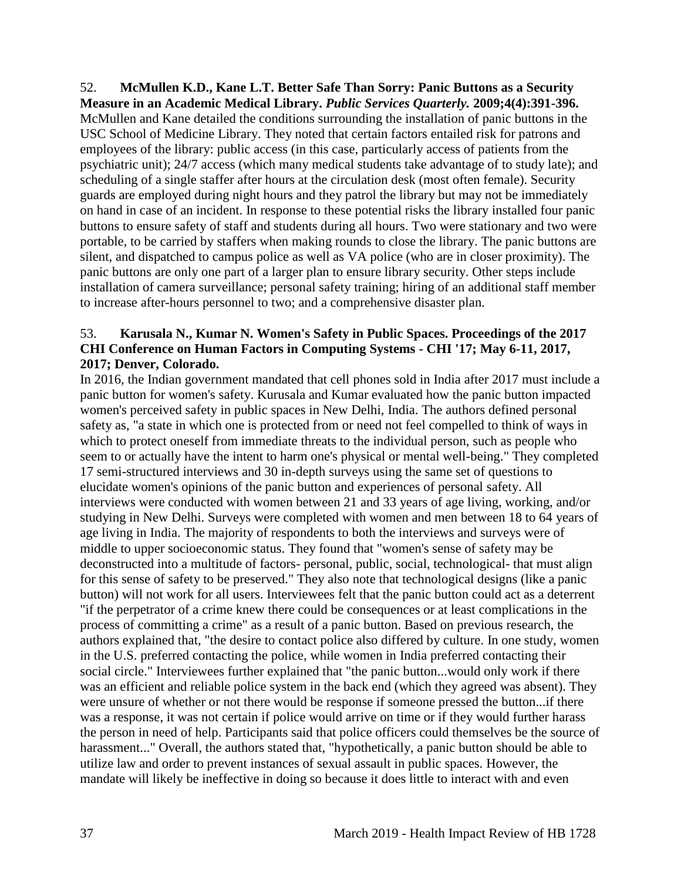52. **McMullen K.D., Kane L.T. Better Safe Than Sorry: Panic Buttons as a Security Measure in an Academic Medical Library.** ***Public Services Quarterly.*** **2009;4(4):391-396.**
McMullen and Kane detailed the conditions surrounding the installation of panic buttons in the USC School of Medicine Library. They noted that certain factors entailed risk for patrons and employees of the library: public access (in this case, particularly access of patients from the psychiatric unit); 24/7 access (which many medical students take advantage of to study late); and scheduling of a single staffer after hours at the circulation desk (most often female). Security guards are employed during night hours and they patrol the library but may not be immediately on hand in case of an incident. In response to these potential risks the library installed four panic buttons to ensure safety of staff and students during all hours. Two were stationary and two were portable, to be carried by staffers when making rounds to close the library. The panic buttons are silent, and dispatched to campus police as well as VA police (who are in closer proximity). The panic buttons are only one part of a larger plan to ensure library security. Other steps include installation of camera surveillance; personal safety training; hiring of an additional staff member to increase after-hours personnel to two; and a comprehensive disaster plan.

53. **Karusala N., Kumar N. Women's Safety in Public Spaces. Proceedings of the 2017 CHI Conference on Human Factors in Computing Systems - CHI '17; May 6-11, 2017, 2017; Denver, Colorado.**
In 2016, the Indian government mandated that cell phones sold in India after 2017 must include a panic button for women's safety. Kurusala and Kumar evaluated how the panic button impacted women's perceived safety in public spaces in New Delhi, India. The authors defined personal safety as, "a state in which one is protected from or need not feel compelled to think of ways in which to protect oneself from immediate threats to the individual person, such as people who seem to or actually have the intent to harm one's physical or mental well-being." They completed 17 semi-structured interviews and 30 in-depth surveys using the same set of questions to elucidate women's opinions of the panic button and experiences of personal safety. All interviews were conducted with women between 21 and 33 years of age living, working, and/or studying in New Delhi. Surveys were completed with women and men between 18 to 64 years of age living in India. The majority of respondents to both the interviews and surveys were of middle to upper socioeconomic status. They found that "women's sense of safety may be deconstructed into a multitude of factors- personal, public, social, technological- that must align for this sense of safety to be preserved." They also note that technological designs (like a panic button) will not work for all users. Interviewees felt that the panic button could act as a deterrent "if the perpetrator of a crime knew there could be consequences or at least complications in the process of committing a crime" as a result of a panic button. Based on previous research, the authors explained that, "the desire to contact police also differed by culture. In one study, women in the U.S. preferred contacting the police, while women in India preferred contacting their social circle." Interviewees further explained that "the panic button...would only work if there was an efficient and reliable police system in the back end (which they agreed was absent). They were unsure of whether or not there would be response if someone pressed the button...if there was a response, it was not certain if police would arrive on time or if they would further harass the person in need of help. Participants said that police officers could themselves be the source of harassment..." Overall, the authors stated that, "hypothetically, a panic button should be able to utilize law and order to prevent instances of sexual assault in public spaces. However, the mandate will likely be ineffective in doing so because it does little to interact with and even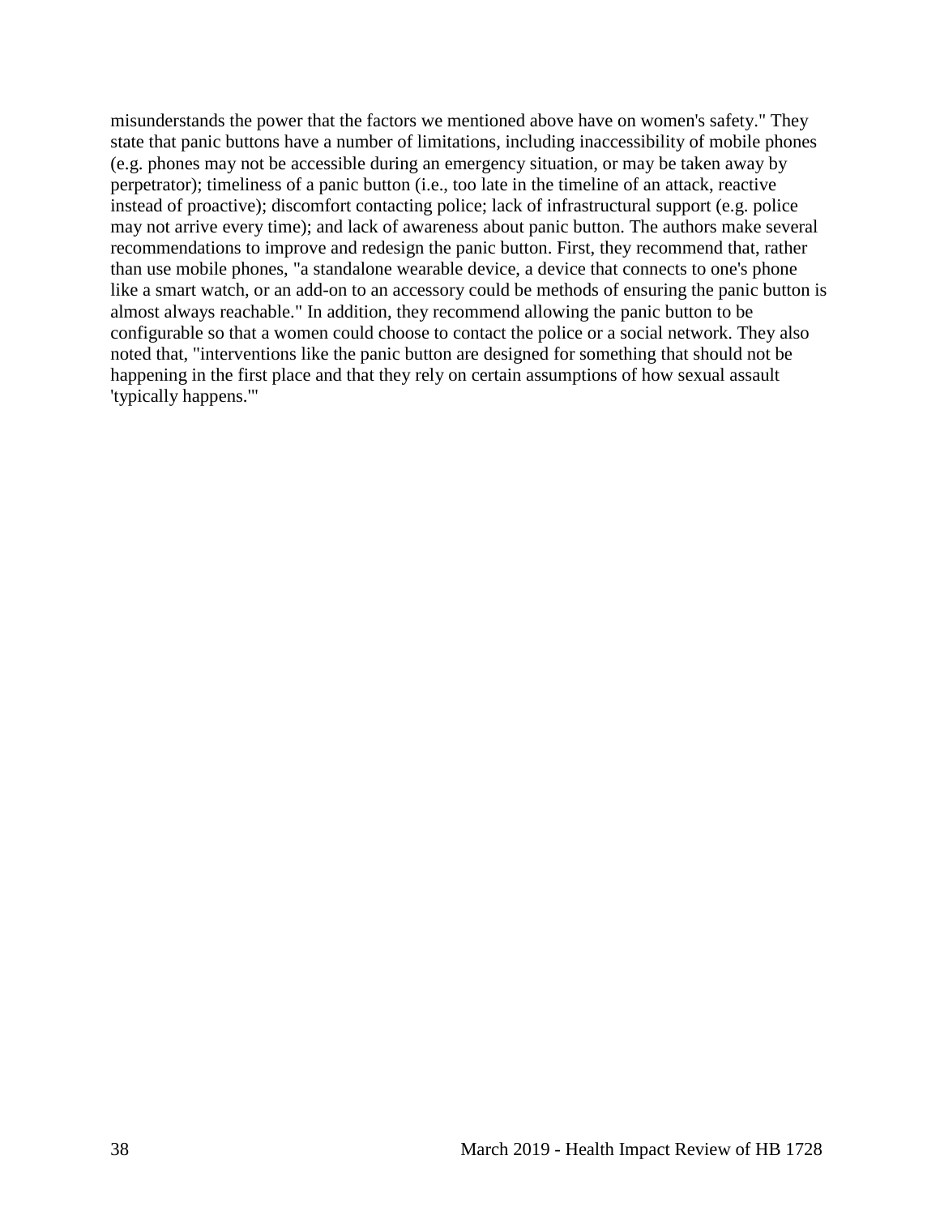misunderstands the power that the factors we mentioned above have on women's safety." They state that panic buttons have a number of limitations, including inaccessibility of mobile phones (e.g. phones may not be accessible during an emergency situation, or may be taken away by perpetrator); timeliness of a panic button (i.e., too late in the timeline of an attack, reactive instead of proactive); discomfort contacting police; lack of infrastructural support (e.g. police may not arrive every time); and lack of awareness about panic button. The authors make several recommendations to improve and redesign the panic button. First, they recommend that, rather than use mobile phones, "a standalone wearable device, a device that connects to one's phone like a smart watch, or an add-on to an accessory could be methods of ensuring the panic button is almost always reachable." In addition, they recommend allowing the panic button to be configurable so that a women could choose to contact the police or a social network. They also noted that, "interventions like the panic button are designed for something that should not be happening in the first place and that they rely on certain assumptions of how sexual assault 'typically happens.'"